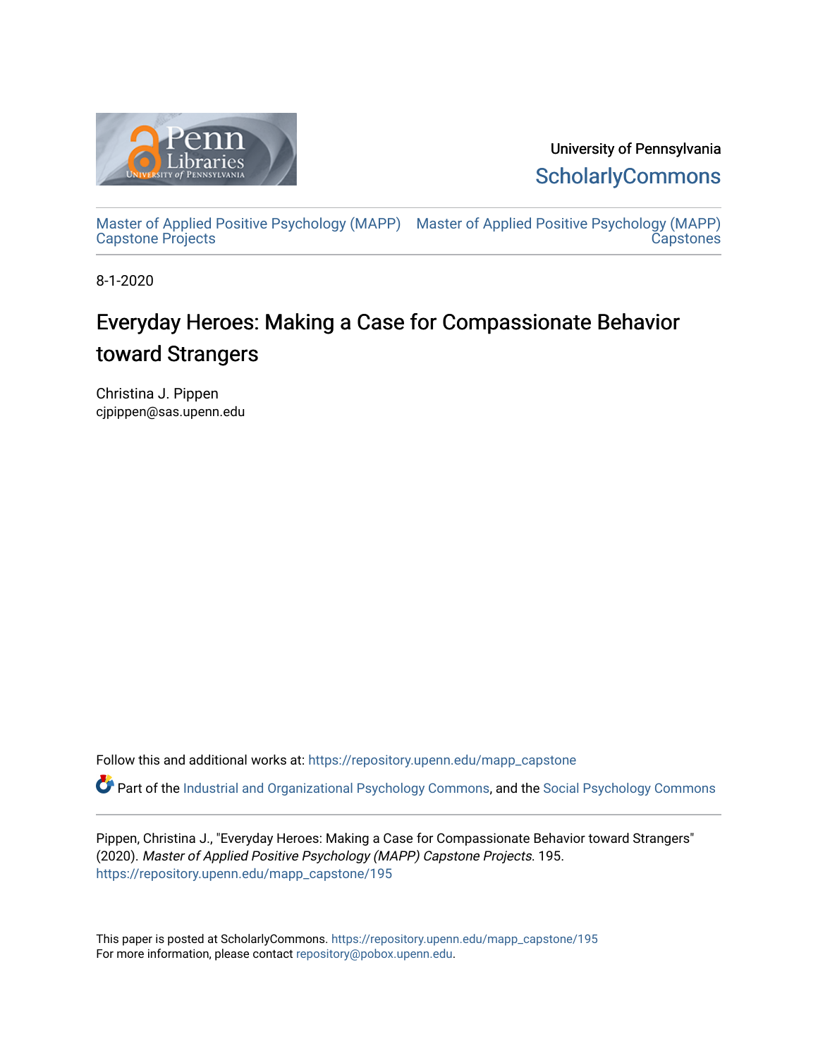University of Pennsylvania
ScholarlyCommons

Master of Applied Positive Psychology (MAPP) Capstone Projects | Master of Applied Positive Psychology (MAPP) Capstones

8-1-2020

# Everyday Heroes: Making a Case for Compassionate Behavior toward Strangers

Christina J. Pippen
cjpippen@sas.upenn.edu

Follow this and additional works at: https://repository.upenn.edu/mapp_capstone

Part of the Industrial and Organizational Psychology Commons, and the Social Psychology Commons

Pippen, Christina J., "Everyday Heroes: Making a Case for Compassionate Behavior toward Strangers" (2020). *Master of Applied Positive Psychology (MAPP) Capstone Projects*. 195.
https://repository.upenn.edu/mapp_capstone/195

This paper is posted at ScholarlyCommons. https://repository.upenn.edu/mapp_capstone/195
For more information, please contact repository@pobox.upenn.edu.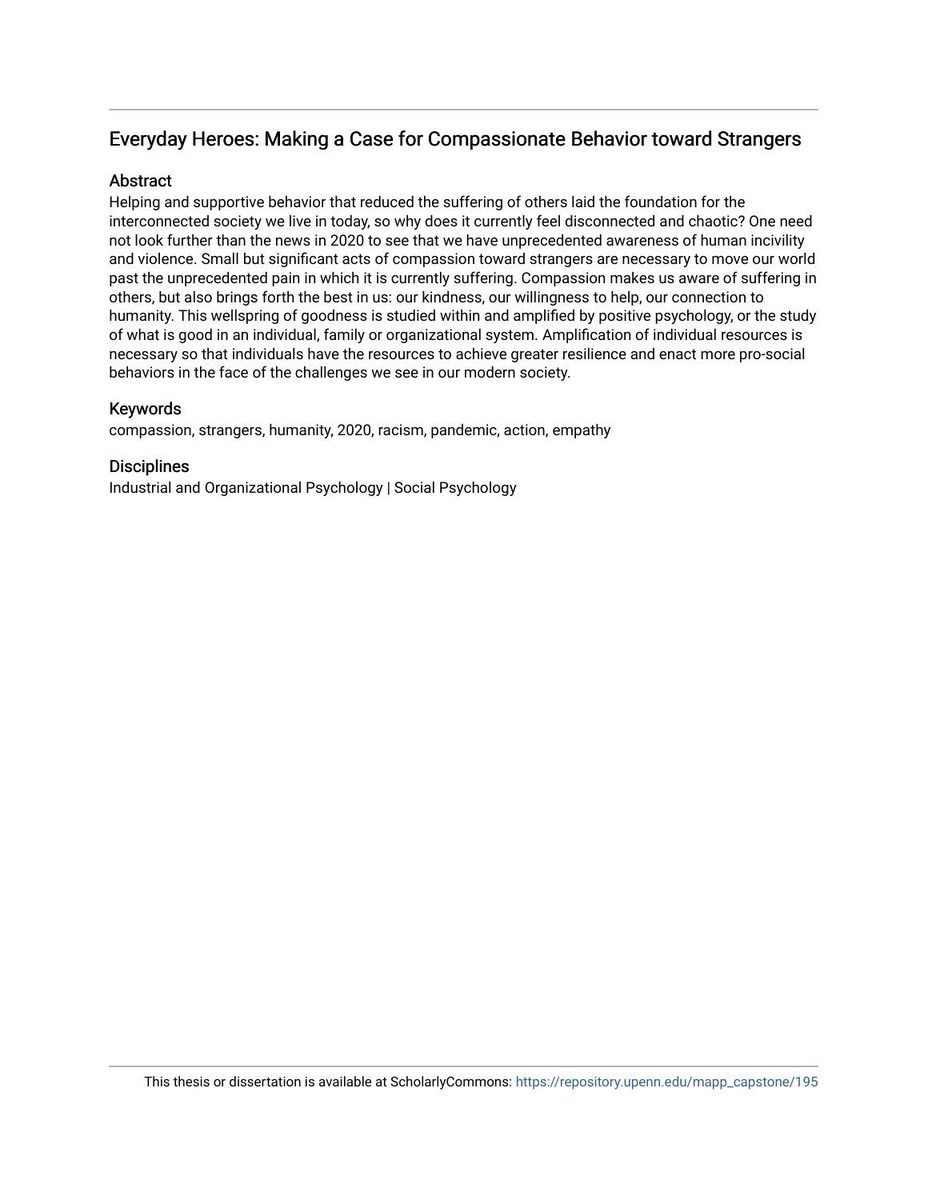## Everyday Heroes: Making a Case for Compassionate Behavior toward Strangers

### Abstract

Helping and supportive behavior that reduced the suffering of others laid the foundation for the interconnected society we live in today, so why does it currently feel disconnected and chaotic? One need not look further than the news in 2020 to see that we have unprecedented awareness of human incivility and violence. Small but significant acts of compassion toward strangers are necessary to move our world past the unprecedented pain in which it is currently suffering. Compassion makes us aware of suffering in others, but also brings forth the best in us: our kindness, our willingness to help, our connection to humanity. This wellspring of goodness is studied within and amplified by positive psychology, or the study of what is good in an individual, family or organizational system. Amplification of individual resources is necessary so that individuals have the resources to achieve greater resilience and enact more pro-social behaviors in the face of the challenges we see in our modern society.

### Keywords

compassion, strangers, humanity, 2020, racism, pandemic, action, empathy

### Disciplines

Industrial and Organizational Psychology | Social Psychology

This thesis or dissertation is available at ScholarlyCommons: https://repository.upenn.edu/mapp_capstone/195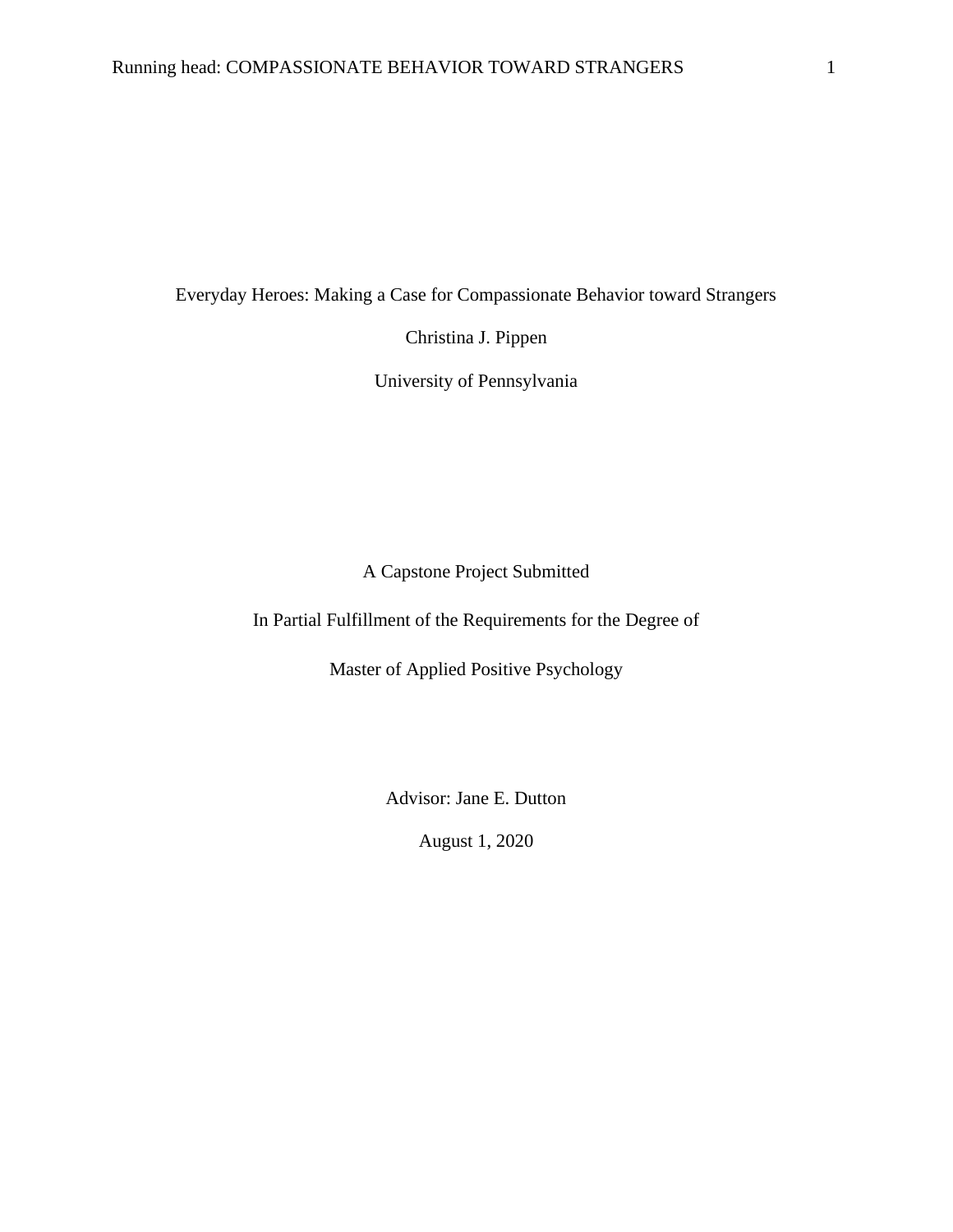# Everyday Heroes: Making a Case for Compassionate Behavior toward Strangers

Christina J. Pippen

University of Pennsylvania

A Capstone Project Submitted

In Partial Fulfillment of the Requirements for the Degree of

Master of Applied Positive Psychology

Advisor: Jane E. Dutton

August 1, 2020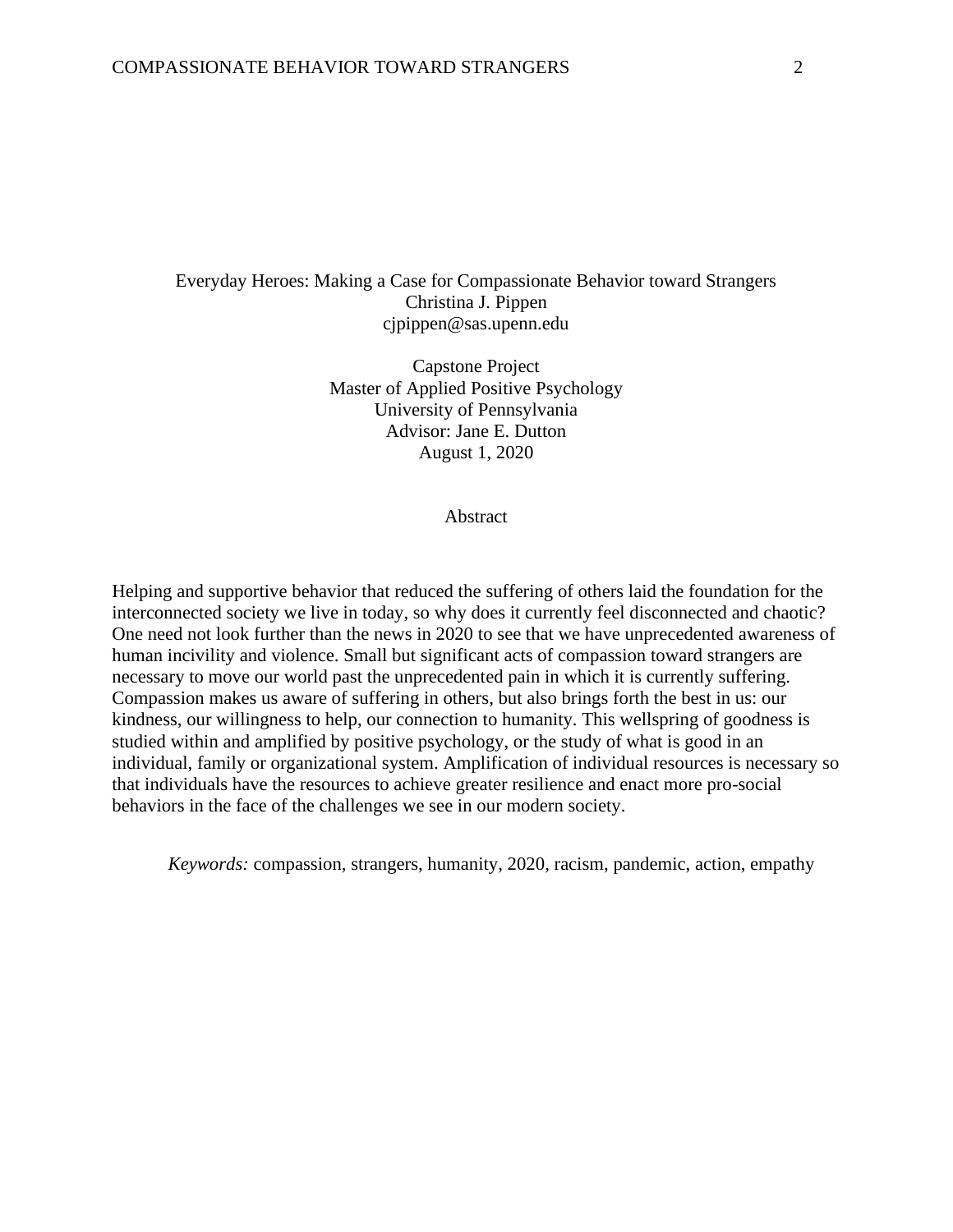Everyday Heroes: Making a Case for Compassionate Behavior toward Strangers
Christina J. Pippen
cjpippen@sas.upenn.edu

Capstone Project
Master of Applied Positive Psychology
University of Pennsylvania
Advisor: Jane E. Dutton
August 1, 2020

## Abstract

Helping and supportive behavior that reduced the suffering of others laid the foundation for the interconnected society we live in today, so why does it currently feel disconnected and chaotic? One need not look further than the news in 2020 to see that we have unprecedented awareness of human incivility and violence. Small but significant acts of compassion toward strangers are necessary to move our world past the unprecedented pain in which it is currently suffering. Compassion makes us aware of suffering in others, but also brings forth the best in us: our kindness, our willingness to help, our connection to humanity. This wellspring of goodness is studied within and amplified by positive psychology, or the study of what is good in an individual, family or organizational system. Amplification of individual resources is necessary so that individuals have the resources to achieve greater resilience and enact more pro-social behaviors in the face of the challenges we see in our modern society.

*Keywords:* compassion, strangers, humanity, 2020, racism, pandemic, action, empathy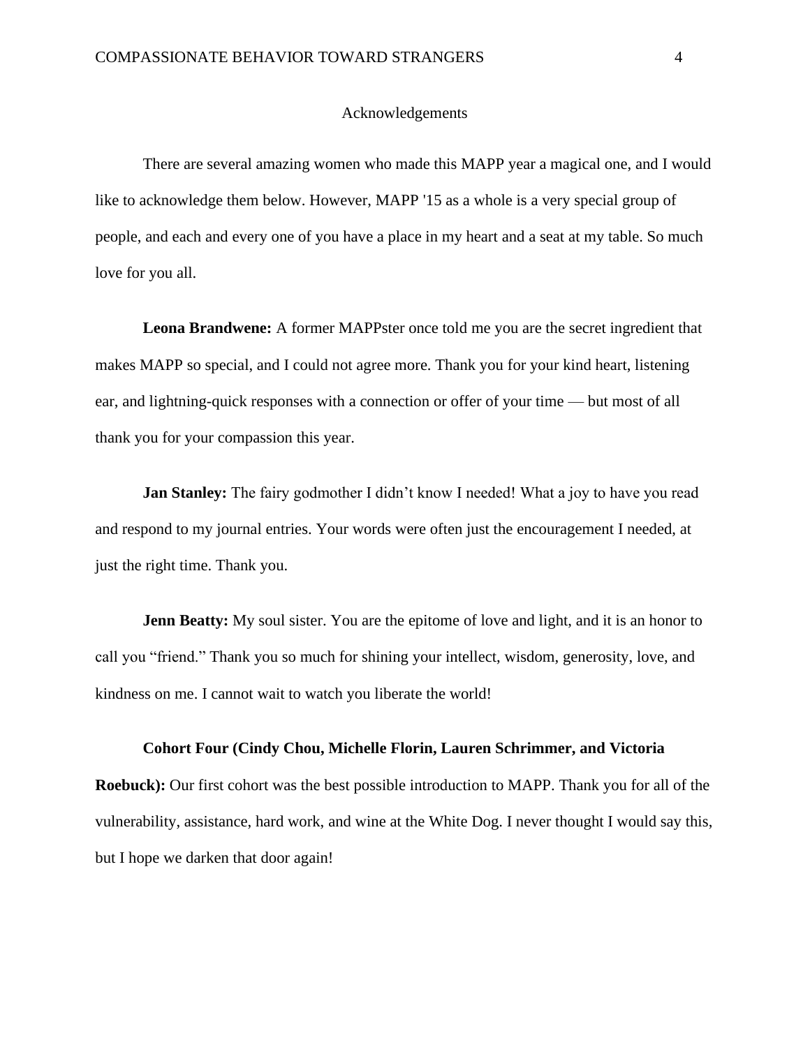## Acknowledgements

There are several amazing women who made this MAPP year a magical one, and I would like to acknowledge them below. However, MAPP '15 as a whole is a very special group of people, and each and every one of you have a place in my heart and a seat at my table. So much love for you all.

**Leona Brandwene:** A former MAPPster once told me you are the secret ingredient that makes MAPP so special, and I could not agree more. Thank you for your kind heart, listening ear, and lightning-quick responses with a connection or offer of your time — but most of all thank you for your compassion this year.

**Jan Stanley:** The fairy godmother I didn't know I needed! What a joy to have you read and respond to my journal entries. Your words were often just the encouragement I needed, at just the right time. Thank you.

**Jenn Beatty:** My soul sister. You are the epitome of love and light, and it is an honor to call you "friend." Thank you so much for shining your intellect, wisdom, generosity, love, and kindness on me. I cannot wait to watch you liberate the world!

**Cohort Four (Cindy Chou, Michelle Florin, Lauren Schrimmer, and Victoria Roebuck):** Our first cohort was the best possible introduction to MAPP. Thank you for all of the vulnerability, assistance, hard work, and wine at the White Dog. I never thought I would say this, but I hope we darken that door again!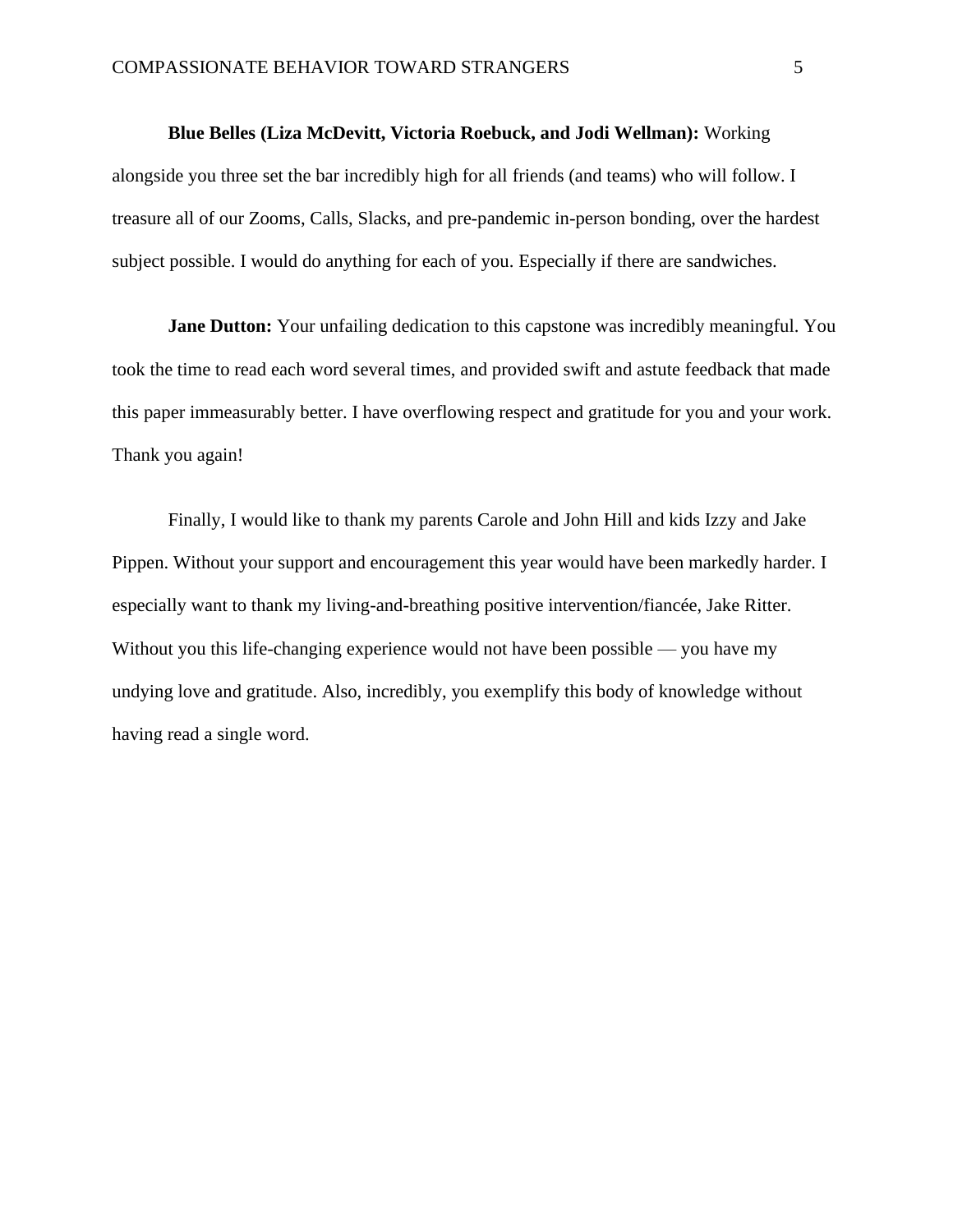**Blue Belles (Liza McDevitt, Victoria Roebuck, and Jodi Wellman):** Working alongside you three set the bar incredibly high for all friends (and teams) who will follow. I treasure all of our Zooms, Calls, Slacks, and pre-pandemic in-person bonding, over the hardest subject possible. I would do anything for each of you. Especially if there are sandwiches.

**Jane Dutton:** Your unfailing dedication to this capstone was incredibly meaningful. You took the time to read each word several times, and provided swift and astute feedback that made this paper immeasurably better. I have overflowing respect and gratitude for you and your work. Thank you again!

Finally, I would like to thank my parents Carole and John Hill and kids Izzy and Jake Pippen. Without your support and encouragement this year would have been markedly harder. I especially want to thank my living-and-breathing positive intervention/fiancée, Jake Ritter. Without you this life-changing experience would not have been possible — you have my undying love and gratitude. Also, incredibly, you exemplify this body of knowledge without having read a single word.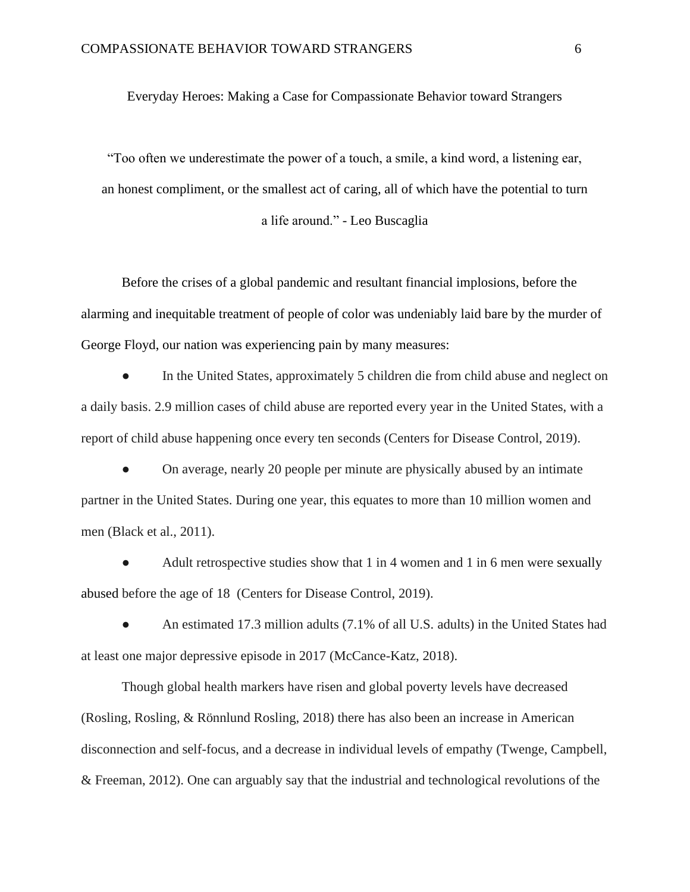# Everyday Heroes: Making a Case for Compassionate Behavior toward Strangers

"Too often we underestimate the power of a touch, a smile, a kind word, a listening ear, an honest compliment, or the smallest act of caring, all of which have the potential to turn a life around." - Leo Buscaglia

Before the crises of a global pandemic and resultant financial implosions, before the alarming and inequitable treatment of people of color was undeniably laid bare by the murder of George Floyd, our nation was experiencing pain by many measures:

- In the United States, approximately 5 children die from child abuse and neglect on a daily basis. 2.9 million cases of child abuse are reported every year in the United States, with a report of child abuse happening once every ten seconds (Centers for Disease Control, 2019).
- On average, nearly 20 people per minute are physically abused by an intimate partner in the United States. During one year, this equates to more than 10 million women and men (Black et al., 2011).
- Adult retrospective studies show that 1 in 4 women and 1 in 6 men were sexually abused before the age of 18 (Centers for Disease Control, 2019).
- An estimated 17.3 million adults (7.1% of all U.S. adults) in the United States had at least one major depressive episode in 2017 (McCance-Katz, 2018).

Though global health markers have risen and global poverty levels have decreased (Rosling, Rosling, & Rönnlund Rosling, 2018) there has also been an increase in American disconnection and self-focus, and a decrease in individual levels of empathy (Twenge, Campbell, & Freeman, 2012). One can arguably say that the industrial and technological revolutions of the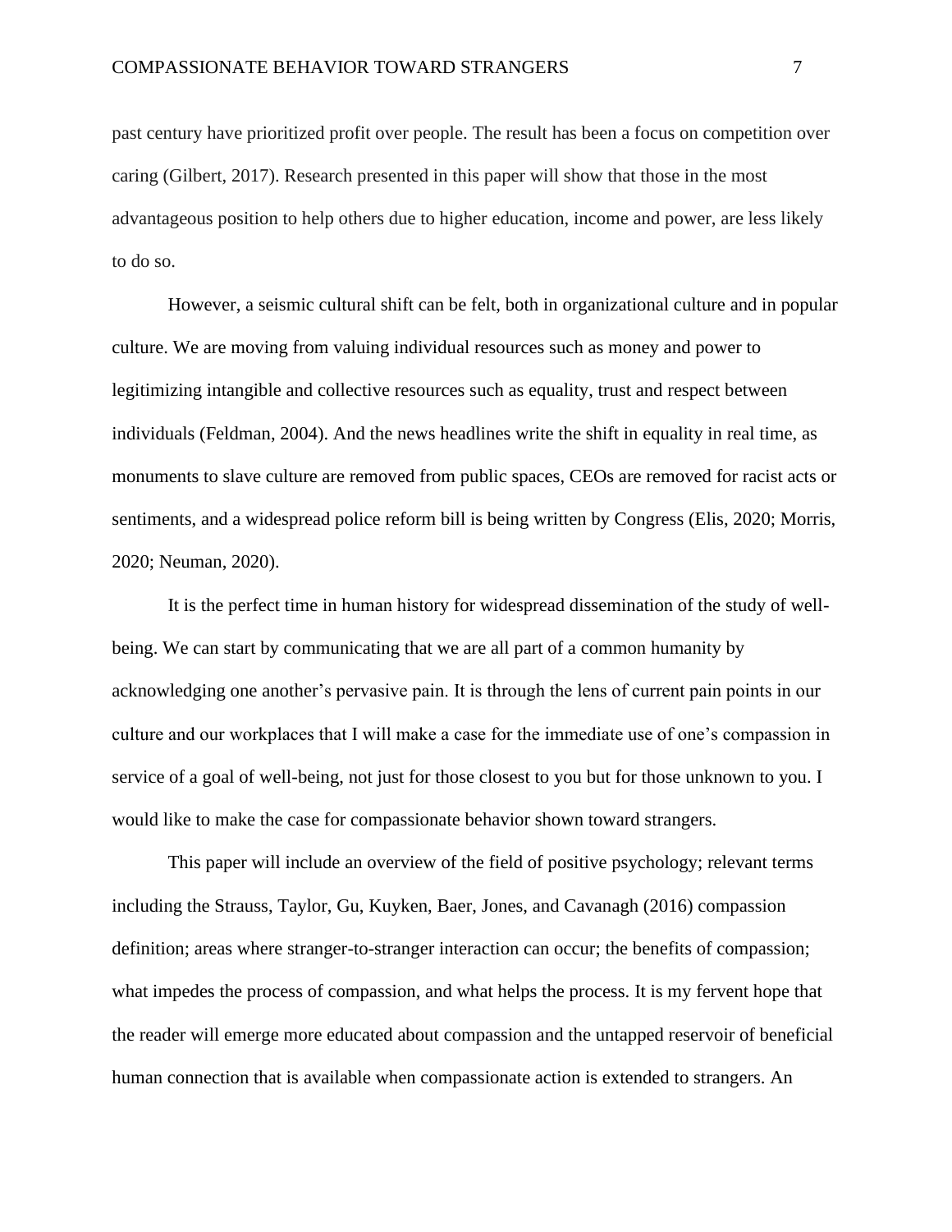past century have prioritized profit over people. The result has been a focus on competition over caring (Gilbert, 2017). Research presented in this paper will show that those in the most advantageous position to help others due to higher education, income and power, are less likely to do so.

However, a seismic cultural shift can be felt, both in organizational culture and in popular culture. We are moving from valuing individual resources such as money and power to legitimizing intangible and collective resources such as equality, trust and respect between individuals (Feldman, 2004). And the news headlines write the shift in equality in real time, as monuments to slave culture are removed from public spaces, CEOs are removed for racist acts or sentiments, and a widespread police reform bill is being written by Congress (Elis, 2020; Morris, 2020; Neuman, 2020).

It is the perfect time in human history for widespread dissemination of the study of well-being. We can start by communicating that we are all part of a common humanity by acknowledging one another's pervasive pain. It is through the lens of current pain points in our culture and our workplaces that I will make a case for the immediate use of one's compassion in service of a goal of well-being, not just for those closest to you but for those unknown to you. I would like to make the case for compassionate behavior shown toward strangers.

This paper will include an overview of the field of positive psychology; relevant terms including the Strauss, Taylor, Gu, Kuyken, Baer, Jones, and Cavanagh (2016) compassion definition; areas where stranger-to-stranger interaction can occur; the benefits of compassion; what impedes the process of compassion, and what helps the process. It is my fervent hope that the reader will emerge more educated about compassion and the untapped reservoir of beneficial human connection that is available when compassionate action is extended to strangers. An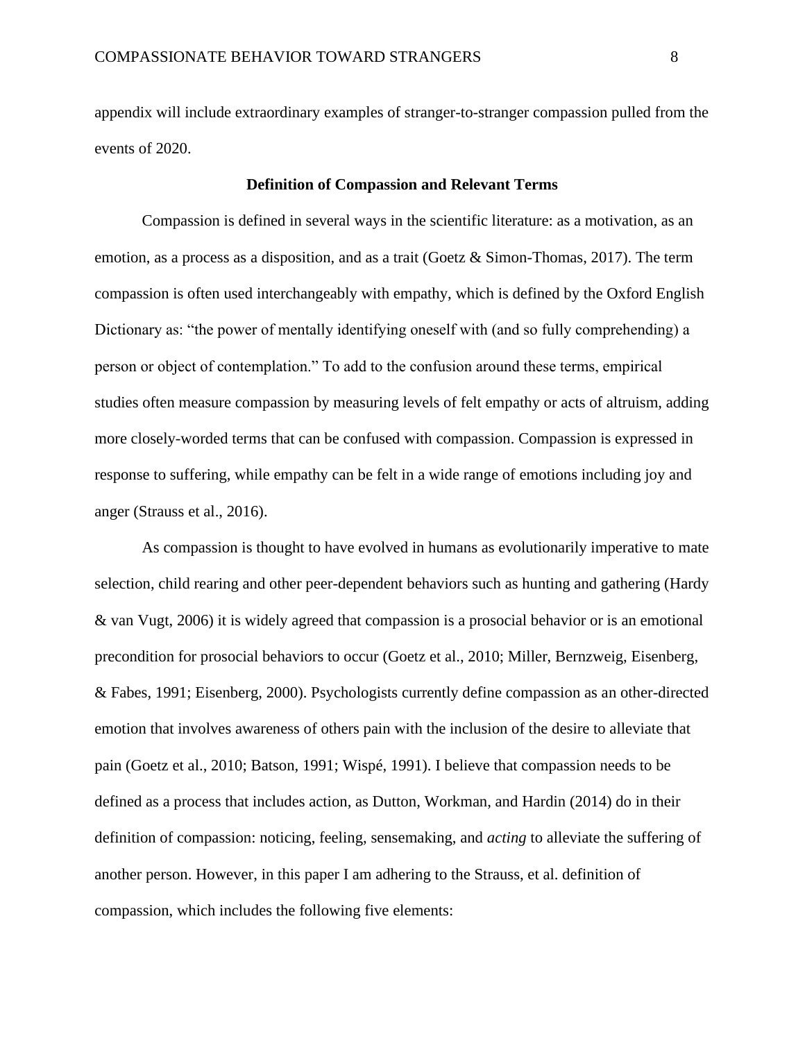appendix will include extraordinary examples of stranger-to-stranger compassion pulled from the events of 2020.

## Definition of Compassion and Relevant Terms

Compassion is defined in several ways in the scientific literature: as a motivation, as an emotion, as a process as a disposition, and as a trait (Goetz & Simon-Thomas, 2017). The term compassion is often used interchangeably with empathy, which is defined by the Oxford English Dictionary as: "the power of mentally identifying oneself with (and so fully comprehending) a person or object of contemplation." To add to the confusion around these terms, empirical studies often measure compassion by measuring levels of felt empathy or acts of altruism, adding more closely-worded terms that can be confused with compassion. Compassion is expressed in response to suffering, while empathy can be felt in a wide range of emotions including joy and anger (Strauss et al., 2016).

As compassion is thought to have evolved in humans as evolutionarily imperative to mate selection, child rearing and other peer-dependent behaviors such as hunting and gathering (Hardy & van Vugt, 2006) it is widely agreed that compassion is a prosocial behavior or is an emotional precondition for prosocial behaviors to occur (Goetz et al., 2010; Miller, Bernzweig, Eisenberg, & Fabes, 1991; Eisenberg, 2000). Psychologists currently define compassion as an other-directed emotion that involves awareness of others pain with the inclusion of the desire to alleviate that pain (Goetz et al., 2010; Batson, 1991; Wispé, 1991). I believe that compassion needs to be defined as a process that includes action, as Dutton, Workman, and Hardin (2014) do in their definition of compassion: noticing, feeling, sensemaking, and *acting* to alleviate the suffering of another person. However, in this paper I am adhering to the Strauss, et al. definition of compassion, which includes the following five elements: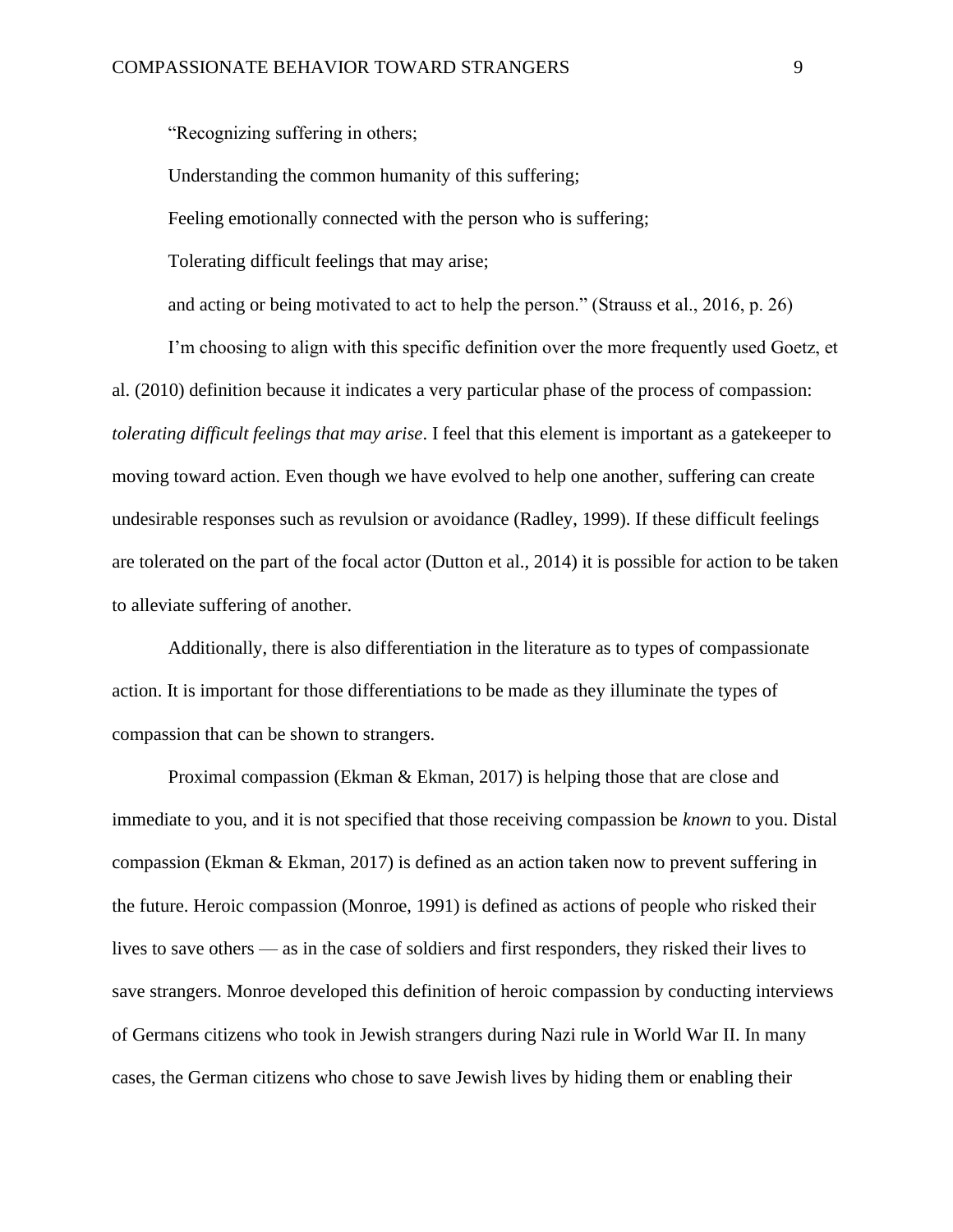"Recognizing suffering in others;

Understanding the common humanity of this suffering;

Feeling emotionally connected with the person who is suffering;

Tolerating difficult feelings that may arise;

and acting or being motivated to act to help the person." (Strauss et al., 2016, p. 26)

I'm choosing to align with this specific definition over the more frequently used Goetz, et al. (2010) definition because it indicates a very particular phase of the process of compassion: *tolerating difficult feelings that may arise*. I feel that this element is important as a gatekeeper to moving toward action. Even though we have evolved to help one another, suffering can create undesirable responses such as revulsion or avoidance (Radley, 1999). If these difficult feelings are tolerated on the part of the focal actor (Dutton et al., 2014) it is possible for action to be taken to alleviate suffering of another.

Additionally, there is also differentiation in the literature as to types of compassionate action. It is important for those differentiations to be made as they illuminate the types of compassion that can be shown to strangers.

Proximal compassion (Ekman & Ekman, 2017) is helping those that are close and immediate to you, and it is not specified that those receiving compassion be *known* to you. Distal compassion (Ekman & Ekman, 2017) is defined as an action taken now to prevent suffering in the future. Heroic compassion (Monroe, 1991) is defined as actions of people who risked their lives to save others — as in the case of soldiers and first responders, they risked their lives to save strangers. Monroe developed this definition of heroic compassion by conducting interviews of Germans citizens who took in Jewish strangers during Nazi rule in World War II. In many cases, the German citizens who chose to save Jewish lives by hiding them or enabling their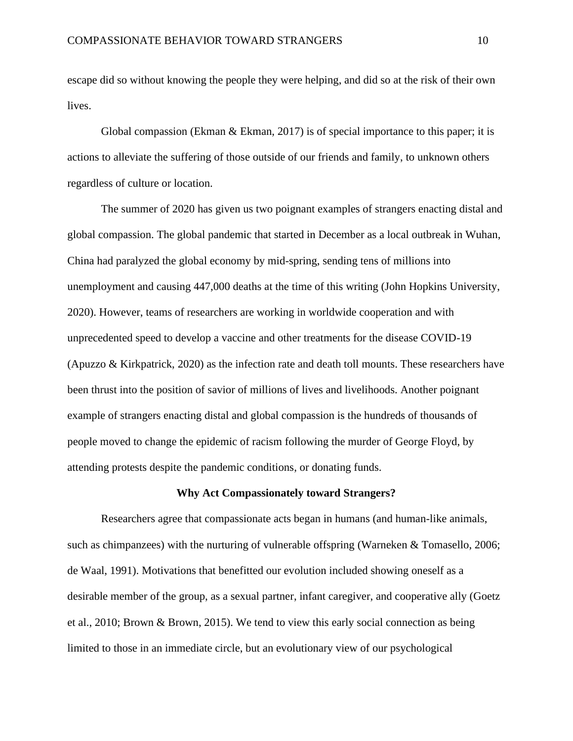escape did so without knowing the people they were helping, and did so at the risk of their own lives.

Global compassion (Ekman & Ekman, 2017) is of special importance to this paper; it is actions to alleviate the suffering of those outside of our friends and family, to unknown others regardless of culture or location.

The summer of 2020 has given us two poignant examples of strangers enacting distal and global compassion. The global pandemic that started in December as a local outbreak in Wuhan, China had paralyzed the global economy by mid-spring, sending tens of millions into unemployment and causing 447,000 deaths at the time of this writing (John Hopkins University, 2020). However, teams of researchers are working in worldwide cooperation and with unprecedented speed to develop a vaccine and other treatments for the disease COVID-19 (Apuzzo & Kirkpatrick, 2020) as the infection rate and death toll mounts. These researchers have been thrust into the position of savior of millions of lives and livelihoods. Another poignant example of strangers enacting distal and global compassion is the hundreds of thousands of people moved to change the epidemic of racism following the murder of George Floyd, by attending protests despite the pandemic conditions, or donating funds.

## Why Act Compassionately toward Strangers?

Researchers agree that compassionate acts began in humans (and human-like animals, such as chimpanzees) with the nurturing of vulnerable offspring (Warneken & Tomasello, 2006; de Waal, 1991). Motivations that benefitted our evolution included showing oneself as a desirable member of the group, as a sexual partner, infant caregiver, and cooperative ally (Goetz et al., 2010; Brown & Brown, 2015). We tend to view this early social connection as being limited to those in an immediate circle, but an evolutionary view of our psychological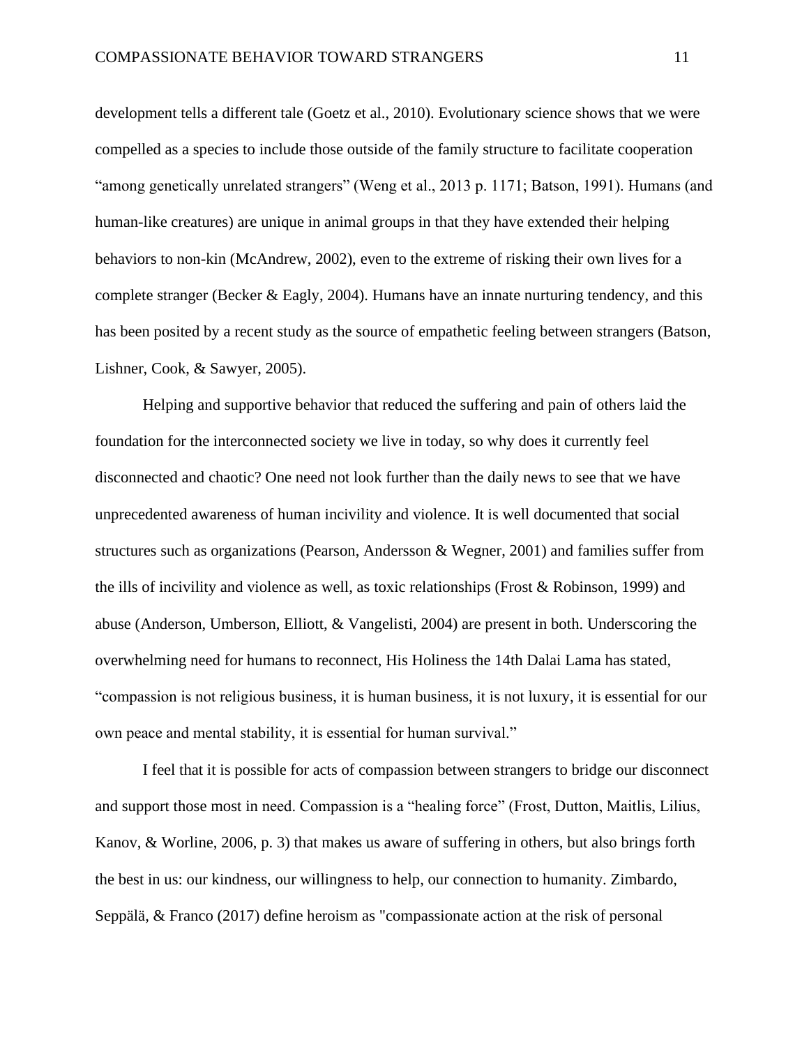development tells a different tale (Goetz et al., 2010). Evolutionary science shows that we were compelled as a species to include those outside of the family structure to facilitate cooperation "among genetically unrelated strangers" (Weng et al., 2013 p. 1171; Batson, 1991). Humans (and human-like creatures) are unique in animal groups in that they have extended their helping behaviors to non-kin (McAndrew, 2002), even to the extreme of risking their own lives for a complete stranger (Becker & Eagly, 2004). Humans have an innate nurturing tendency, and this has been posited by a recent study as the source of empathetic feeling between strangers (Batson, Lishner, Cook, & Sawyer, 2005).

Helping and supportive behavior that reduced the suffering and pain of others laid the foundation for the interconnected society we live in today, so why does it currently feel disconnected and chaotic? One need not look further than the daily news to see that we have unprecedented awareness of human incivility and violence. It is well documented that social structures such as organizations (Pearson, Andersson & Wegner, 2001) and families suffer from the ills of incivility and violence as well, as toxic relationships (Frost & Robinson, 1999) and abuse (Anderson, Umberson, Elliott, & Vangelisti, 2004) are present in both. Underscoring the overwhelming need for humans to reconnect, His Holiness the 14th Dalai Lama has stated, "compassion is not religious business, it is human business, it is not luxury, it is essential for our own peace and mental stability, it is essential for human survival."

I feel that it is possible for acts of compassion between strangers to bridge our disconnect and support those most in need. Compassion is a "healing force" (Frost, Dutton, Maitlis, Lilius, Kanov, & Worline, 2006, p. 3) that makes us aware of suffering in others, but also brings forth the best in us: our kindness, our willingness to help, our connection to humanity. Zimbardo, Seppälä, & Franco (2017) define heroism as "compassionate action at the risk of personal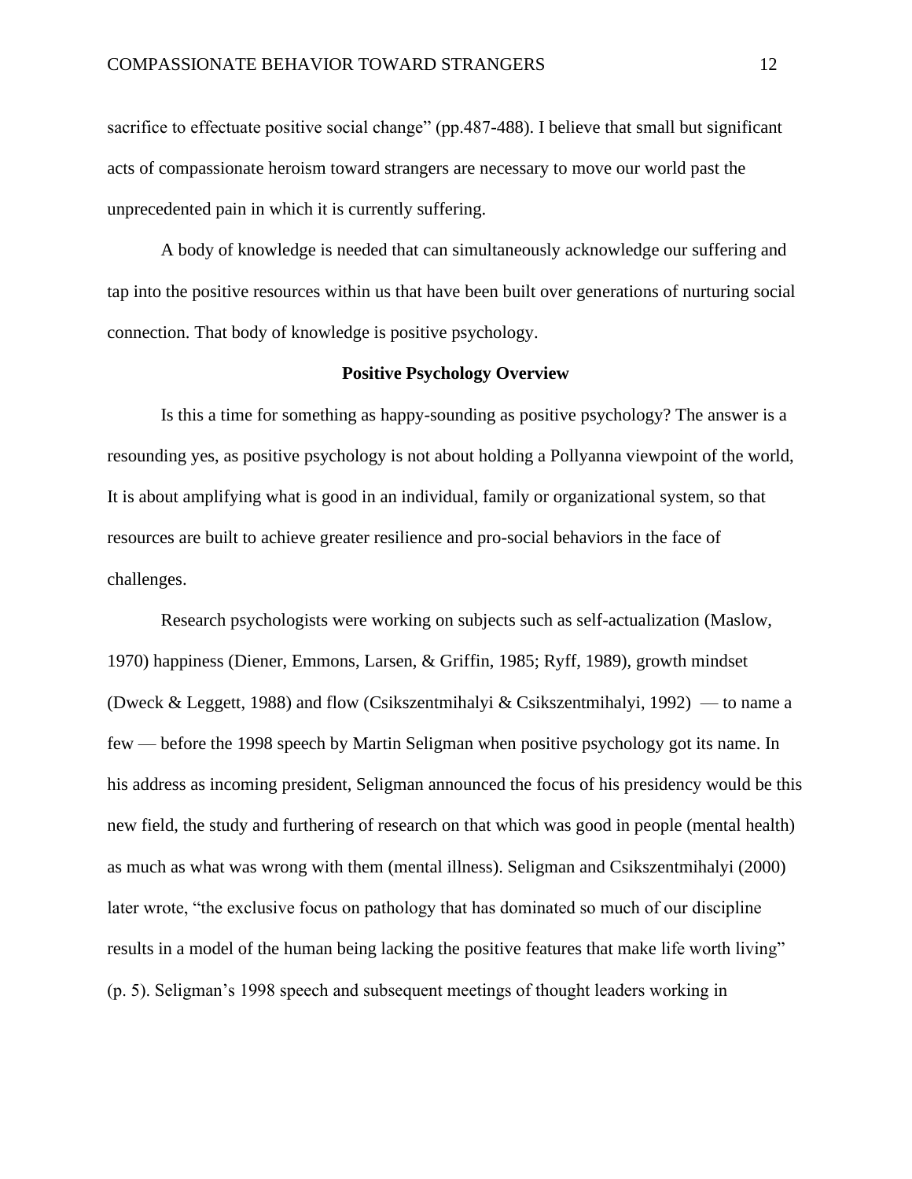sacrifice to effectuate positive social change" (pp.487-488). I believe that small but significant acts of compassionate heroism toward strangers are necessary to move our world past the unprecedented pain in which it is currently suffering.

A body of knowledge is needed that can simultaneously acknowledge our suffering and tap into the positive resources within us that have been built over generations of nurturing social connection. That body of knowledge is positive psychology.

## Positive Psychology Overview

Is this a time for something as happy-sounding as positive psychology? The answer is a resounding yes, as positive psychology is not about holding a Pollyanna viewpoint of the world, It is about amplifying what is good in an individual, family or organizational system, so that resources are built to achieve greater resilience and pro-social behaviors in the face of challenges.

Research psychologists were working on subjects such as self-actualization (Maslow, 1970) happiness (Diener, Emmons, Larsen, & Griffin, 1985; Ryff, 1989), growth mindset (Dweck & Leggett, 1988) and flow (Csikszentmihalyi & Csikszentmihalyi, 1992) — to name a few — before the 1998 speech by Martin Seligman when positive psychology got its name. In his address as incoming president, Seligman announced the focus of his presidency would be this new field, the study and furthering of research on that which was good in people (mental health) as much as what was wrong with them (mental illness). Seligman and Csikszentmihalyi (2000) later wrote, "the exclusive focus on pathology that has dominated so much of our discipline results in a model of the human being lacking the positive features that make life worth living" (p. 5). Seligman's 1998 speech and subsequent meetings of thought leaders working in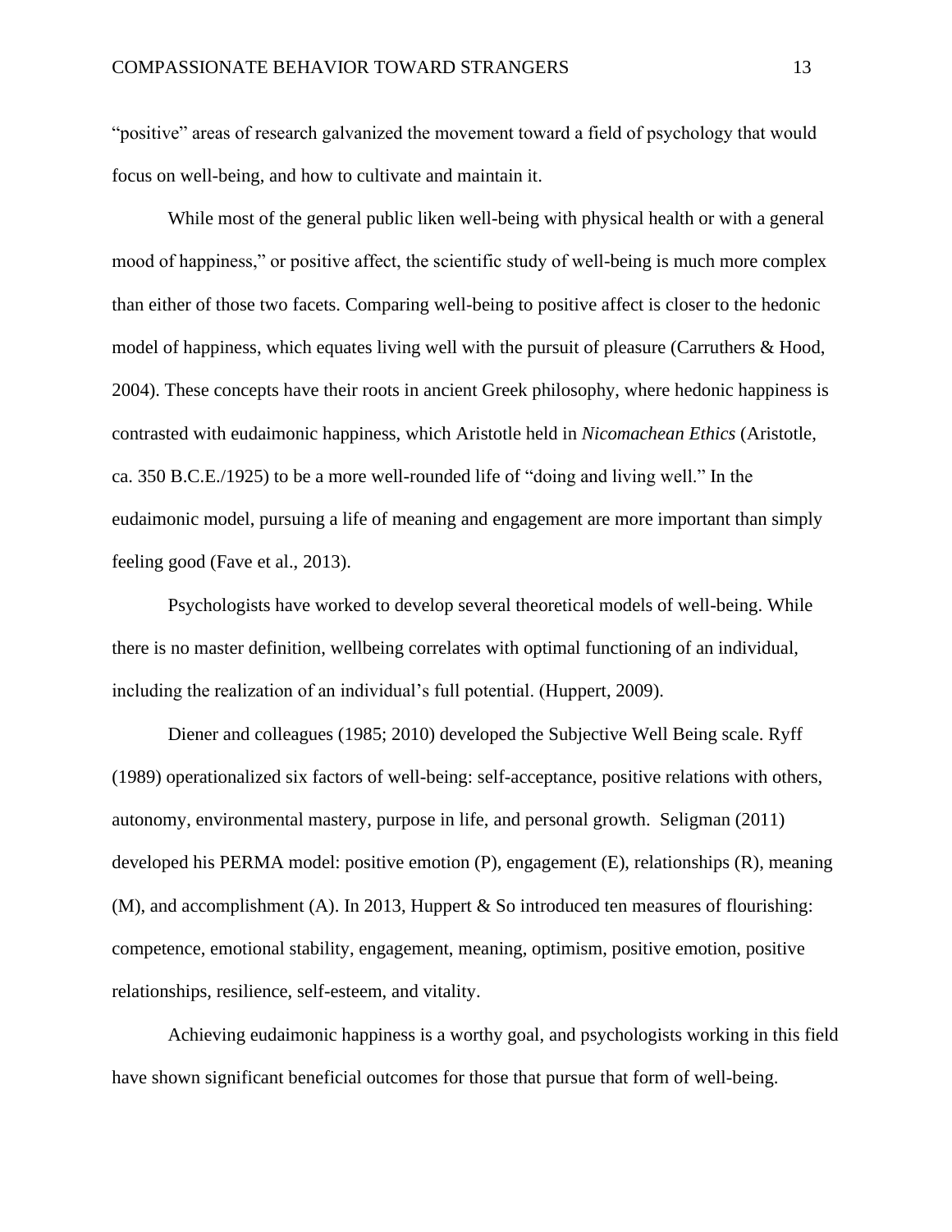"positive" areas of research galvanized the movement toward a field of psychology that would focus on well-being, and how to cultivate and maintain it.

While most of the general public liken well-being with physical health or with a general mood of happiness," or positive affect, the scientific study of well-being is much more complex than either of those two facets. Comparing well-being to positive affect is closer to the hedonic model of happiness, which equates living well with the pursuit of pleasure (Carruthers & Hood, 2004). These concepts have their roots in ancient Greek philosophy, where hedonic happiness is contrasted with eudaimonic happiness, which Aristotle held in *Nicomachean Ethics* (Aristotle, ca. 350 B.C.E./1925) to be a more well-rounded life of "doing and living well." In the eudaimonic model, pursuing a life of meaning and engagement are more important than simply feeling good (Fave et al., 2013).

Psychologists have worked to develop several theoretical models of well-being. While there is no master definition, wellbeing correlates with optimal functioning of an individual, including the realization of an individual's full potential. (Huppert, 2009).

Diener and colleagues (1985; 2010) developed the Subjective Well Being scale. Ryff (1989) operationalized six factors of well-being: self-acceptance, positive relations with others, autonomy, environmental mastery, purpose in life, and personal growth. Seligman (2011) developed his PERMA model: positive emotion (P), engagement (E), relationships (R), meaning (M), and accomplishment (A). In 2013, Huppert & So introduced ten measures of flourishing: competence, emotional stability, engagement, meaning, optimism, positive emotion, positive relationships, resilience, self-esteem, and vitality.

Achieving eudaimonic happiness is a worthy goal, and psychologists working in this field have shown significant beneficial outcomes for those that pursue that form of well-being.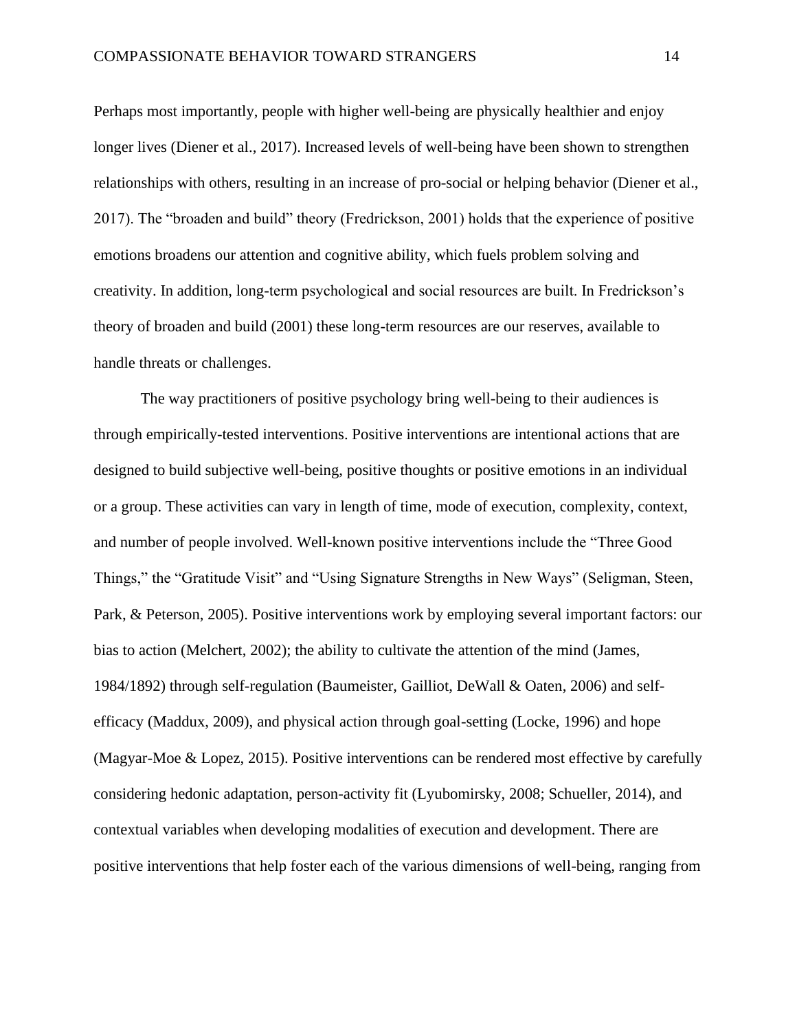Perhaps most importantly, people with higher well-being are physically healthier and enjoy longer lives (Diener et al., 2017). Increased levels of well-being have been shown to strengthen relationships with others, resulting in an increase of pro-social or helping behavior (Diener et al., 2017). The "broaden and build" theory (Fredrickson, 2001) holds that the experience of positive emotions broadens our attention and cognitive ability, which fuels problem solving and creativity. In addition, long-term psychological and social resources are built. In Fredrickson's theory of broaden and build (2001) these long-term resources are our reserves, available to handle threats or challenges.

The way practitioners of positive psychology bring well-being to their audiences is through empirically-tested interventions. Positive interventions are intentional actions that are designed to build subjective well-being, positive thoughts or positive emotions in an individual or a group. These activities can vary in length of time, mode of execution, complexity, context, and number of people involved. Well-known positive interventions include the "Three Good Things," the "Gratitude Visit" and "Using Signature Strengths in New Ways" (Seligman, Steen, Park, & Peterson, 2005). Positive interventions work by employing several important factors: our bias to action (Melchert, 2002); the ability to cultivate the attention of the mind (James, 1984/1892) through self-regulation (Baumeister, Gailliot, DeWall & Oaten, 2006) and self-efficacy (Maddux, 2009), and physical action through goal-setting (Locke, 1996) and hope (Magyar-Moe & Lopez, 2015). Positive interventions can be rendered most effective by carefully considering hedonic adaptation, person-activity fit (Lyubomirsky, 2008; Schueller, 2014), and contextual variables when developing modalities of execution and development. There are positive interventions that help foster each of the various dimensions of well-being, ranging from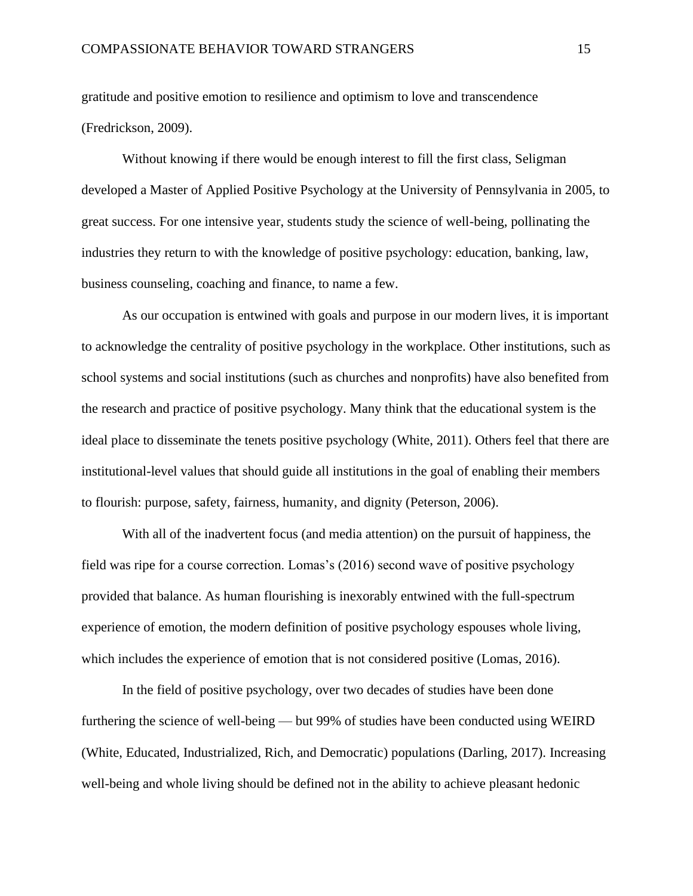gratitude and positive emotion to resilience and optimism to love and transcendence (Fredrickson, 2009).

Without knowing if there would be enough interest to fill the first class, Seligman developed a Master of Applied Positive Psychology at the University of Pennsylvania in 2005, to great success. For one intensive year, students study the science of well-being, pollinating the industries they return to with the knowledge of positive psychology: education, banking, law, business counseling, coaching and finance, to name a few.

As our occupation is entwined with goals and purpose in our modern lives, it is important to acknowledge the centrality of positive psychology in the workplace. Other institutions, such as school systems and social institutions (such as churches and nonprofits) have also benefited from the research and practice of positive psychology. Many think that the educational system is the ideal place to disseminate the tenets positive psychology (White, 2011). Others feel that there are institutional-level values that should guide all institutions in the goal of enabling their members to flourish: purpose, safety, fairness, humanity, and dignity (Peterson, 2006).

With all of the inadvertent focus (and media attention) on the pursuit of happiness, the field was ripe for a course correction. Lomas's (2016) second wave of positive psychology provided that balance. As human flourishing is inexorably entwined with the full-spectrum experience of emotion, the modern definition of positive psychology espouses whole living, which includes the experience of emotion that is not considered positive (Lomas, 2016).

In the field of positive psychology, over two decades of studies have been done furthering the science of well-being — but 99% of studies have been conducted using WEIRD (White, Educated, Industrialized, Rich, and Democratic) populations (Darling, 2017). Increasing well-being and whole living should be defined not in the ability to achieve pleasant hedonic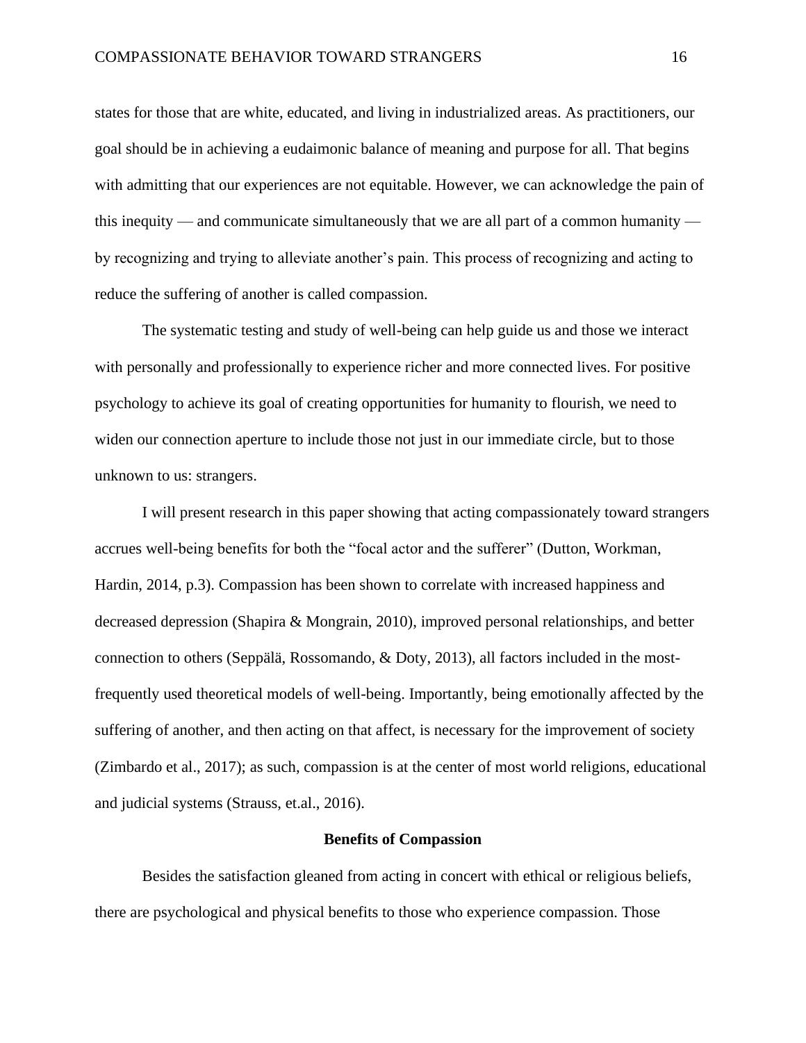states for those that are white, educated, and living in industrialized areas. As practitioners, our goal should be in achieving a eudaimonic balance of meaning and purpose for all. That begins with admitting that our experiences are not equitable. However, we can acknowledge the pain of this inequity — and communicate simultaneously that we are all part of a common humanity — by recognizing and trying to alleviate another's pain. This process of recognizing and acting to reduce the suffering of another is called compassion.

The systematic testing and study of well-being can help guide us and those we interact with personally and professionally to experience richer and more connected lives. For positive psychology to achieve its goal of creating opportunities for humanity to flourish, we need to widen our connection aperture to include those not just in our immediate circle, but to those unknown to us: strangers.

I will present research in this paper showing that acting compassionately toward strangers accrues well-being benefits for both the "focal actor and the sufferer" (Dutton, Workman, Hardin, 2014, p.3). Compassion has been shown to correlate with increased happiness and decreased depression (Shapira & Mongrain, 2010), improved personal relationships, and better connection to others (Seppälä, Rossomando, & Doty, 2013), all factors included in the most-frequently used theoretical models of well-being. Importantly, being emotionally affected by the suffering of another, and then acting on that affect, is necessary for the improvement of society (Zimbardo et al., 2017); as such, compassion is at the center of most world religions, educational and judicial systems (Strauss, et.al., 2016).

## Benefits of Compassion

Besides the satisfaction gleaned from acting in concert with ethical or religious beliefs, there are psychological and physical benefits to those who experience compassion. Those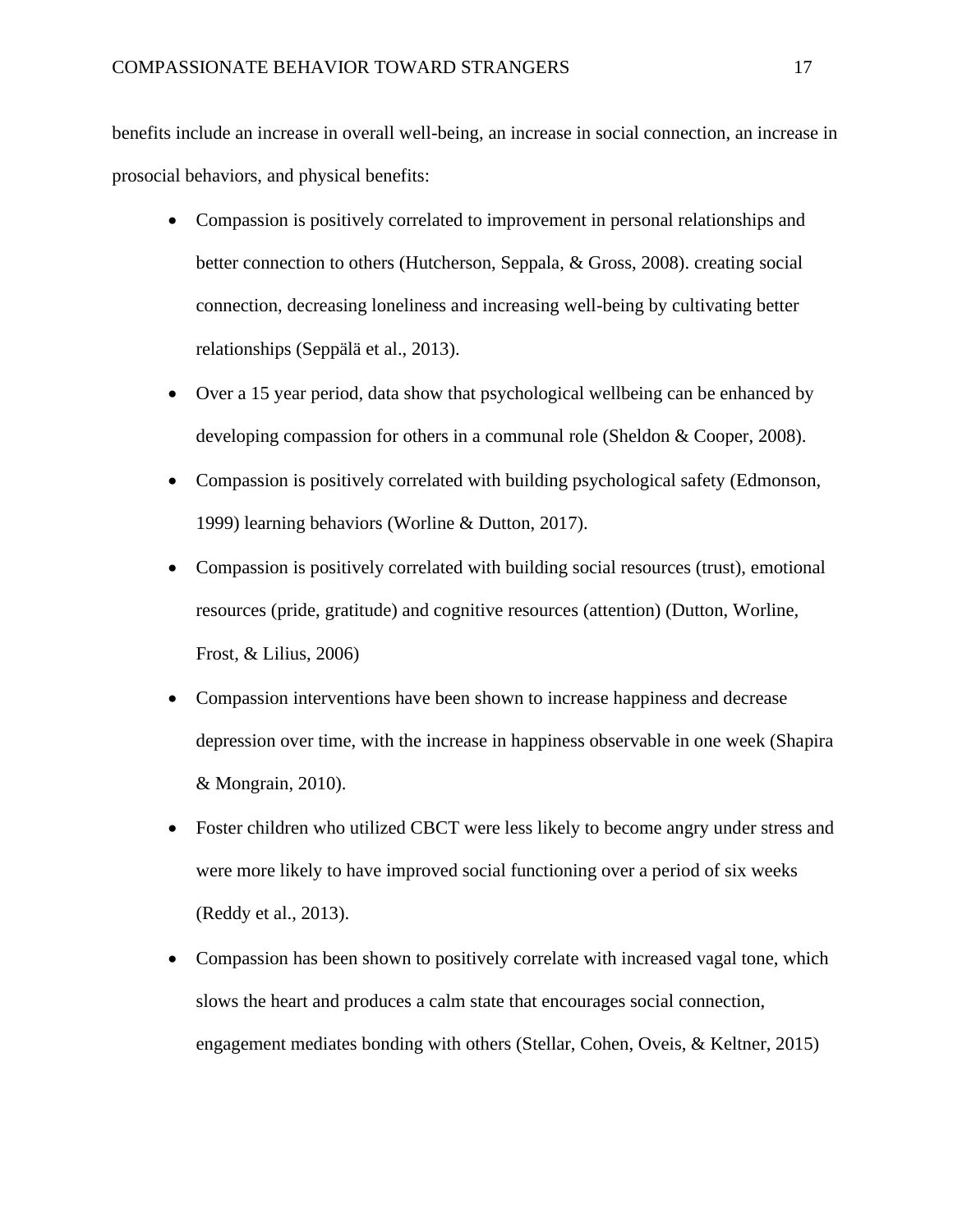benefits include an increase in overall well-being, an increase in social connection, an increase in prosocial behaviors, and physical benefits:

- Compassion is positively correlated to improvement in personal relationships and better connection to others (Hutcherson, Seppala, & Gross, 2008). creating social connection, decreasing loneliness and increasing well-being by cultivating better relationships (Seppälä et al., 2013).
- Over a 15 year period, data show that psychological wellbeing can be enhanced by developing compassion for others in a communal role (Sheldon & Cooper, 2008).
- Compassion is positively correlated with building psychological safety (Edmonson, 1999) learning behaviors (Worline & Dutton, 2017).
- Compassion is positively correlated with building social resources (trust), emotional resources (pride, gratitude) and cognitive resources (attention) (Dutton, Worline, Frost, & Lilius, 2006)
- Compassion interventions have been shown to increase happiness and decrease depression over time, with the increase in happiness observable in one week (Shapira & Mongrain, 2010).
- Foster children who utilized CBCT were less likely to become angry under stress and were more likely to have improved social functioning over a period of six weeks (Reddy et al., 2013).
- Compassion has been shown to positively correlate with increased vagal tone, which slows the heart and produces a calm state that encourages social connection, engagement mediates bonding with others (Stellar, Cohen, Oveis, & Keltner, 2015)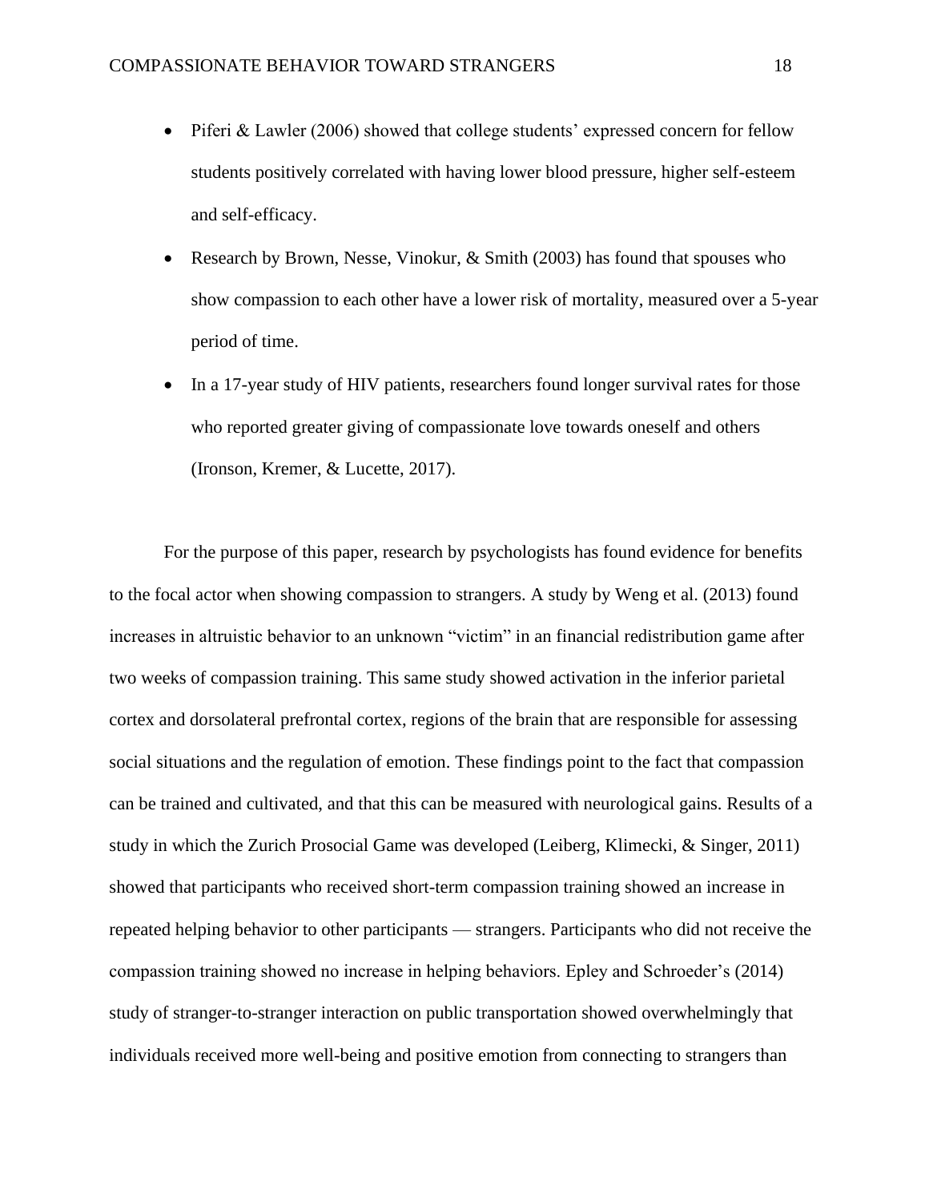- Piferi & Lawler (2006) showed that college students' expressed concern for fellow students positively correlated with having lower blood pressure, higher self-esteem and self-efficacy.
- Research by Brown, Nesse, Vinokur, & Smith (2003) has found that spouses who show compassion to each other have a lower risk of mortality, measured over a 5-year period of time.
- In a 17-year study of HIV patients, researchers found longer survival rates for those who reported greater giving of compassionate love towards oneself and others (Ironson, Kremer, & Lucette, 2017).

For the purpose of this paper, research by psychologists has found evidence for benefits to the focal actor when showing compassion to strangers. A study by Weng et al. (2013) found increases in altruistic behavior to an unknown "victim" in an financial redistribution game after two weeks of compassion training. This same study showed activation in the inferior parietal cortex and dorsolateral prefrontal cortex, regions of the brain that are responsible for assessing social situations and the regulation of emotion. These findings point to the fact that compassion can be trained and cultivated, and that this can be measured with neurological gains. Results of a study in which the Zurich Prosocial Game was developed (Leiberg, Klimecki, & Singer, 2011) showed that participants who received short-term compassion training showed an increase in repeated helping behavior to other participants — strangers. Participants who did not receive the compassion training showed no increase in helping behaviors. Epley and Schroeder's (2014) study of stranger-to-stranger interaction on public transportation showed overwhelmingly that individuals received more well-being and positive emotion from connecting to strangers than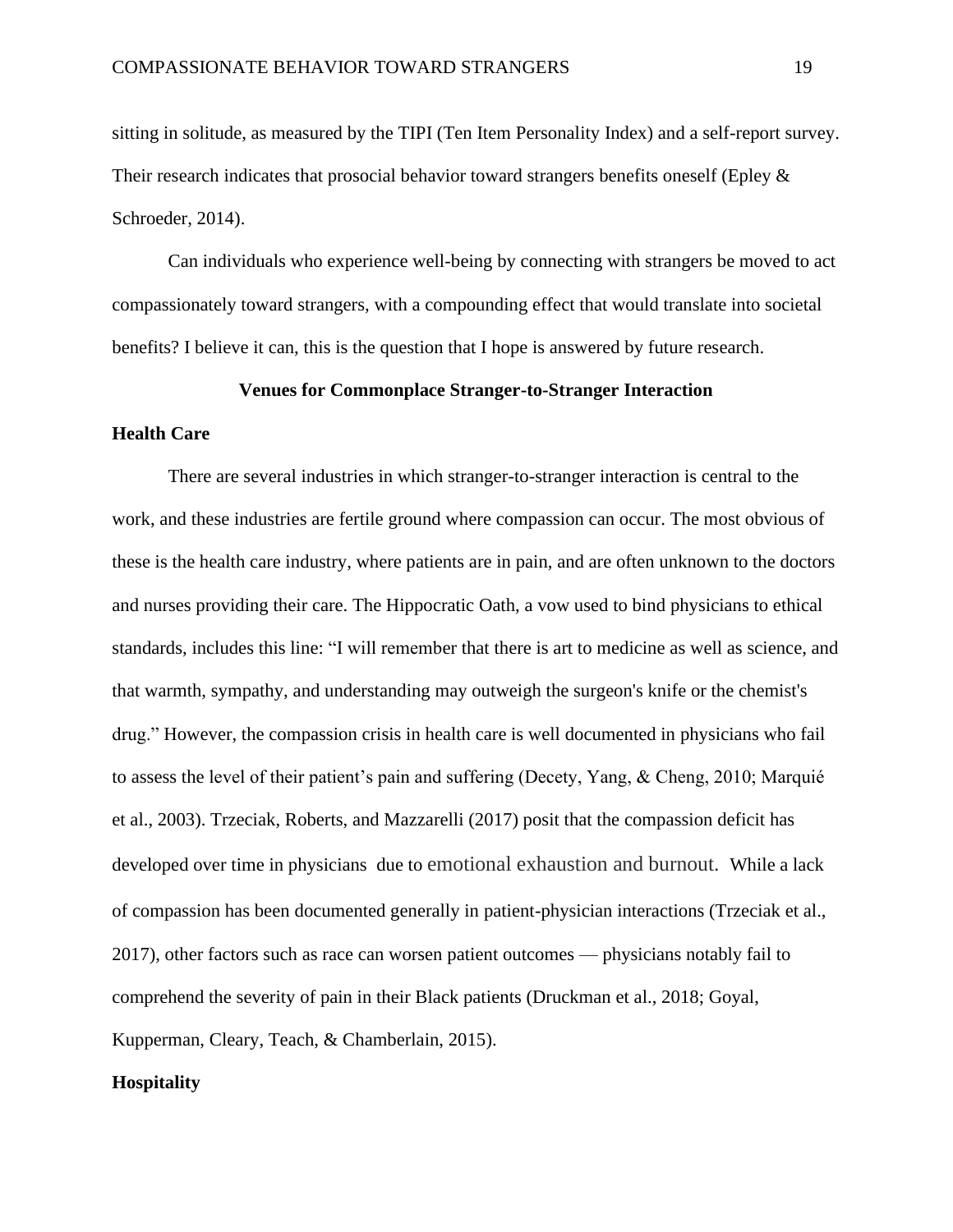sitting in solitude, as measured by the TIPI (Ten Item Personality Index) and a self-report survey. Their research indicates that prosocial behavior toward strangers benefits oneself (Epley & Schroeder, 2014).

Can individuals who experience well-being by connecting with strangers be moved to act compassionately toward strangers, with a compounding effect that would translate into societal benefits? I believe it can, this is the question that I hope is answered by future research.

## Venues for Commonplace Stranger-to-Stranger Interaction

### Health Care

There are several industries in which stranger-to-stranger interaction is central to the work, and these industries are fertile ground where compassion can occur. The most obvious of these is the health care industry, where patients are in pain, and are often unknown to the doctors and nurses providing their care. The Hippocratic Oath, a vow used to bind physicians to ethical standards, includes this line: "I will remember that there is art to medicine as well as science, and that warmth, sympathy, and understanding may outweigh the surgeon's knife or the chemist's drug." However, the compassion crisis in health care is well documented in physicians who fail to assess the level of their patient's pain and suffering (Decety, Yang, & Cheng, 2010; Marquié et al., 2003). Trzeciak, Roberts, and Mazzarelli (2017) posit that the compassion deficit has developed over time in physicians due to emotional exhaustion and burnout. While a lack of compassion has been documented generally in patient-physician interactions (Trzeciak et al., 2017), other factors such as race can worsen patient outcomes — physicians notably fail to comprehend the severity of pain in their Black patients (Druckman et al., 2018; Goyal, Kupperman, Cleary, Teach, & Chamberlain, 2015).

### Hospitality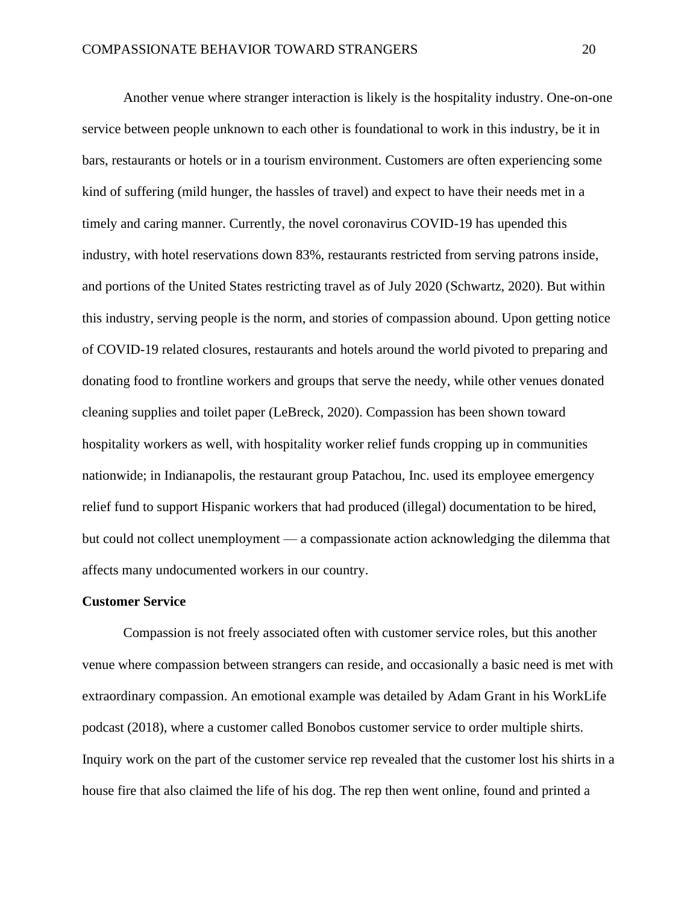Another venue where stranger interaction is likely is the hospitality industry. One-on-one service between people unknown to each other is foundational to work in this industry, be it in bars, restaurants or hotels or in a tourism environment. Customers are often experiencing some kind of suffering (mild hunger, the hassles of travel) and expect to have their needs met in a timely and caring manner. Currently, the novel coronavirus COVID-19 has upended this industry, with hotel reservations down 83%, restaurants restricted from serving patrons inside, and portions of the United States restricting travel as of July 2020 (Schwartz, 2020). But within this industry, serving people is the norm, and stories of compassion abound. Upon getting notice of COVID-19 related closures, restaurants and hotels around the world pivoted to preparing and donating food to frontline workers and groups that serve the needy, while other venues donated cleaning supplies and toilet paper (LeBreck, 2020). Compassion has been shown toward hospitality workers as well, with hospitality worker relief funds cropping up in communities nationwide; in Indianapolis, the restaurant group Patachou, Inc. used its employee emergency relief fund to support Hispanic workers that had produced (illegal) documentation to be hired, but could not collect unemployment — a compassionate action acknowledging the dilemma that affects many undocumented workers in our country.

**Customer Service**

Compassion is not freely associated often with customer service roles, but this another venue where compassion between strangers can reside, and occasionally a basic need is met with extraordinary compassion. An emotional example was detailed by Adam Grant in his WorkLife podcast (2018), where a customer called Bonobos customer service to order multiple shirts. Inquiry work on the part of the customer service rep revealed that the customer lost his shirts in a house fire that also claimed the life of his dog. The rep then went online, found and printed a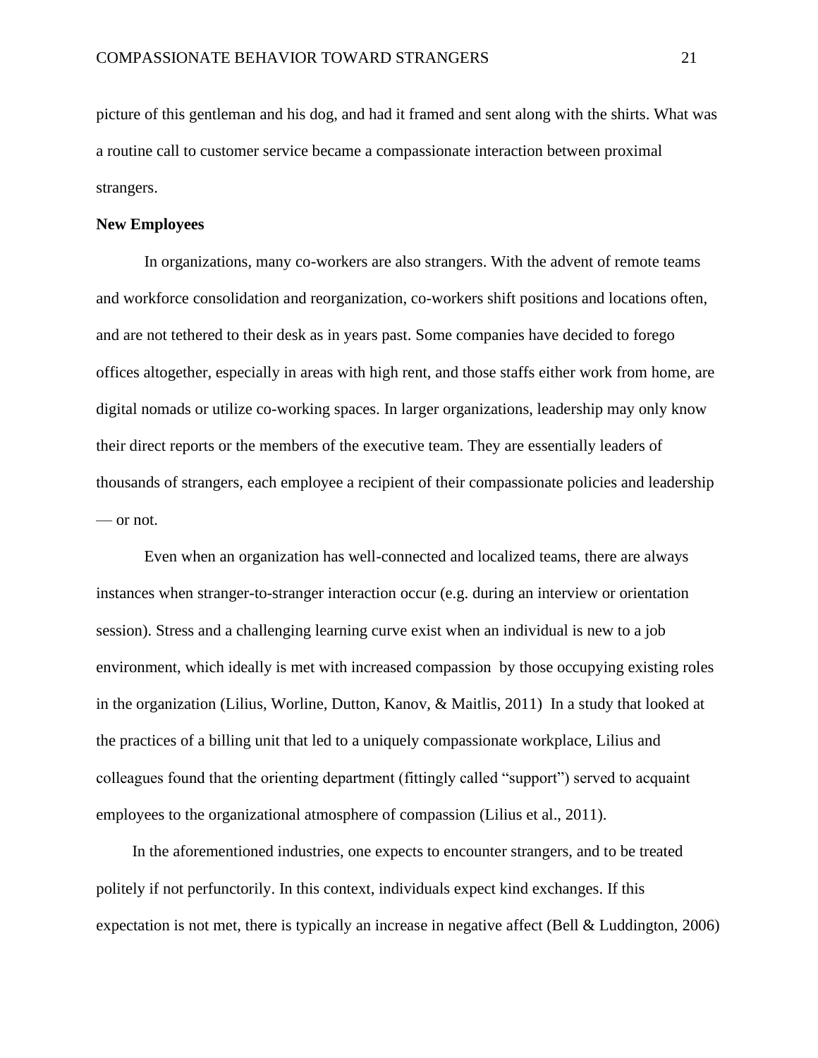picture of this gentleman and his dog, and had it framed and sent along with the shirts. What was a routine call to customer service became a compassionate interaction between proximal strangers.

**New Employees**

In organizations, many co-workers are also strangers. With the advent of remote teams and workforce consolidation and reorganization, co-workers shift positions and locations often, and are not tethered to their desk as in years past. Some companies have decided to forego offices altogether, especially in areas with high rent, and those staffs either work from home, are digital nomads or utilize co-working spaces. In larger organizations, leadership may only know their direct reports or the members of the executive team. They are essentially leaders of thousands of strangers, each employee a recipient of their compassionate policies and leadership — or not.

Even when an organization has well-connected and localized teams, there are always instances when stranger-to-stranger interaction occur (e.g. during an interview or orientation session). Stress and a challenging learning curve exist when an individual is new to a job environment, which ideally is met with increased compassion by those occupying existing roles in the organization (Lilius, Worline, Dutton, Kanov, & Maitlis, 2011) In a study that looked at the practices of a billing unit that led to a uniquely compassionate workplace, Lilius and colleagues found that the orienting department (fittingly called "support") served to acquaint employees to the organizational atmosphere of compassion (Lilius et al., 2011).

In the aforementioned industries, one expects to encounter strangers, and to be treated politely if not perfunctorily. In this context, individuals expect kind exchanges. If this expectation is not met, there is typically an increase in negative affect (Bell & Luddington, 2006)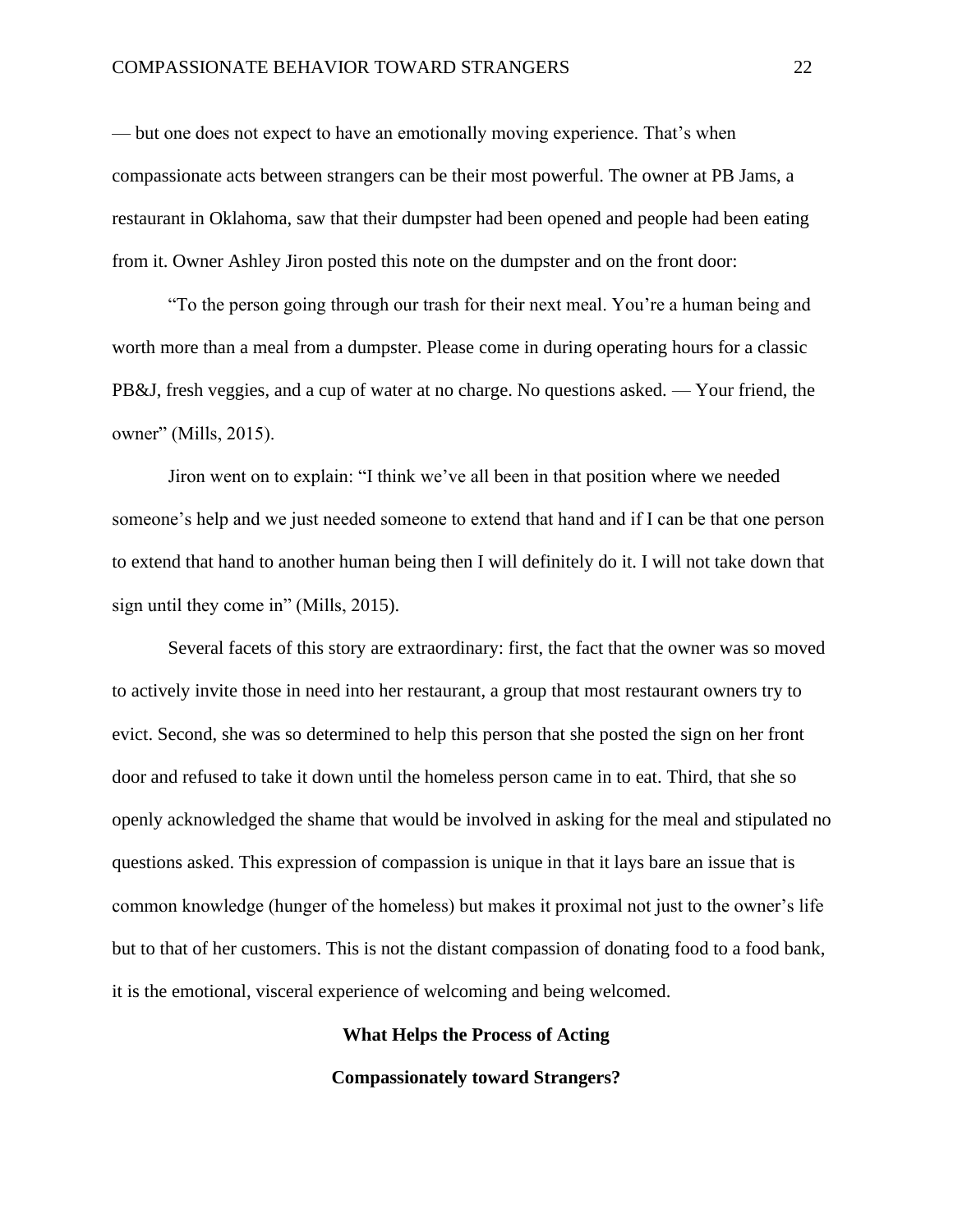— but one does not expect to have an emotionally moving experience. That's when compassionate acts between strangers can be their most powerful. The owner at PB Jams, a restaurant in Oklahoma, saw that their dumpster had been opened and people had been eating from it. Owner Ashley Jiron posted this note on the dumpster and on the front door:

"To the person going through our trash for their next meal. You're a human being and worth more than a meal from a dumpster. Please come in during operating hours for a classic PB&J, fresh veggies, and a cup of water at no charge. No questions asked. — Your friend, the owner" (Mills, 2015).

Jiron went on to explain: "I think we've all been in that position where we needed someone's help and we just needed someone to extend that hand and if I can be that one person to extend that hand to another human being then I will definitely do it. I will not take down that sign until they come in" (Mills, 2015).

Several facets of this story are extraordinary: first, the fact that the owner was so moved to actively invite those in need into her restaurant, a group that most restaurant owners try to evict. Second, she was so determined to help this person that she posted the sign on her front door and refused to take it down until the homeless person came in to eat. Third, that she so openly acknowledged the shame that would be involved in asking for the meal and stipulated no questions asked. This expression of compassion is unique in that it lays bare an issue that is common knowledge (hunger of the homeless) but makes it proximal not just to the owner's life but to that of her customers. This is not the distant compassion of donating food to a food bank, it is the emotional, visceral experience of welcoming and being welcomed.

## What Helps the Process of Acting Compassionately toward Strangers?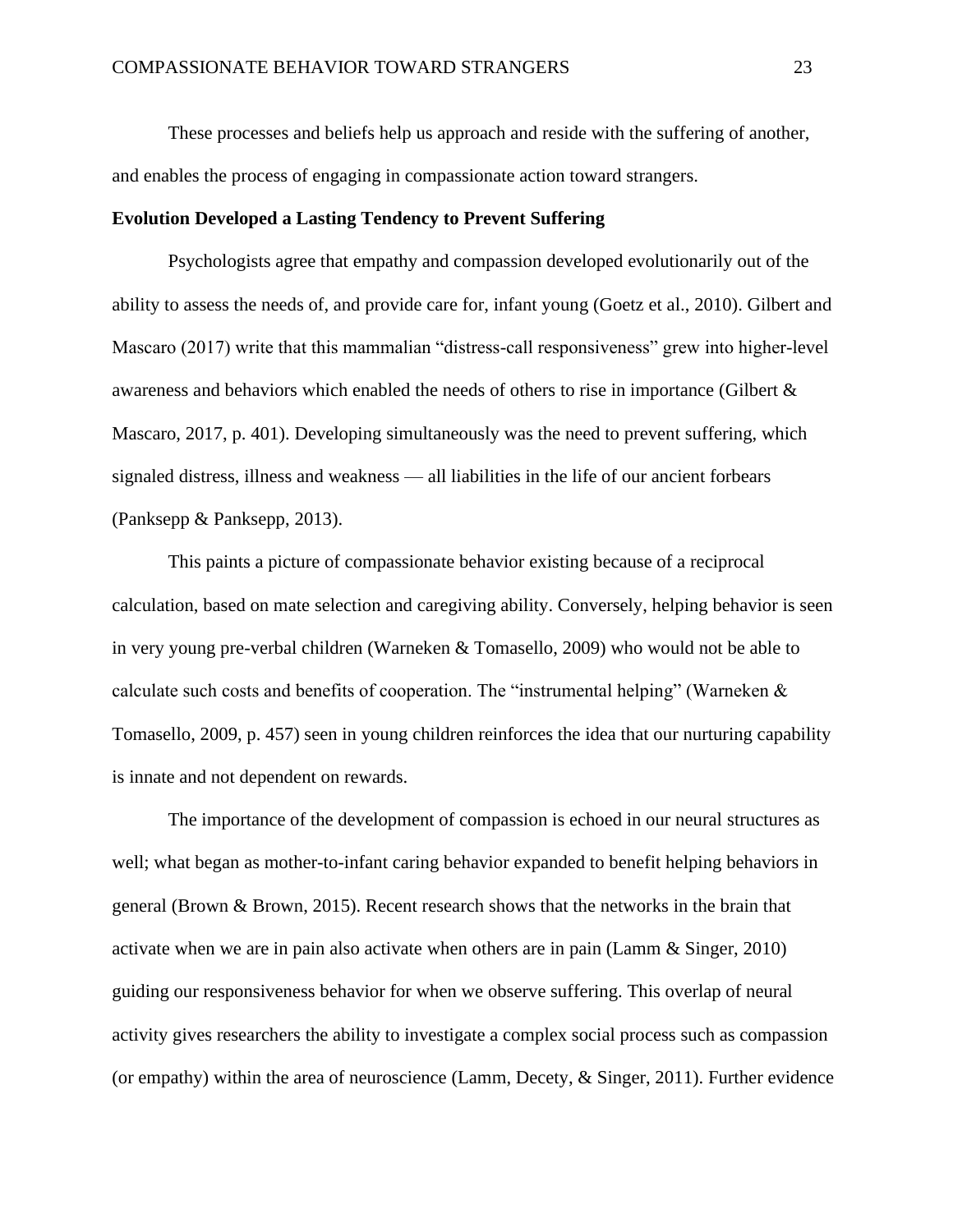These processes and beliefs help us approach and reside with the suffering of another, and enables the process of engaging in compassionate action toward strangers.

**Evolution Developed a Lasting Tendency to Prevent Suffering**

Psychologists agree that empathy and compassion developed evolutionarily out of the ability to assess the needs of, and provide care for, infant young (Goetz et al., 2010). Gilbert and Mascaro (2017) write that this mammalian "distress-call responsiveness" grew into higher-level awareness and behaviors which enabled the needs of others to rise in importance (Gilbert & Mascaro, 2017, p. 401). Developing simultaneously was the need to prevent suffering, which signaled distress, illness and weakness — all liabilities in the life of our ancient forbears (Panksepp & Panksepp, 2013).

This paints a picture of compassionate behavior existing because of a reciprocal calculation, based on mate selection and caregiving ability. Conversely, helping behavior is seen in very young pre-verbal children (Warneken & Tomasello, 2009) who would not be able to calculate such costs and benefits of cooperation. The "instrumental helping" (Warneken & Tomasello, 2009, p. 457) seen in young children reinforces the idea that our nurturing capability is innate and not dependent on rewards.

The importance of the development of compassion is echoed in our neural structures as well; what began as mother-to-infant caring behavior expanded to benefit helping behaviors in general (Brown & Brown, 2015). Recent research shows that the networks in the brain that activate when we are in pain also activate when others are in pain (Lamm & Singer, 2010) guiding our responsiveness behavior for when we observe suffering. This overlap of neural activity gives researchers the ability to investigate a complex social process such as compassion (or empathy) within the area of neuroscience (Lamm, Decety, & Singer, 2011). Further evidence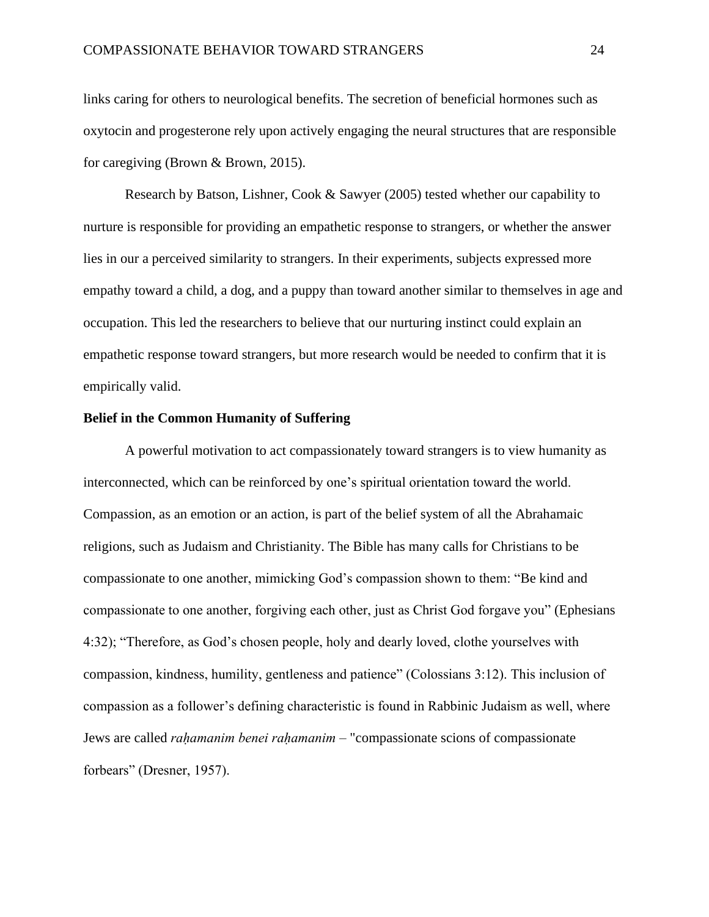links caring for others to neurological benefits. The secretion of beneficial hormones such as oxytocin and progesterone rely upon actively engaging the neural structures that are responsible for caregiving (Brown & Brown, 2015).

Research by Batson, Lishner, Cook & Sawyer (2005) tested whether our capability to nurture is responsible for providing an empathetic response to strangers, or whether the answer lies in our a perceived similarity to strangers. In their experiments, subjects expressed more empathy toward a child, a dog, and a puppy than toward another similar to themselves in age and occupation. This led the researchers to believe that our nurturing instinct could explain an empathetic response toward strangers, but more research would be needed to confirm that it is empirically valid.

**Belief in the Common Humanity of Suffering**

A powerful motivation to act compassionately toward strangers is to view humanity as interconnected, which can be reinforced by one's spiritual orientation toward the world. Compassion, as an emotion or an action, is part of the belief system of all the Abrahamaic religions, such as Judaism and Christianity. The Bible has many calls for Christians to be compassionate to one another, mimicking God's compassion shown to them: "Be kind and compassionate to one another, forgiving each other, just as Christ God forgave you" (Ephesians 4:32); "Therefore, as God's chosen people, holy and dearly loved, clothe yourselves with compassion, kindness, humility, gentleness and patience" (Colossians 3:12). This inclusion of compassion as a follower's defining characteristic is found in Rabbinic Judaism as well, where Jews are called *raḥamanim benei raḥamanim* – "compassionate scions of compassionate forbears" (Dresner, 1957).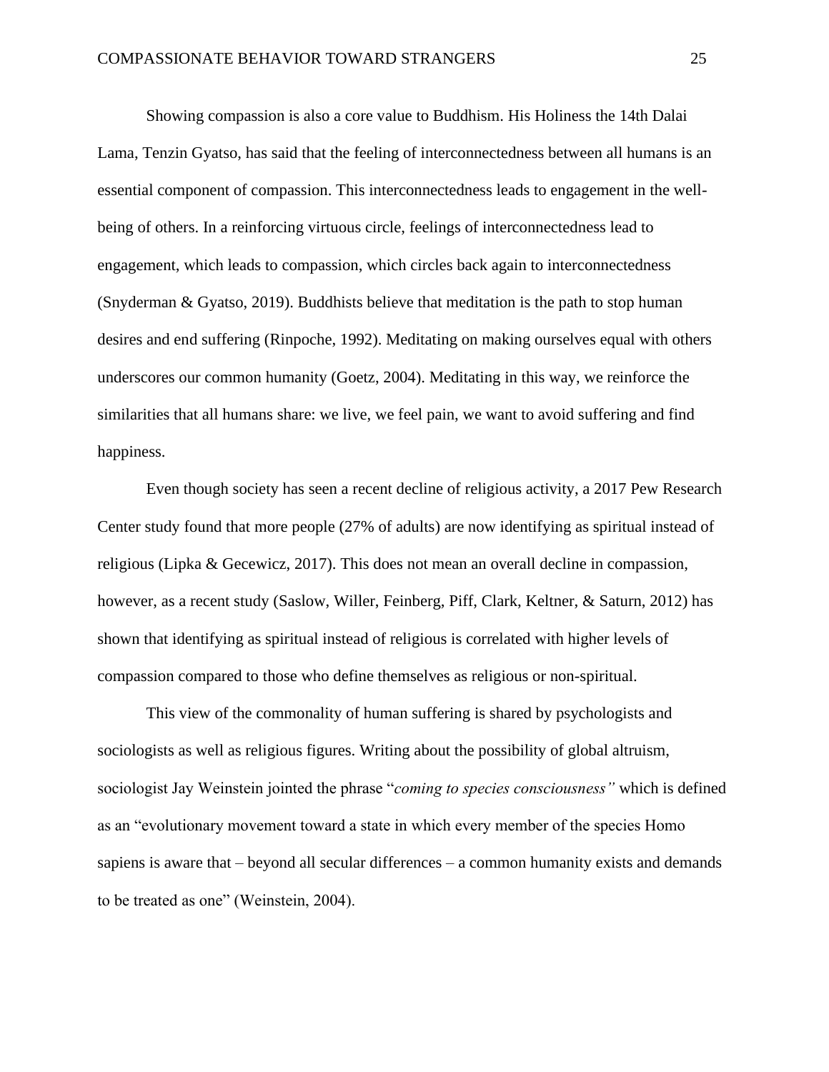Showing compassion is also a core value to Buddhism. His Holiness the 14th Dalai Lama, Tenzin Gyatso, has said that the feeling of interconnectedness between all humans is an essential component of compassion. This interconnectedness leads to engagement in the well-being of others. In a reinforcing virtuous circle, feelings of interconnectedness lead to engagement, which leads to compassion, which circles back again to interconnectedness (Snyderman & Gyatso, 2019). Buddhists believe that meditation is the path to stop human desires and end suffering (Rinpoche, 1992). Meditating on making ourselves equal with others underscores our common humanity (Goetz, 2004). Meditating in this way, we reinforce the similarities that all humans share: we live, we feel pain, we want to avoid suffering and find happiness.

Even though society has seen a recent decline of religious activity, a 2017 Pew Research Center study found that more people (27% of adults) are now identifying as spiritual instead of religious (Lipka & Gecewicz, 2017). This does not mean an overall decline in compassion, however, as a recent study (Saslow, Willer, Feinberg, Piff, Clark, Keltner, & Saturn, 2012) has shown that identifying as spiritual instead of religious is correlated with higher levels of compassion compared to those who define themselves as religious or non-spiritual.

This view of the commonality of human suffering is shared by psychologists and sociologists as well as religious figures. Writing about the possibility of global altruism, sociologist Jay Weinstein jointed the phrase "*coming to species consciousness"* which is defined as an "evolutionary movement toward a state in which every member of the species Homo sapiens is aware that – beyond all secular differences – a common humanity exists and demands to be treated as one" (Weinstein, 2004).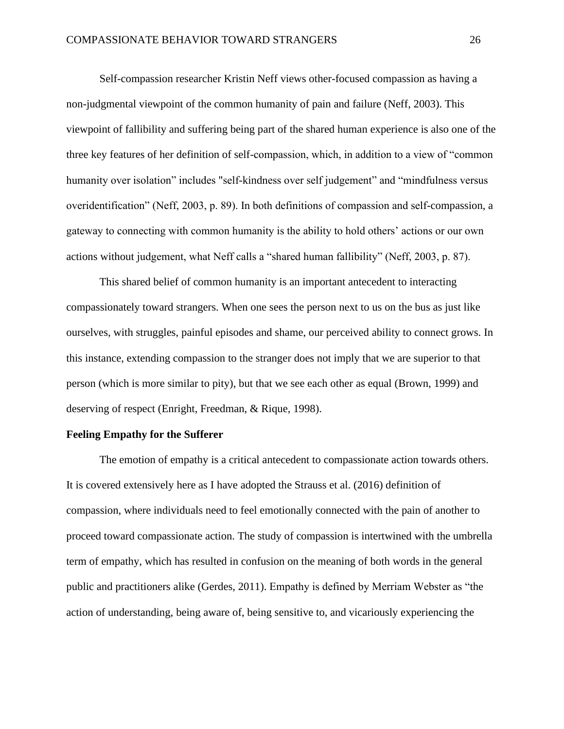Self-compassion researcher Kristin Neff views other-focused compassion as having a non-judgmental viewpoint of the common humanity of pain and failure (Neff, 2003). This viewpoint of fallibility and suffering being part of the shared human experience is also one of the three key features of her definition of self-compassion, which, in addition to a view of "common humanity over isolation" includes "self-kindness over self judgement" and "mindfulness versus overidentification" (Neff, 2003, p. 89). In both definitions of compassion and self-compassion, a gateway to connecting with common humanity is the ability to hold others' actions or our own actions without judgement, what Neff calls a "shared human fallibility" (Neff, 2003, p. 87).

This shared belief of common humanity is an important antecedent to interacting compassionately toward strangers. When one sees the person next to us on the bus as just like ourselves, with struggles, painful episodes and shame, our perceived ability to connect grows. In this instance, extending compassion to the stranger does not imply that we are superior to that person (which is more similar to pity), but that we see each other as equal (Brown, 1999) and deserving of respect (Enright, Freedman, & Rique, 1998).

**Feeling Empathy for the Sufferer**

The emotion of empathy is a critical antecedent to compassionate action towards others. It is covered extensively here as I have adopted the Strauss et al. (2016) definition of compassion, where individuals need to feel emotionally connected with the pain of another to proceed toward compassionate action. The study of compassion is intertwined with the umbrella term of empathy, which has resulted in confusion on the meaning of both words in the general public and practitioners alike (Gerdes, 2011). Empathy is defined by Merriam Webster as "the action of understanding, being aware of, being sensitive to, and vicariously experiencing the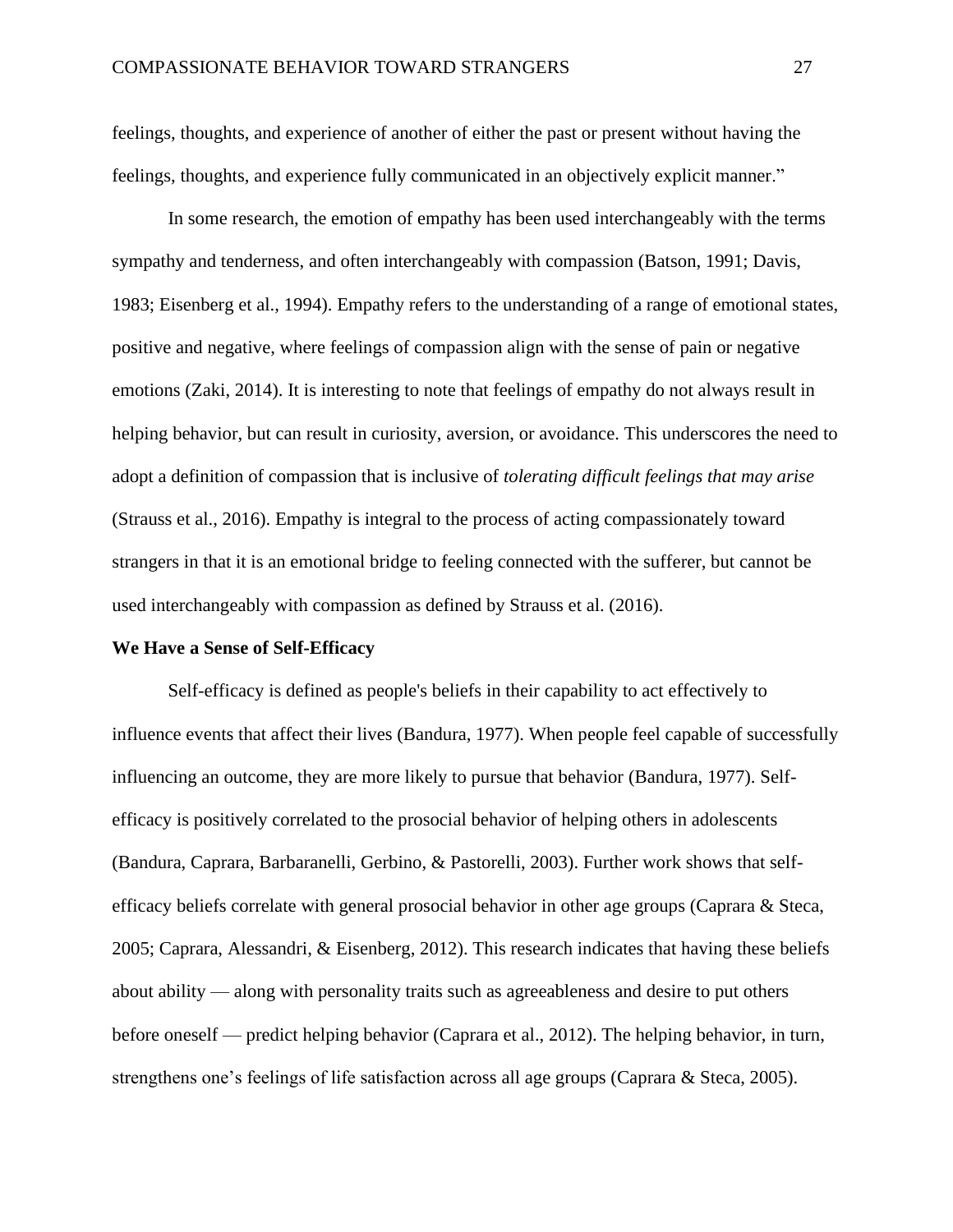feelings, thoughts, and experience of another of either the past or present without having the feelings, thoughts, and experience fully communicated in an objectively explicit manner."

In some research, the emotion of empathy has been used interchangeably with the terms sympathy and tenderness, and often interchangeably with compassion (Batson, 1991; Davis, 1983; Eisenberg et al., 1994). Empathy refers to the understanding of a range of emotional states, positive and negative, where feelings of compassion align with the sense of pain or negative emotions (Zaki, 2014). It is interesting to note that feelings of empathy do not always result in helping behavior, but can result in curiosity, aversion, or avoidance. This underscores the need to adopt a definition of compassion that is inclusive of *tolerating difficult feelings that may arise* (Strauss et al., 2016). Empathy is integral to the process of acting compassionately toward strangers in that it is an emotional bridge to feeling connected with the sufferer, but cannot be used interchangeably with compassion as defined by Strauss et al. (2016).

## We Have a Sense of Self-Efficacy

Self-efficacy is defined as people's beliefs in their capability to act effectively to influence events that affect their lives (Bandura, 1977). When people feel capable of successfully influencing an outcome, they are more likely to pursue that behavior (Bandura, 1977). Self-efficacy is positively correlated to the prosocial behavior of helping others in adolescents (Bandura, Caprara, Barbaranelli, Gerbino, & Pastorelli, 2003). Further work shows that self-efficacy beliefs correlate with general prosocial behavior in other age groups (Caprara & Steca, 2005; Caprara, Alessandri, & Eisenberg, 2012). This research indicates that having these beliefs about ability — along with personality traits such as agreeableness and desire to put others before oneself — predict helping behavior (Caprara et al., 2012). The helping behavior, in turn, strengthens one's feelings of life satisfaction across all age groups (Caprara & Steca, 2005).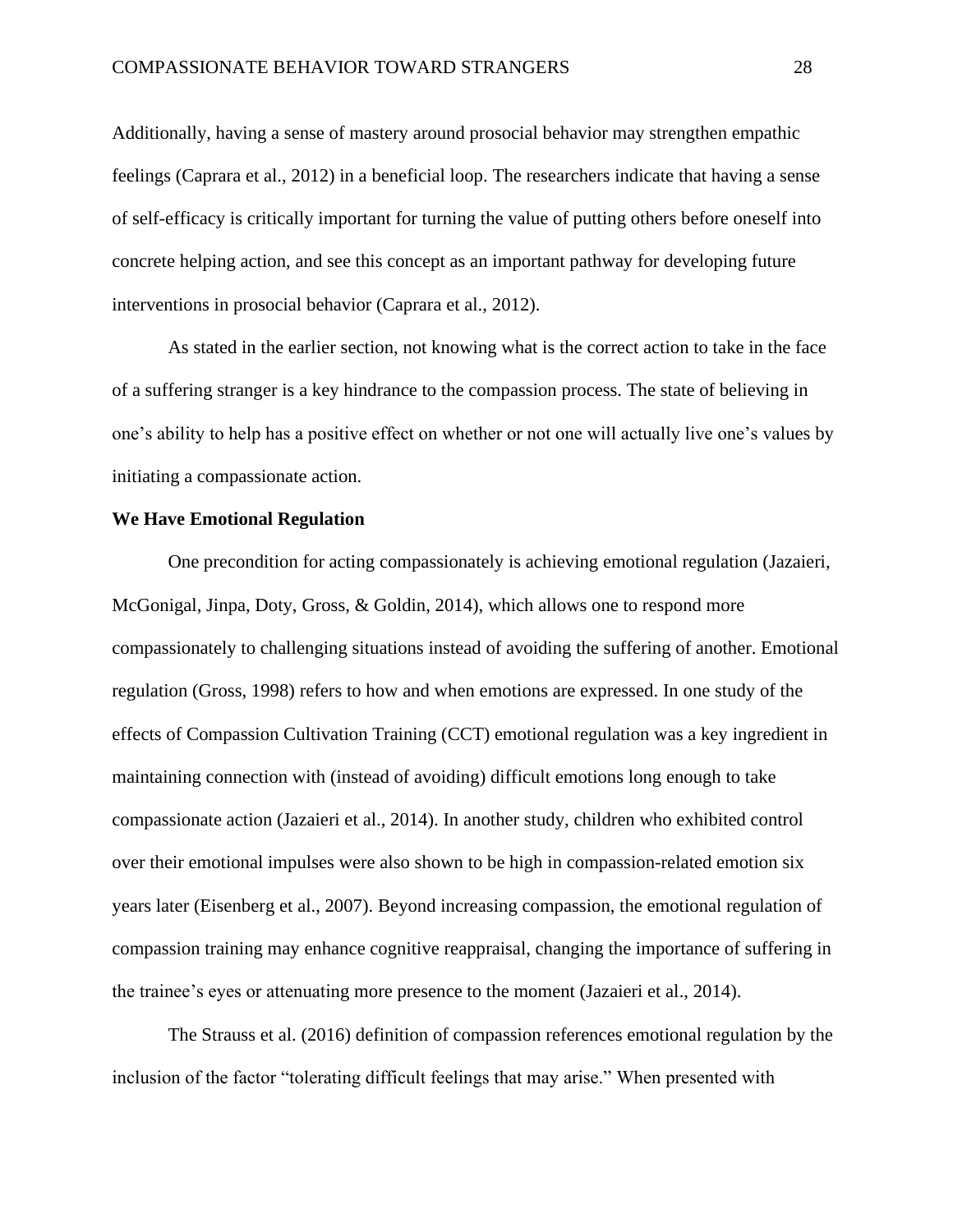Additionally, having a sense of mastery around prosocial behavior may strengthen empathic feelings (Caprara et al., 2012) in a beneficial loop. The researchers indicate that having a sense of self-efficacy is critically important for turning the value of putting others before oneself into concrete helping action, and see this concept as an important pathway for developing future interventions in prosocial behavior (Caprara et al., 2012).

As stated in the earlier section, not knowing what is the correct action to take in the face of a suffering stranger is a key hindrance to the compassion process. The state of believing in one's ability to help has a positive effect on whether or not one will actually live one's values by initiating a compassionate action.

**We Have Emotional Regulation**

One precondition for acting compassionately is achieving emotional regulation (Jazaieri, McGonigal, Jinpa, Doty, Gross, & Goldin, 2014), which allows one to respond more compassionately to challenging situations instead of avoiding the suffering of another. Emotional regulation (Gross, 1998) refers to how and when emotions are expressed. In one study of the effects of Compassion Cultivation Training (CCT) emotional regulation was a key ingredient in maintaining connection with (instead of avoiding) difficult emotions long enough to take compassionate action (Jazaieri et al., 2014). In another study, children who exhibited control over their emotional impulses were also shown to be high in compassion-related emotion six years later (Eisenberg et al., 2007). Beyond increasing compassion, the emotional regulation of compassion training may enhance cognitive reappraisal, changing the importance of suffering in the trainee's eyes or attenuating more presence to the moment (Jazaieri et al., 2014).

The Strauss et al. (2016) definition of compassion references emotional regulation by the inclusion of the factor "tolerating difficult feelings that may arise." When presented with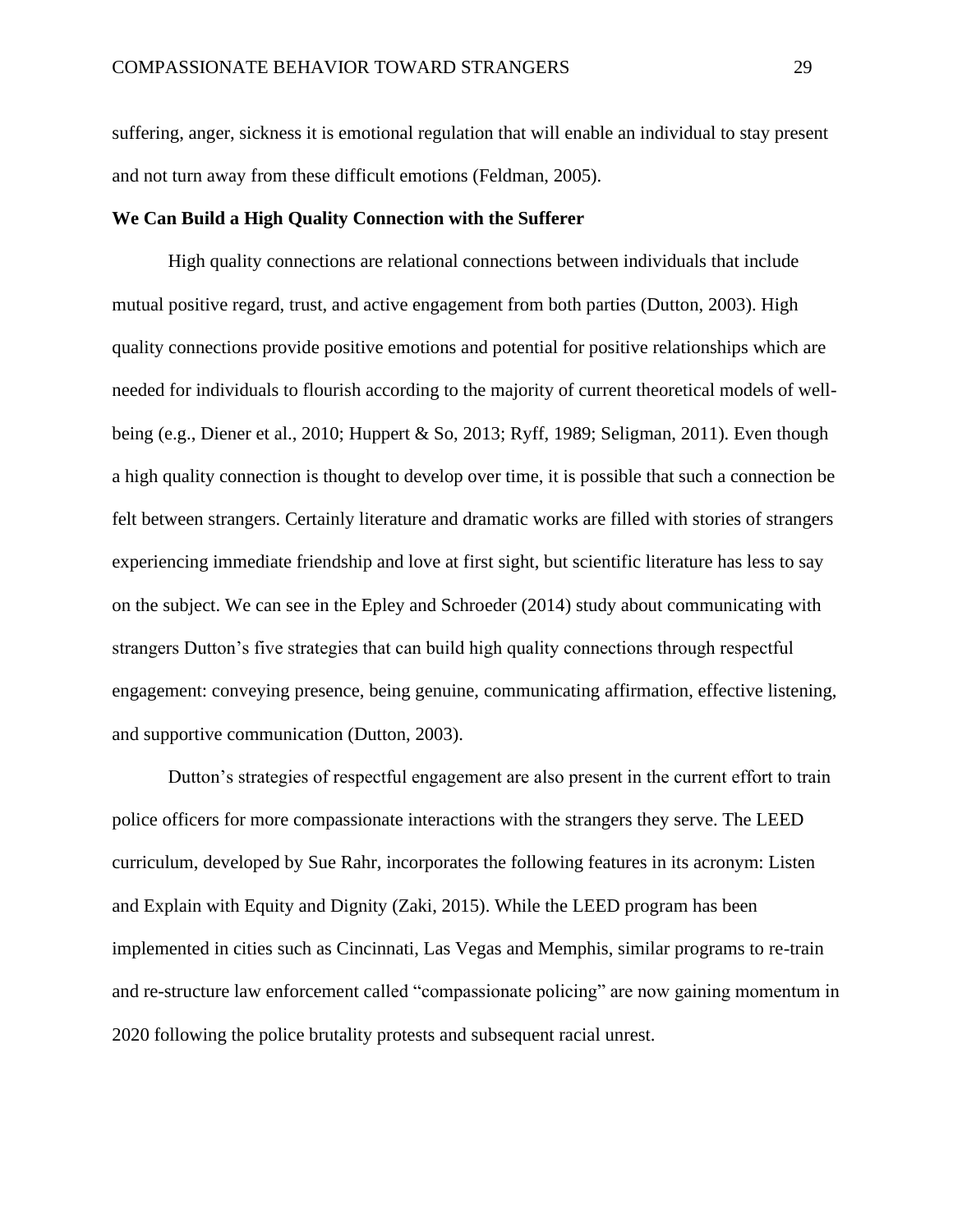suffering, anger, sickness it is emotional regulation that will enable an individual to stay present and not turn away from these difficult emotions (Feldman, 2005).

**We Can Build a High Quality Connection with the Sufferer**

High quality connections are relational connections between individuals that include mutual positive regard, trust, and active engagement from both parties (Dutton, 2003). High quality connections provide positive emotions and potential for positive relationships which are needed for individuals to flourish according to the majority of current theoretical models of well-being (e.g., Diener et al., 2010; Huppert & So, 2013; Ryff, 1989; Seligman, 2011). Even though a high quality connection is thought to develop over time, it is possible that such a connection be felt between strangers. Certainly literature and dramatic works are filled with stories of strangers experiencing immediate friendship and love at first sight, but scientific literature has less to say on the subject. We can see in the Epley and Schroeder (2014) study about communicating with strangers Dutton's five strategies that can build high quality connections through respectful engagement: conveying presence, being genuine, communicating affirmation, effective listening, and supportive communication (Dutton, 2003).

Dutton's strategies of respectful engagement are also present in the current effort to train police officers for more compassionate interactions with the strangers they serve. The LEED curriculum, developed by Sue Rahr, incorporates the following features in its acronym: Listen and Explain with Equity and Dignity (Zaki, 2015). While the LEED program has been implemented in cities such as Cincinnati, Las Vegas and Memphis, similar programs to re-train and re-structure law enforcement called "compassionate policing" are now gaining momentum in 2020 following the police brutality protests and subsequent racial unrest.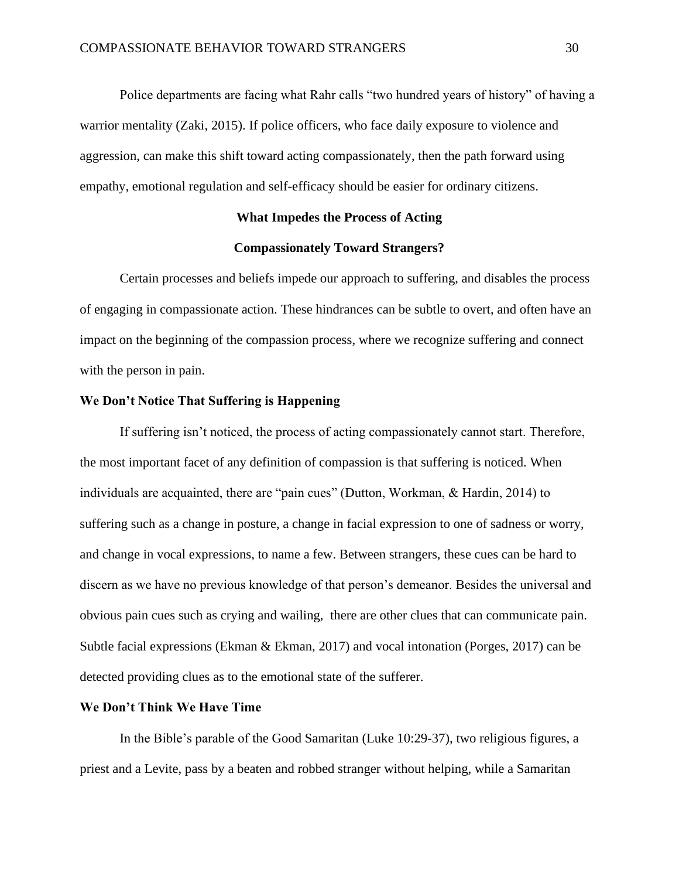Police departments are facing what Rahr calls "two hundred years of history" of having a warrior mentality (Zaki, 2015). If police officers, who face daily exposure to violence and aggression, can make this shift toward acting compassionately, then the path forward using empathy, emotional regulation and self-efficacy should be easier for ordinary citizens.

## What Impedes the Process of Acting Compassionately Toward Strangers?

Certain processes and beliefs impede our approach to suffering, and disables the process of engaging in compassionate action. These hindrances can be subtle to overt, and often have an impact on the beginning of the compassion process, where we recognize suffering and connect with the person in pain.

### We Don't Notice That Suffering is Happening

If suffering isn't noticed, the process of acting compassionately cannot start. Therefore, the most important facet of any definition of compassion is that suffering is noticed. When individuals are acquainted, there are "pain cues" (Dutton, Workman, & Hardin, 2014) to suffering such as a change in posture, a change in facial expression to one of sadness or worry, and change in vocal expressions, to name a few. Between strangers, these cues can be hard to discern as we have no previous knowledge of that person's demeanor. Besides the universal and obvious pain cues such as crying and wailing, there are other clues that can communicate pain. Subtle facial expressions (Ekman & Ekman, 2017) and vocal intonation (Porges, 2017) can be detected providing clues as to the emotional state of the sufferer.

### We Don't Think We Have Time

In the Bible's parable of the Good Samaritan (Luke 10:29-37), two religious figures, a priest and a Levite, pass by a beaten and robbed stranger without helping, while a Samaritan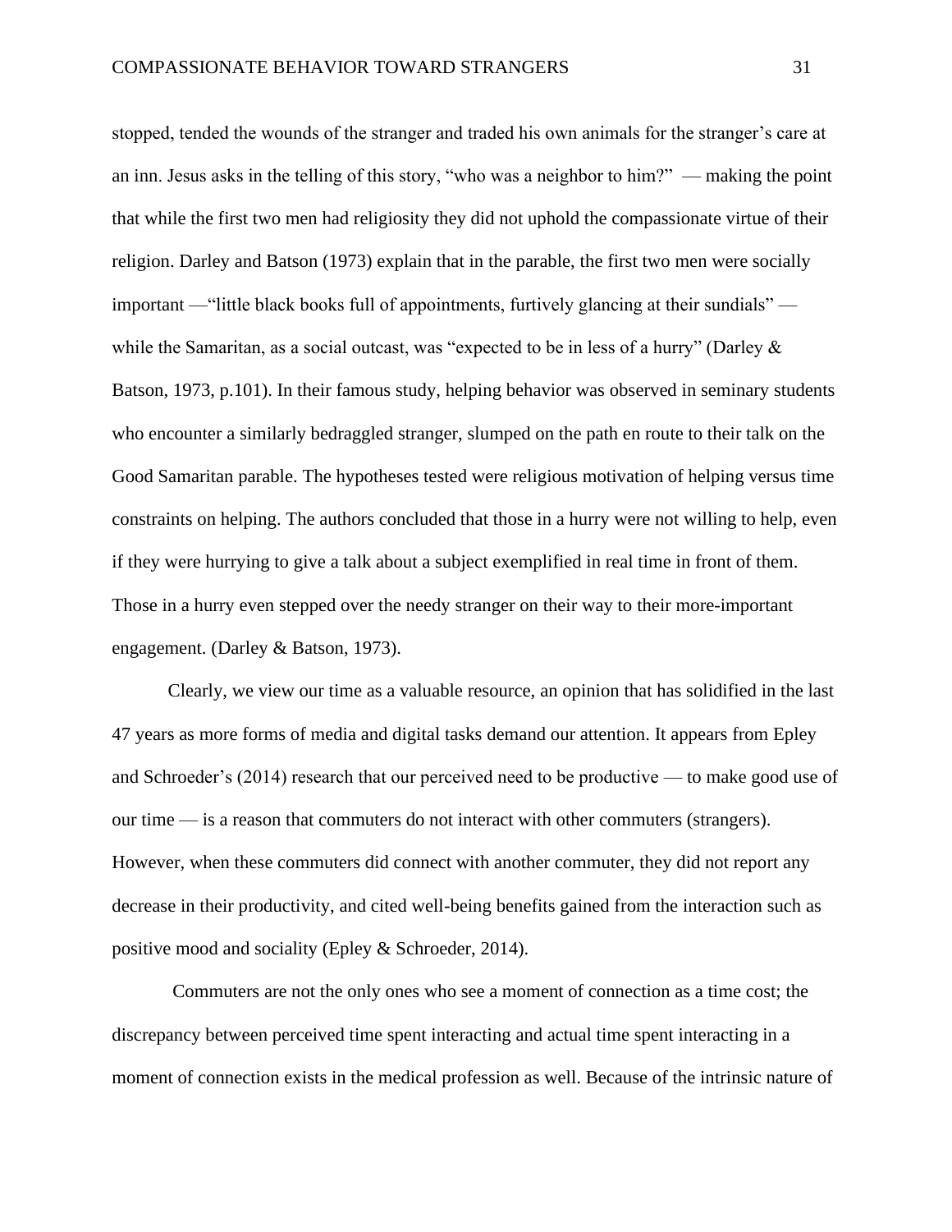stopped, tended the wounds of the stranger and traded his own animals for the stranger's care at an inn. Jesus asks in the telling of this story, "who was a neighbor to him?" — making the point that while the first two men had religiosity they did not uphold the compassionate virtue of their religion. Darley and Batson (1973) explain that in the parable, the first two men were socially important —"little black books full of appointments, furtively glancing at their sundials" — while the Samaritan, as a social outcast, was "expected to be in less of a hurry" (Darley & Batson, 1973, p.101). In their famous study, helping behavior was observed in seminary students who encounter a similarly bedraggled stranger, slumped on the path en route to their talk on the Good Samaritan parable. The hypotheses tested were religious motivation of helping versus time constraints on helping. The authors concluded that those in a hurry were not willing to help, even if they were hurrying to give a talk about a subject exemplified in real time in front of them. Those in a hurry even stepped over the needy stranger on their way to their more-important engagement. (Darley & Batson, 1973).

Clearly, we view our time as a valuable resource, an opinion that has solidified in the last 47 years as more forms of media and digital tasks demand our attention. It appears from Epley and Schroeder's (2014) research that our perceived need to be productive — to make good use of our time — is a reason that commuters do not interact with other commuters (strangers). However, when these commuters did connect with another commuter, they did not report any decrease in their productivity, and cited well-being benefits gained from the interaction such as positive mood and sociality (Epley & Schroeder, 2014).

Commuters are not the only ones who see a moment of connection as a time cost; the discrepancy between perceived time spent interacting and actual time spent interacting in a moment of connection exists in the medical profession as well. Because of the intrinsic nature of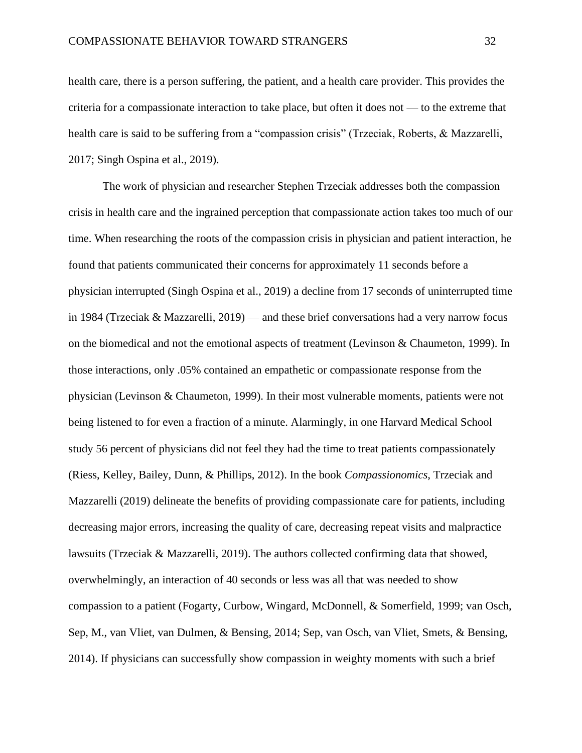health care, there is a person suffering, the patient, and a health care provider. This provides the criteria for a compassionate interaction to take place, but often it does not — to the extreme that health care is said to be suffering from a "compassion crisis" (Trzeciak, Roberts, & Mazzarelli, 2017; Singh Ospina et al., 2019).

The work of physician and researcher Stephen Trzeciak addresses both the compassion crisis in health care and the ingrained perception that compassionate action takes too much of our time. When researching the roots of the compassion crisis in physician and patient interaction, he found that patients communicated their concerns for approximately 11 seconds before a physician interrupted (Singh Ospina et al., 2019) a decline from 17 seconds of uninterrupted time in 1984 (Trzeciak & Mazzarelli, 2019) — and these brief conversations had a very narrow focus on the biomedical and not the emotional aspects of treatment (Levinson & Chaumeton, 1999). In those interactions, only .05% contained an empathetic or compassionate response from the physician (Levinson & Chaumeton, 1999). In their most vulnerable moments, patients were not being listened to for even a fraction of a minute. Alarmingly, in one Harvard Medical School study 56 percent of physicians did not feel they had the time to treat patients compassionately (Riess, Kelley, Bailey, Dunn, & Phillips, 2012). In the book *Compassionomics*, Trzeciak and Mazzarelli (2019) delineate the benefits of providing compassionate care for patients, including decreasing major errors, increasing the quality of care, decreasing repeat visits and malpractice lawsuits (Trzeciak & Mazzarelli, 2019). The authors collected confirming data that showed, overwhelmingly, an interaction of 40 seconds or less was all that was needed to show compassion to a patient (Fogarty, Curbow, Wingard, McDonnell, & Somerfield, 1999; van Osch, Sep, M., van Vliet, van Dulmen, & Bensing, 2014; Sep, van Osch, van Vliet, Smets, & Bensing, 2014). If physicians can successfully show compassion in weighty moments with such a brief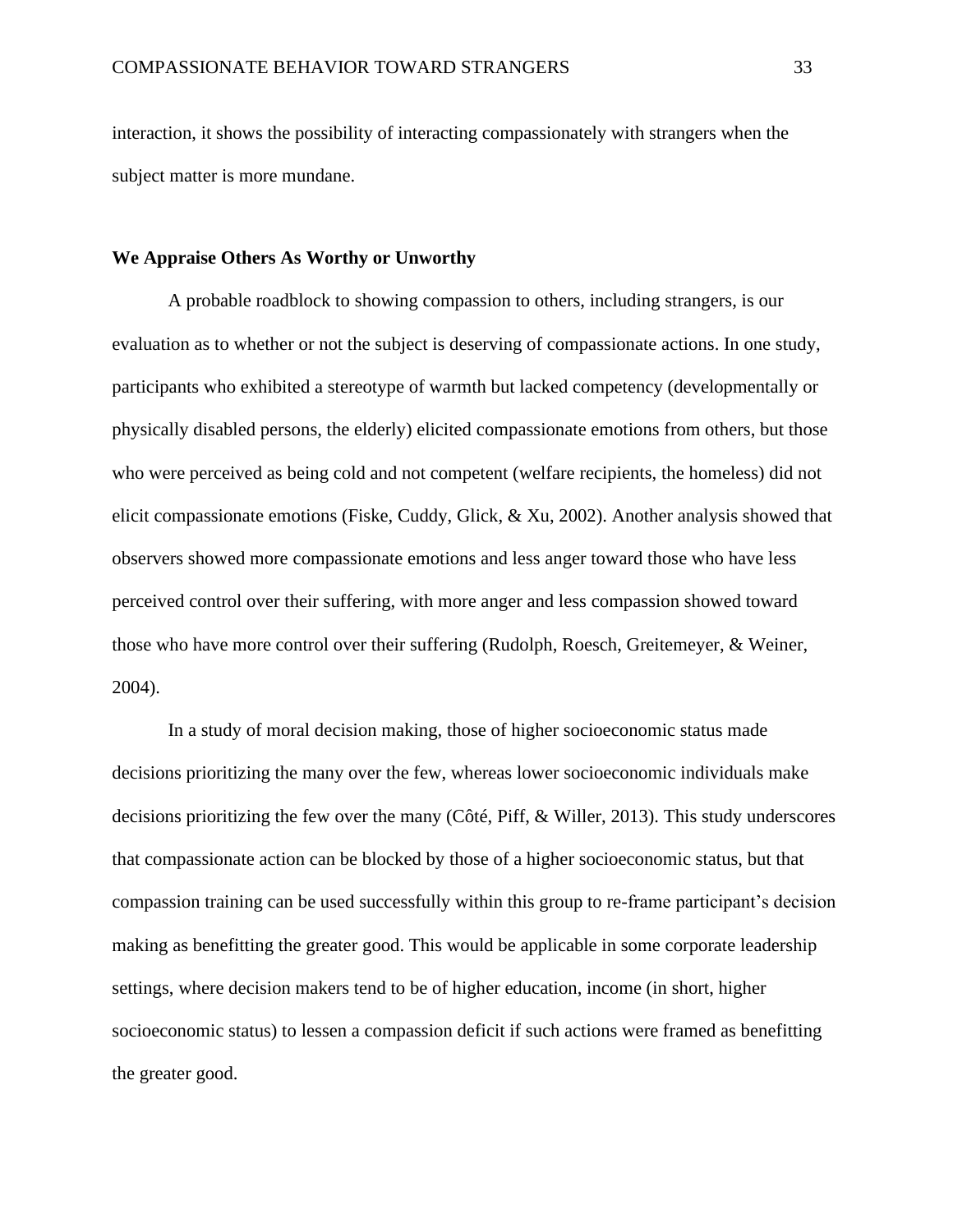interaction, it shows the possibility of interacting compassionately with strangers when the subject matter is more mundane.

**We Appraise Others As Worthy or Unworthy**

A probable roadblock to showing compassion to others, including strangers, is our evaluation as to whether or not the subject is deserving of compassionate actions. In one study, participants who exhibited a stereotype of warmth but lacked competency (developmentally or physically disabled persons, the elderly) elicited compassionate emotions from others, but those who were perceived as being cold and not competent (welfare recipients, the homeless) did not elicit compassionate emotions (Fiske, Cuddy, Glick, & Xu, 2002). Another analysis showed that observers showed more compassionate emotions and less anger toward those who have less perceived control over their suffering, with more anger and less compassion showed toward those who have more control over their suffering (Rudolph, Roesch, Greitemeyer, & Weiner, 2004).

In a study of moral decision making, those of higher socioeconomic status made decisions prioritizing the many over the few, whereas lower socioeconomic individuals make decisions prioritizing the few over the many (Côté, Piff, & Willer, 2013). This study underscores that compassionate action can be blocked by those of a higher socioeconomic status, but that compassion training can be used successfully within this group to re-frame participant's decision making as benefitting the greater good. This would be applicable in some corporate leadership settings, where decision makers tend to be of higher education, income (in short, higher socioeconomic status) to lessen a compassion deficit if such actions were framed as benefitting the greater good.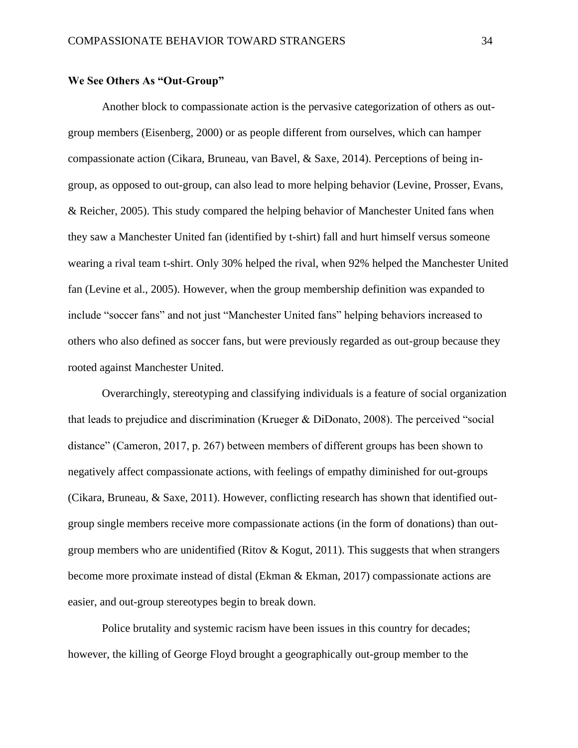**We See Others As "Out-Group"**

Another block to compassionate action is the pervasive categorization of others as out-group members (Eisenberg, 2000) or as people different from ourselves, which can hamper compassionate action (Cikara, Bruneau, van Bavel, & Saxe, 2014). Perceptions of being in-group, as opposed to out-group, can also lead to more helping behavior (Levine, Prosser, Evans, & Reicher, 2005). This study compared the helping behavior of Manchester United fans when they saw a Manchester United fan (identified by t-shirt) fall and hurt himself versus someone wearing a rival team t-shirt. Only 30% helped the rival, when 92% helped the Manchester United fan (Levine et al., 2005). However, when the group membership definition was expanded to include "soccer fans" and not just "Manchester United fans" helping behaviors increased to others who also defined as soccer fans, but were previously regarded as out-group because they rooted against Manchester United.

Overarchingly, stereotyping and classifying individuals is a feature of social organization that leads to prejudice and discrimination (Krueger & DiDonato, 2008). The perceived "social distance" (Cameron, 2017, p. 267) between members of different groups has been shown to negatively affect compassionate actions, with feelings of empathy diminished for out-groups (Cikara, Bruneau, & Saxe, 2011). However, conflicting research has shown that identified out-group single members receive more compassionate actions (in the form of donations) than out-group members who are unidentified (Ritov & Kogut, 2011). This suggests that when strangers become more proximate instead of distal (Ekman & Ekman, 2017) compassionate actions are easier, and out-group stereotypes begin to break down.

Police brutality and systemic racism have been issues in this country for decades; however, the killing of George Floyd brought a geographically out-group member to the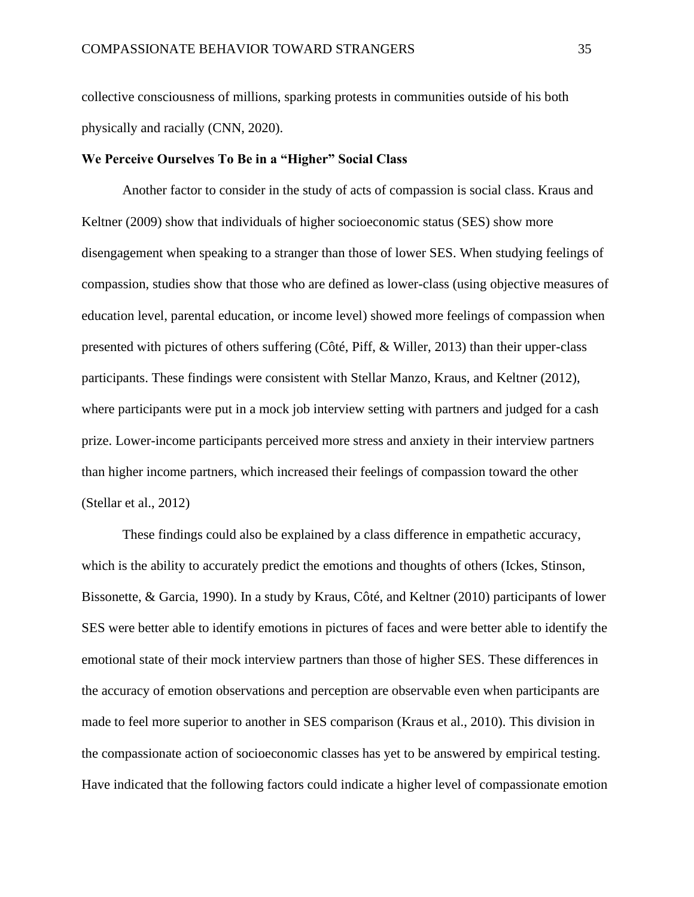collective consciousness of millions, sparking protests in communities outside of his both physically and racially (CNN, 2020).

### We Perceive Ourselves To Be in a "Higher" Social Class

Another factor to consider in the study of acts of compassion is social class. Kraus and Keltner (2009) show that individuals of higher socioeconomic status (SES) show more disengagement when speaking to a stranger than those of lower SES. When studying feelings of compassion, studies show that those who are defined as lower-class (using objective measures of education level, parental education, or income level) showed more feelings of compassion when presented with pictures of others suffering (Côté, Piff, & Willer, 2013) than their upper-class participants. These findings were consistent with Stellar Manzo, Kraus, and Keltner (2012), where participants were put in a mock job interview setting with partners and judged for a cash prize. Lower-income participants perceived more stress and anxiety in their interview partners than higher income partners, which increased their feelings of compassion toward the other (Stellar et al., 2012)

These findings could also be explained by a class difference in empathetic accuracy, which is the ability to accurately predict the emotions and thoughts of others (Ickes, Stinson, Bissonette, & Garcia, 1990). In a study by Kraus, Côté, and Keltner (2010) participants of lower SES were better able to identify emotions in pictures of faces and were better able to identify the emotional state of their mock interview partners than those of higher SES. These differences in the accuracy of emotion observations and perception are observable even when participants are made to feel more superior to another in SES comparison (Kraus et al., 2010). This division in the compassionate action of socioeconomic classes has yet to be answered by empirical testing. Have indicated that the following factors could indicate a higher level of compassionate emotion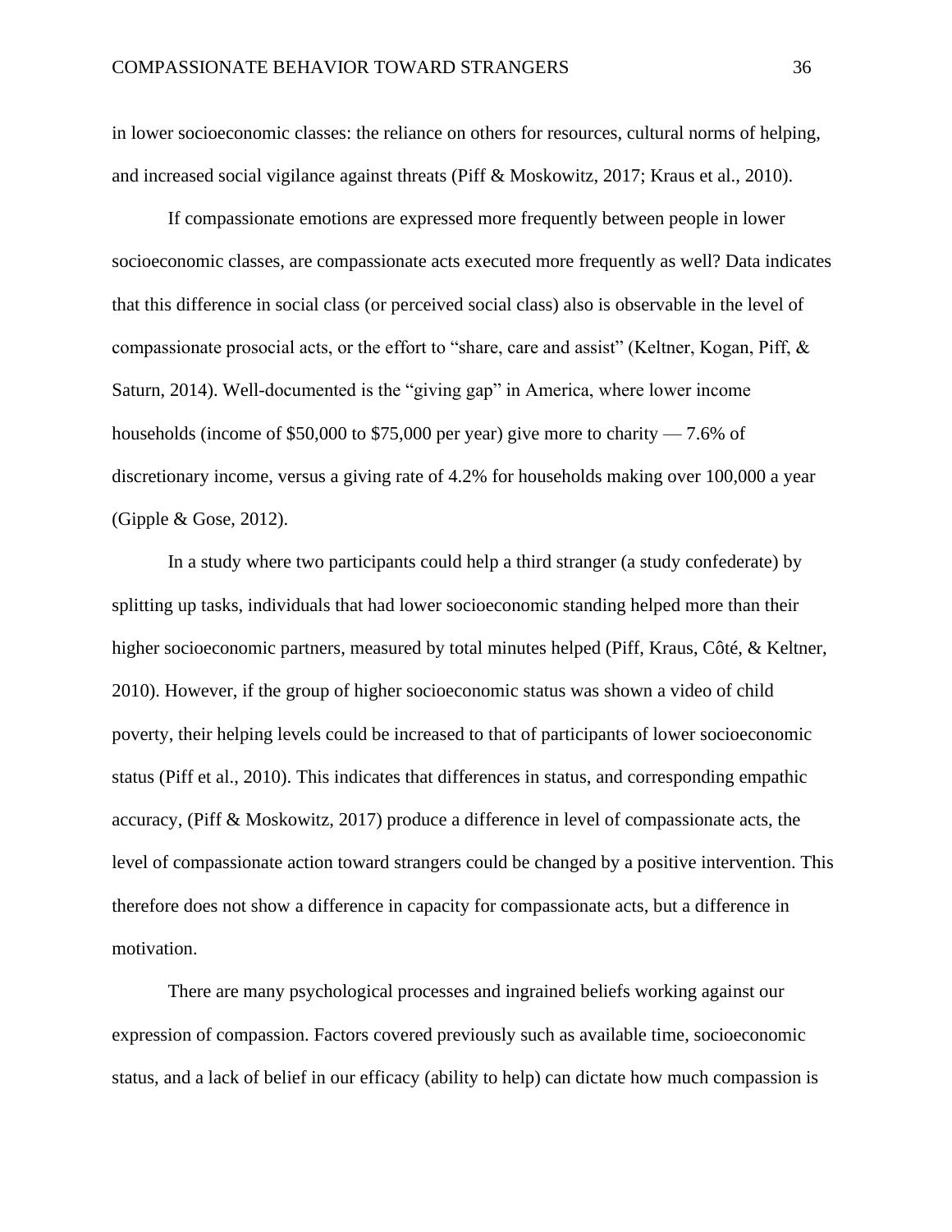in lower socioeconomic classes: the reliance on others for resources, cultural norms of helping, and increased social vigilance against threats (Piff & Moskowitz, 2017; Kraus et al., 2010).

If compassionate emotions are expressed more frequently between people in lower socioeconomic classes, are compassionate acts executed more frequently as well? Data indicates that this difference in social class (or perceived social class) also is observable in the level of compassionate prosocial acts, or the effort to "share, care and assist" (Keltner, Kogan, Piff, & Saturn, 2014). Well-documented is the "giving gap" in America, where lower income households (income of $50,000 to $75,000 per year) give more to charity — 7.6% of discretionary income, versus a giving rate of 4.2% for households making over 100,000 a year (Gipple & Gose, 2012).

In a study where two participants could help a third stranger (a study confederate) by splitting up tasks, individuals that had lower socioeconomic standing helped more than their higher socioeconomic partners, measured by total minutes helped (Piff, Kraus, Côté, & Keltner, 2010). However, if the group of higher socioeconomic status was shown a video of child poverty, their helping levels could be increased to that of participants of lower socioeconomic status (Piff et al., 2010). This indicates that differences in status, and corresponding empathic accuracy, (Piff & Moskowitz, 2017) produce a difference in level of compassionate acts, the level of compassionate action toward strangers could be changed by a positive intervention. This therefore does not show a difference in capacity for compassionate acts, but a difference in motivation.

There are many psychological processes and ingrained beliefs working against our expression of compassion. Factors covered previously such as available time, socioeconomic status, and a lack of belief in our efficacy (ability to help) can dictate how much compassion is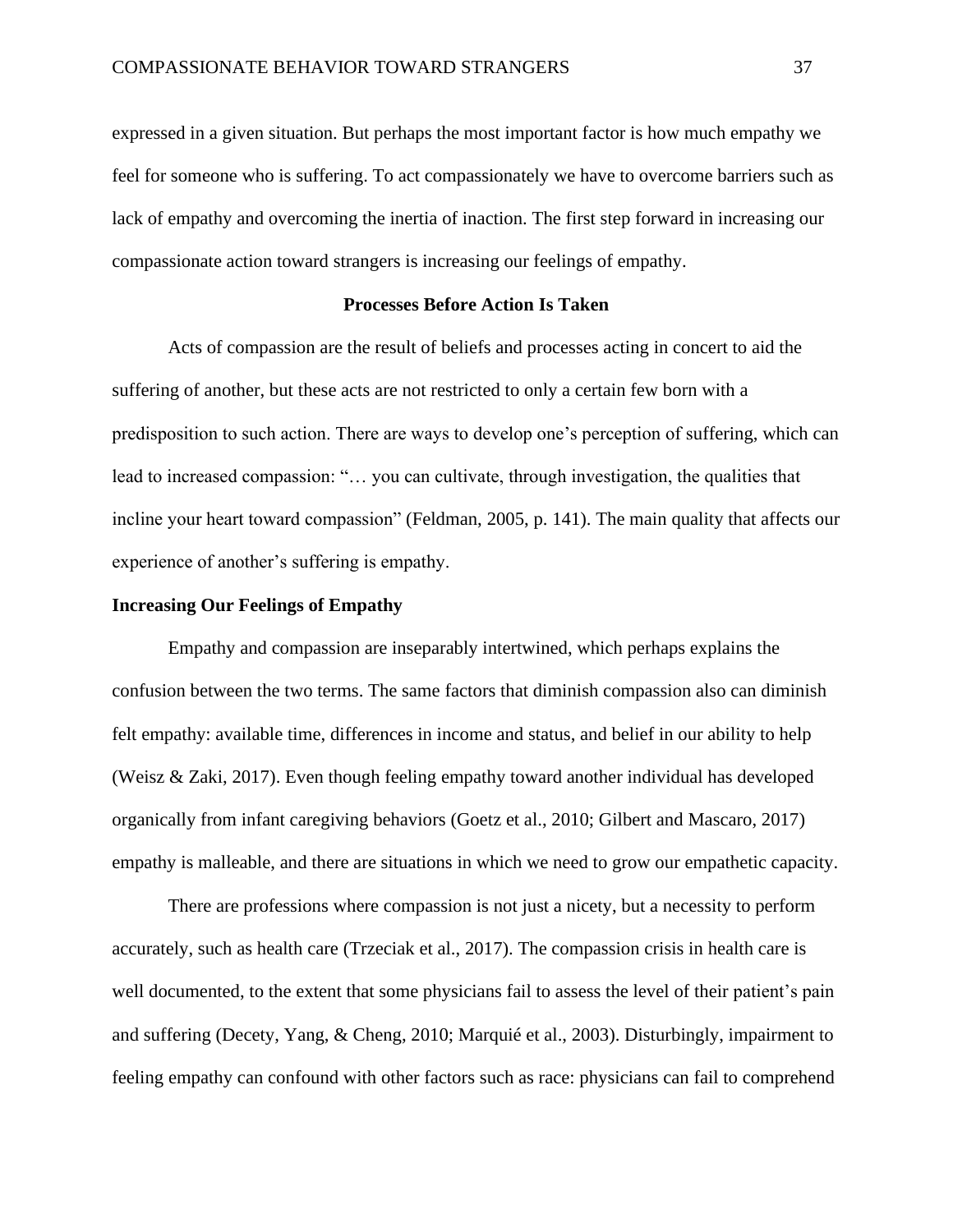expressed in a given situation. But perhaps the most important factor is how much empathy we feel for someone who is suffering. To act compassionately we have to overcome barriers such as lack of empathy and overcoming the inertia of inaction. The first step forward in increasing our compassionate action toward strangers is increasing our feelings of empathy.

## Processes Before Action Is Taken

Acts of compassion are the result of beliefs and processes acting in concert to aid the suffering of another, but these acts are not restricted to only a certain few born with a predisposition to such action. There are ways to develop one's perception of suffering, which can lead to increased compassion: "… you can cultivate, through investigation, the qualities that incline your heart toward compassion" (Feldman, 2005, p. 141). The main quality that affects our experience of another's suffering is empathy.

### Increasing Our Feelings of Empathy

Empathy and compassion are inseparably intertwined, which perhaps explains the confusion between the two terms. The same factors that diminish compassion also can diminish felt empathy: available time, differences in income and status, and belief in our ability to help (Weisz & Zaki, 2017). Even though feeling empathy toward another individual has developed organically from infant caregiving behaviors (Goetz et al., 2010; Gilbert and Mascaro, 2017) empathy is malleable, and there are situations in which we need to grow our empathetic capacity.

There are professions where compassion is not just a nicety, but a necessity to perform accurately, such as health care (Trzeciak et al., 2017). The compassion crisis in health care is well documented, to the extent that some physicians fail to assess the level of their patient's pain and suffering (Decety, Yang, & Cheng, 2010; Marquié et al., 2003). Disturbingly, impairment to feeling empathy can confound with other factors such as race: physicians can fail to comprehend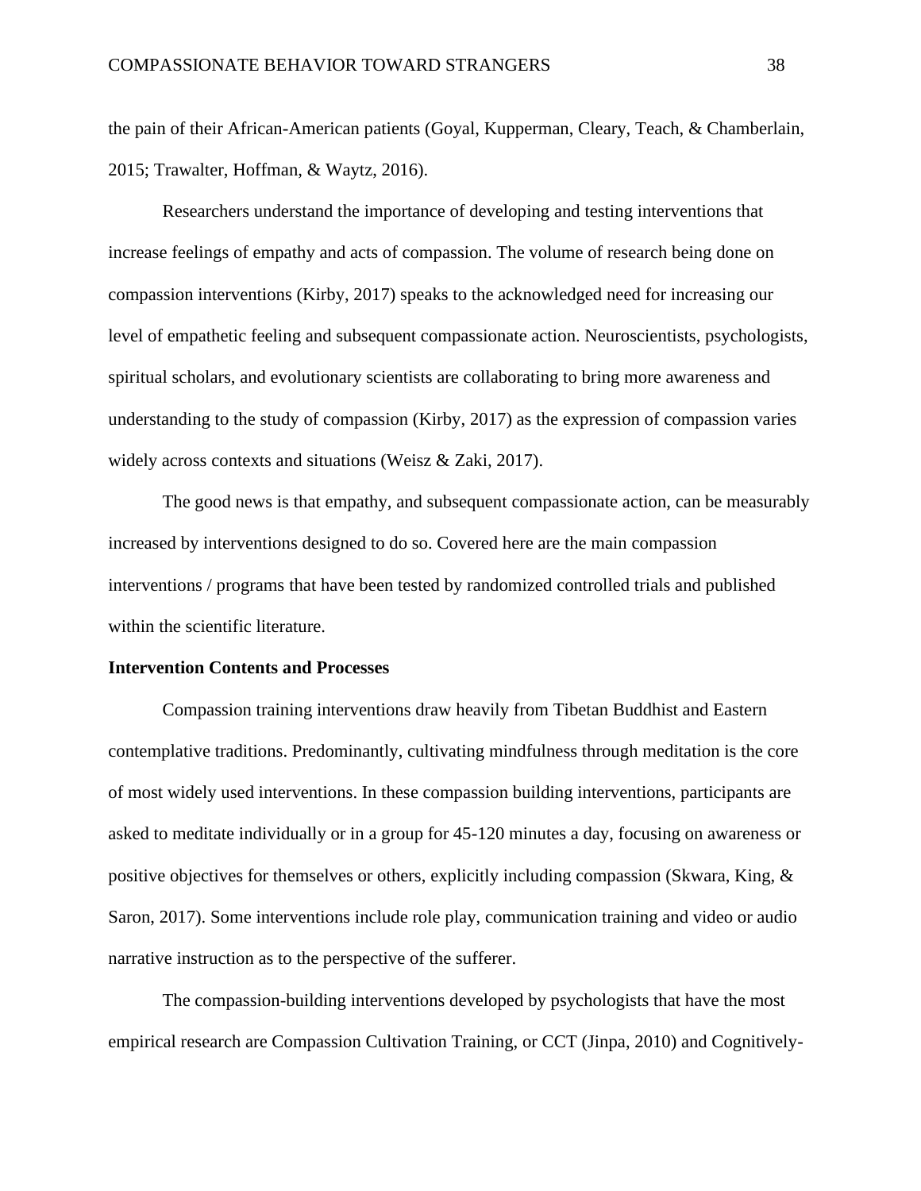the pain of their African-American patients (Goyal, Kupperman, Cleary, Teach, & Chamberlain, 2015; Trawalter, Hoffman, & Waytz, 2016).

Researchers understand the importance of developing and testing interventions that increase feelings of empathy and acts of compassion. The volume of research being done on compassion interventions (Kirby, 2017) speaks to the acknowledged need for increasing our level of empathetic feeling and subsequent compassionate action. Neuroscientists, psychologists, spiritual scholars, and evolutionary scientists are collaborating to bring more awareness and understanding to the study of compassion (Kirby, 2017) as the expression of compassion varies widely across contexts and situations (Weisz & Zaki, 2017).

The good news is that empathy, and subsequent compassionate action, can be measurably increased by interventions designed to do so. Covered here are the main compassion interventions / programs that have been tested by randomized controlled trials and published within the scientific literature.

**Intervention Contents and Processes**

Compassion training interventions draw heavily from Tibetan Buddhist and Eastern contemplative traditions. Predominantly, cultivating mindfulness through meditation is the core of most widely used interventions. In these compassion building interventions, participants are asked to meditate individually or in a group for 45-120 minutes a day, focusing on awareness or positive objectives for themselves or others, explicitly including compassion (Skwara, King, & Saron, 2017). Some interventions include role play, communication training and video or audio narrative instruction as to the perspective of the sufferer.

The compassion-building interventions developed by psychologists that have the most empirical research are Compassion Cultivation Training, or CCT (Jinpa, 2010) and Cognitively-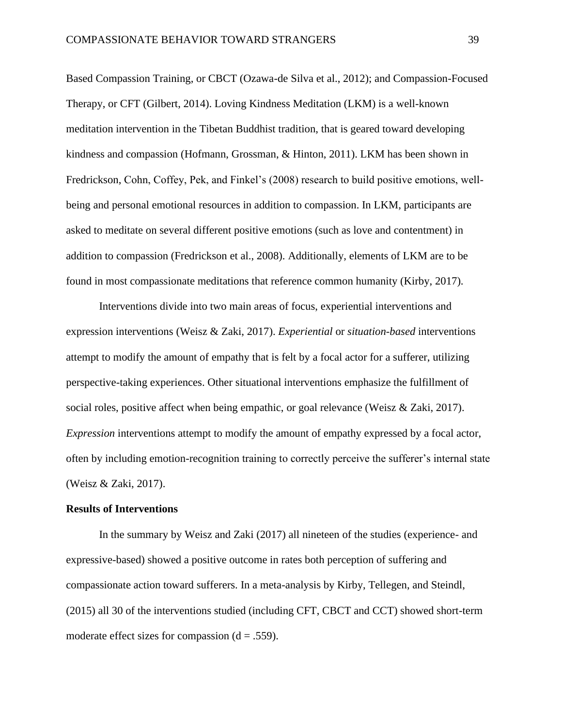Based Compassion Training, or CBCT (Ozawa-de Silva et al., 2012); and Compassion-Focused Therapy, or CFT (Gilbert, 2014). Loving Kindness Meditation (LKM) is a well-known meditation intervention in the Tibetan Buddhist tradition, that is geared toward developing kindness and compassion (Hofmann, Grossman, & Hinton, 2011). LKM has been shown in Fredrickson, Cohn, Coffey, Pek, and Finkel's (2008) research to build positive emotions, well-being and personal emotional resources in addition to compassion. In LKM, participants are asked to meditate on several different positive emotions (such as love and contentment) in addition to compassion (Fredrickson et al., 2008). Additionally, elements of LKM are to be found in most compassionate meditations that reference common humanity (Kirby, 2017).

Interventions divide into two main areas of focus, experiential interventions and expression interventions (Weisz & Zaki, 2017). *Experiential* or *situation-based* interventions attempt to modify the amount of empathy that is felt by a focal actor for a sufferer, utilizing perspective-taking experiences. Other situational interventions emphasize the fulfillment of social roles, positive affect when being empathic, or goal relevance (Weisz & Zaki, 2017). *Expression* interventions attempt to modify the amount of empathy expressed by a focal actor, often by including emotion-recognition training to correctly perceive the sufferer's internal state (Weisz & Zaki, 2017).

**Results of Interventions**

In the summary by Weisz and Zaki (2017) all nineteen of the studies (experience- and expressive-based) showed a positive outcome in rates both perception of suffering and compassionate action toward sufferers. In a meta-analysis by Kirby, Tellegen, and Steindl, (2015) all 30 of the interventions studied (including CFT, CBCT and CCT) showed short-term moderate effect sizes for compassion ($d = .559$).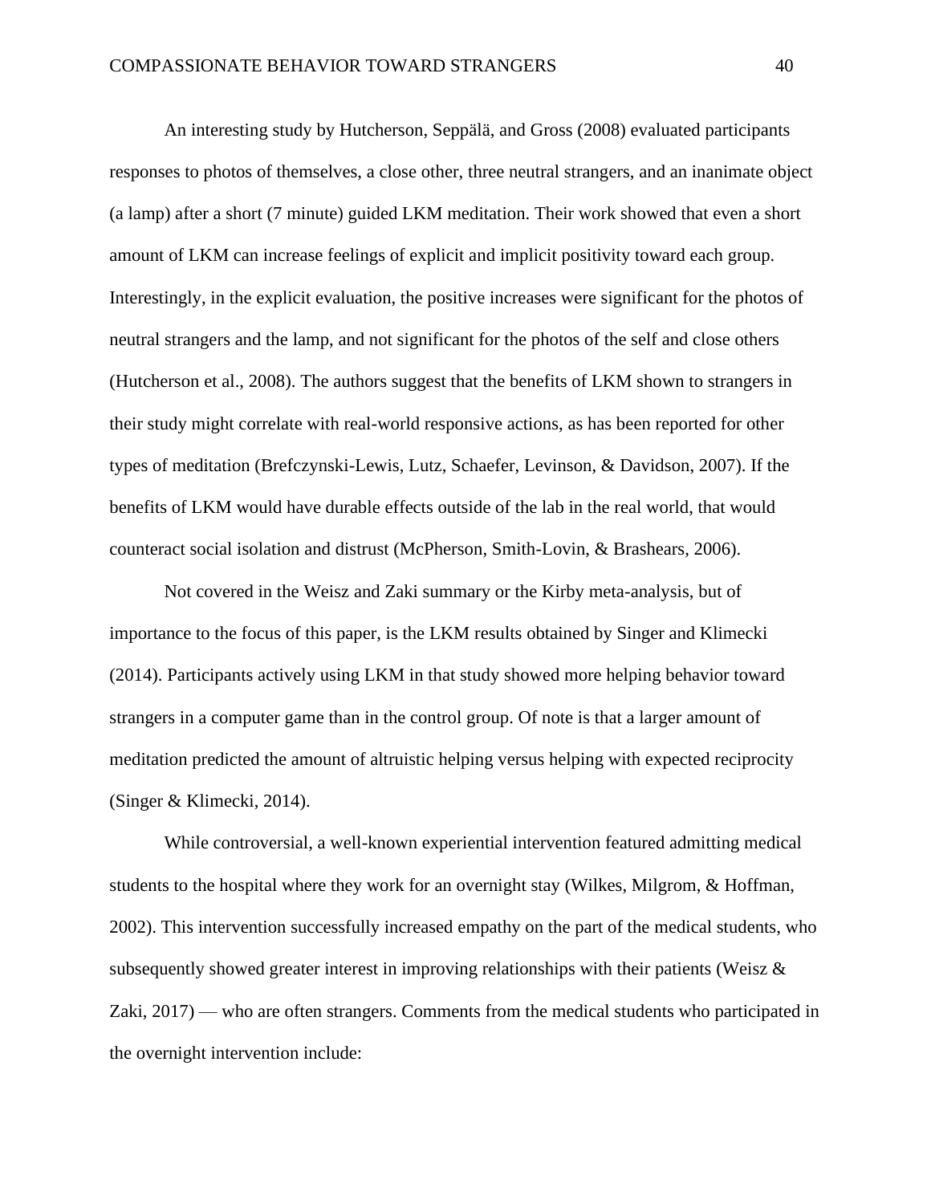An interesting study by Hutcherson, Seppälä, and Gross (2008) evaluated participants responses to photos of themselves, a close other, three neutral strangers, and an inanimate object (a lamp) after a short (7 minute) guided LKM meditation. Their work showed that even a short amount of LKM can increase feelings of explicit and implicit positivity toward each group. Interestingly, in the explicit evaluation, the positive increases were significant for the photos of neutral strangers and the lamp, and not significant for the photos of the self and close others (Hutcherson et al., 2008). The authors suggest that the benefits of LKM shown to strangers in their study might correlate with real-world responsive actions, as has been reported for other types of meditation (Brefczynski-Lewis, Lutz, Schaefer, Levinson, & Davidson, 2007). If the benefits of LKM would have durable effects outside of the lab in the real world, that would counteract social isolation and distrust (McPherson, Smith-Lovin, & Brashears, 2006).

Not covered in the Weisz and Zaki summary or the Kirby meta-analysis, but of importance to the focus of this paper, is the LKM results obtained by Singer and Klimecki (2014). Participants actively using LKM in that study showed more helping behavior toward strangers in a computer game than in the control group. Of note is that a larger amount of meditation predicted the amount of altruistic helping versus helping with expected reciprocity (Singer & Klimecki, 2014).

While controversial, a well-known experiential intervention featured admitting medical students to the hospital where they work for an overnight stay (Wilkes, Milgrom, & Hoffman, 2002). This intervention successfully increased empathy on the part of the medical students, who subsequently showed greater interest in improving relationships with their patients (Weisz & Zaki, 2017) — who are often strangers. Comments from the medical students who participated in the overnight intervention include: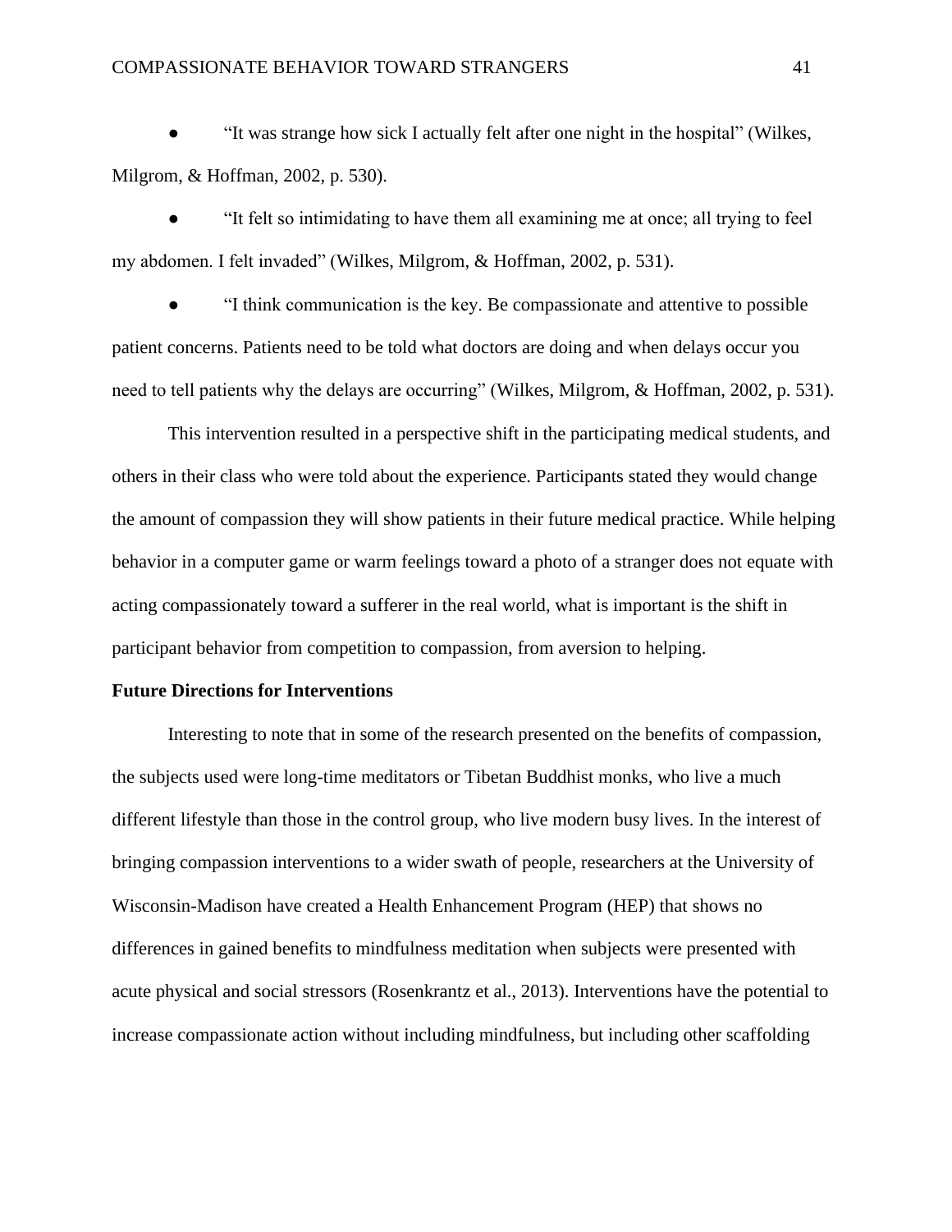- “It was strange how sick I actually felt after one night in the hospital” (Wilkes, Milgrom, & Hoffman, 2002, p. 530).
- “It felt so intimidating to have them all examining me at once; all trying to feel my abdomen. I felt invaded” (Wilkes, Milgrom, & Hoffman, 2002, p. 531).
- “I think communication is the key. Be compassionate and attentive to possible patient concerns. Patients need to be told what doctors are doing and when delays occur you need to tell patients why the delays are occurring” (Wilkes, Milgrom, & Hoffman, 2002, p. 531).

This intervention resulted in a perspective shift in the participating medical students, and others in their class who were told about the experience. Participants stated they would change the amount of compassion they will show patients in their future medical practice. While helping behavior in a computer game or warm feelings toward a photo of a stranger does not equate with acting compassionately toward a sufferer in the real world, what is important is the shift in participant behavior from competition to compassion, from aversion to helping.

**Future Directions for Interventions**

Interesting to note that in some of the research presented on the benefits of compassion, the subjects used were long-time meditators or Tibetan Buddhist monks, who live a much different lifestyle than those in the control group, who live modern busy lives. In the interest of bringing compassion interventions to a wider swath of people, researchers at the University of Wisconsin-Madison have created a Health Enhancement Program (HEP) that shows no differences in gained benefits to mindfulness meditation when subjects were presented with acute physical and social stressors (Rosenkrantz et al., 2013). Interventions have the potential to increase compassionate action without including mindfulness, but including other scaffolding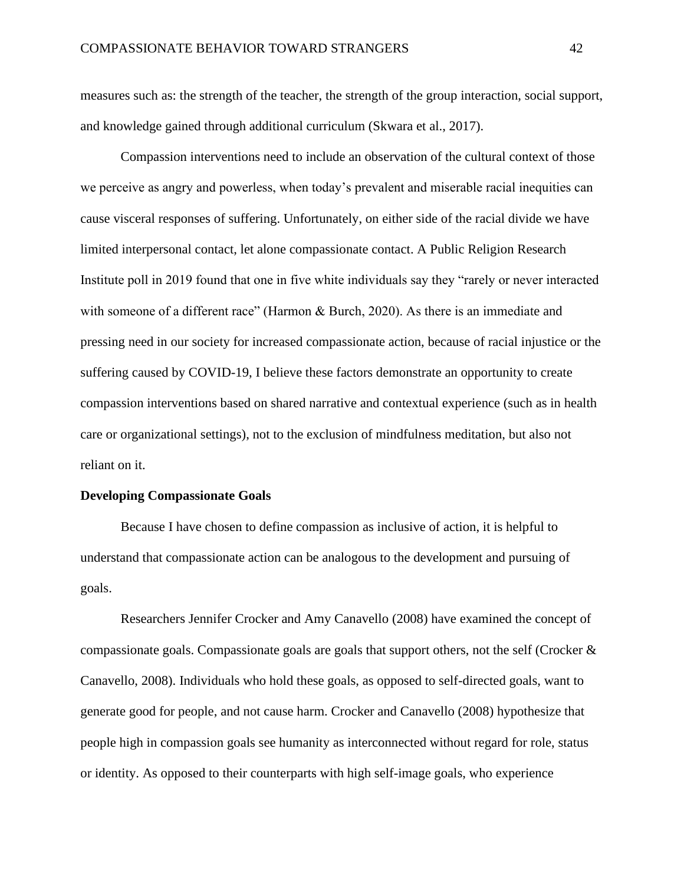measures such as: the strength of the teacher, the strength of the group interaction, social support, and knowledge gained through additional curriculum (Skwara et al., 2017).

Compassion interventions need to include an observation of the cultural context of those we perceive as angry and powerless, when today's prevalent and miserable racial inequities can cause visceral responses of suffering. Unfortunately, on either side of the racial divide we have limited interpersonal contact, let alone compassionate contact. A Public Religion Research Institute poll in 2019 found that one in five white individuals say they "rarely or never interacted with someone of a different race" (Harmon & Burch, 2020). As there is an immediate and pressing need in our society for increased compassionate action, because of racial injustice or the suffering caused by COVID-19, I believe these factors demonstrate an opportunity to create compassion interventions based on shared narrative and contextual experience (such as in health care or organizational settings), not to the exclusion of mindfulness meditation, but also not reliant on it.

**Developing Compassionate Goals**

Because I have chosen to define compassion as inclusive of action, it is helpful to understand that compassionate action can be analogous to the development and pursuing of goals.

Researchers Jennifer Crocker and Amy Canavello (2008) have examined the concept of compassionate goals. Compassionate goals are goals that support others, not the self (Crocker & Canavello, 2008). Individuals who hold these goals, as opposed to self-directed goals, want to generate good for people, and not cause harm. Crocker and Canavello (2008) hypothesize that people high in compassion goals see humanity as interconnected without regard for role, status or identity. As opposed to their counterparts with high self-image goals, who experience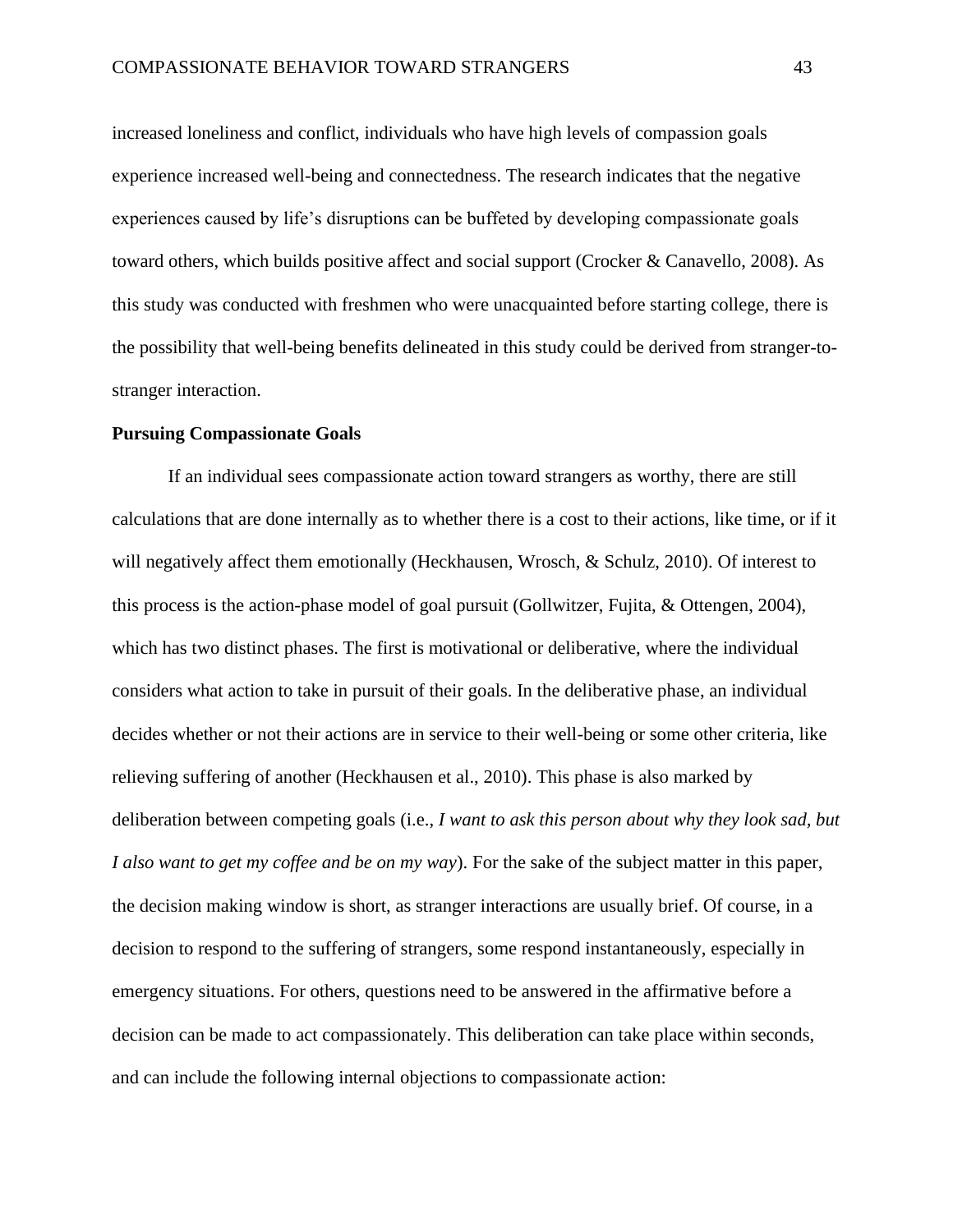increased loneliness and conflict, individuals who have high levels of compassion goals experience increased well-being and connectedness. The research indicates that the negative experiences caused by life's disruptions can be buffeted by developing compassionate goals toward others, which builds positive affect and social support (Crocker & Canavello, 2008). As this study was conducted with freshmen who were unacquainted before starting college, there is the possibility that well-being benefits delineated in this study could be derived from stranger-to-stranger interaction.

**Pursuing Compassionate Goals**

If an individual sees compassionate action toward strangers as worthy, there are still calculations that are done internally as to whether there is a cost to their actions, like time, or if it will negatively affect them emotionally (Heckhausen, Wrosch, & Schulz, 2010). Of interest to this process is the action-phase model of goal pursuit (Gollwitzer, Fujita, & Ottengen, 2004), which has two distinct phases. The first is motivational or deliberative, where the individual considers what action to take in pursuit of their goals. In the deliberative phase, an individual decides whether or not their actions are in service to their well-being or some other criteria, like relieving suffering of another (Heckhausen et al., 2010). This phase is also marked by deliberation between competing goals (i.e., *I want to ask this person about why they look sad, but I also want to get my coffee and be on my way*). For the sake of the subject matter in this paper, the decision making window is short, as stranger interactions are usually brief. Of course, in a decision to respond to the suffering of strangers, some respond instantaneously, especially in emergency situations. For others, questions need to be answered in the affirmative before a decision can be made to act compassionately. This deliberation can take place within seconds, and can include the following internal objections to compassionate action: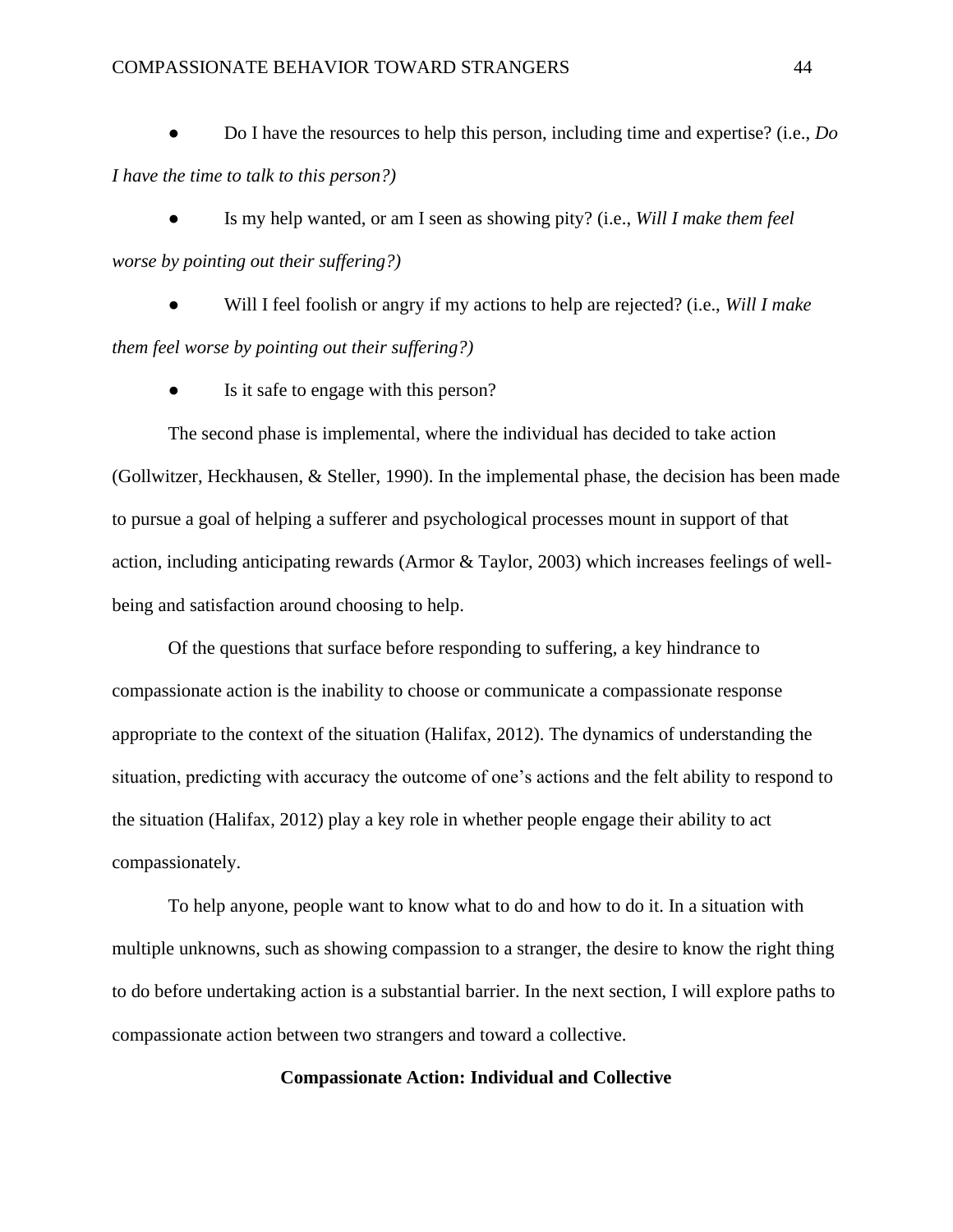- Do I have the resources to help this person, including time and expertise? (i.e., *Do I have the time to talk to this person?)*
- Is my help wanted, or am I seen as showing pity? (i.e., *Will I make them feel worse by pointing out their suffering?)*
- Will I feel foolish or angry if my actions to help are rejected? (i.e., *Will I make them feel worse by pointing out their suffering?)*
- Is it safe to engage with this person?

The second phase is implemental, where the individual has decided to take action (Gollwitzer, Heckhausen, & Steller, 1990). In the implemental phase, the decision has been made to pursue a goal of helping a sufferer and psychological processes mount in support of that action, including anticipating rewards (Armor & Taylor, 2003) which increases feelings of well-being and satisfaction around choosing to help.

Of the questions that surface before responding to suffering, a key hindrance to compassionate action is the inability to choose or communicate a compassionate response appropriate to the context of the situation (Halifax, 2012). The dynamics of understanding the situation, predicting with accuracy the outcome of one's actions and the felt ability to respond to the situation (Halifax, 2012) play a key role in whether people engage their ability to act compassionately.

To help anyone, people want to know what to do and how to do it. In a situation with multiple unknowns, such as showing compassion to a stranger, the desire to know the right thing to do before undertaking action is a substantial barrier. In the next section, I will explore paths to compassionate action between two strangers and toward a collective.

## Compassionate Action: Individual and Collective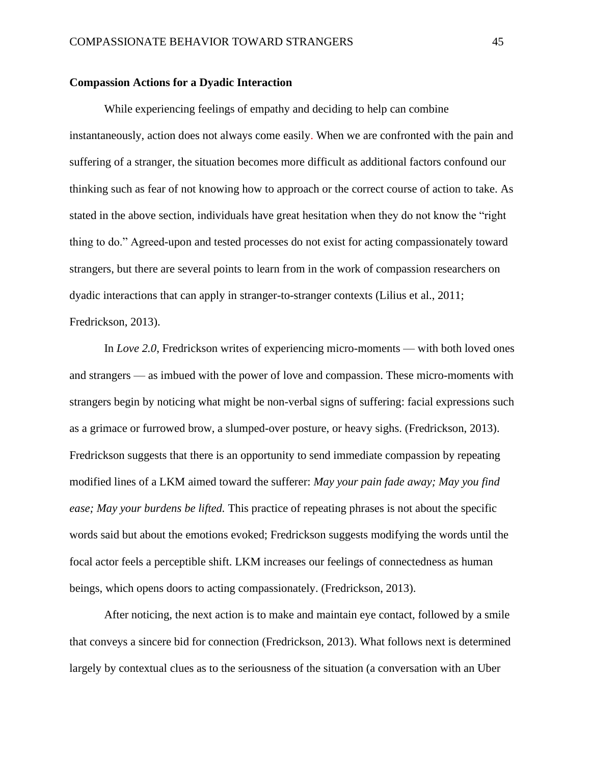**Compassion Actions for a Dyadic Interaction**

While experiencing feelings of empathy and deciding to help can combine instantaneously, action does not always come easily. When we are confronted with the pain and suffering of a stranger, the situation becomes more difficult as additional factors confound our thinking such as fear of not knowing how to approach or the correct course of action to take. As stated in the above section, individuals have great hesitation when they do not know the "right thing to do." Agreed-upon and tested processes do not exist for acting compassionately toward strangers, but there are several points to learn from in the work of compassion researchers on dyadic interactions that can apply in stranger-to-stranger contexts (Lilius et al., 2011; Fredrickson, 2013).

In *Love 2.0*, Fredrickson writes of experiencing micro-moments — with both loved ones and strangers — as imbued with the power of love and compassion. These micro-moments with strangers begin by noticing what might be non-verbal signs of suffering: facial expressions such as a grimace or furrowed brow, a slumped-over posture, or heavy sighs. (Fredrickson, 2013). Fredrickson suggests that there is an opportunity to send immediate compassion by repeating modified lines of a LKM aimed toward the sufferer: *May your pain fade away; May you find ease; May your burdens be lifted.* This practice of repeating phrases is not about the specific words said but about the emotions evoked; Fredrickson suggests modifying the words until the focal actor feels a perceptible shift. LKM increases our feelings of connectedness as human beings, which opens doors to acting compassionately. (Fredrickson, 2013).

After noticing, the next action is to make and maintain eye contact, followed by a smile that conveys a sincere bid for connection (Fredrickson, 2013). What follows next is determined largely by contextual clues as to the seriousness of the situation (a conversation with an Uber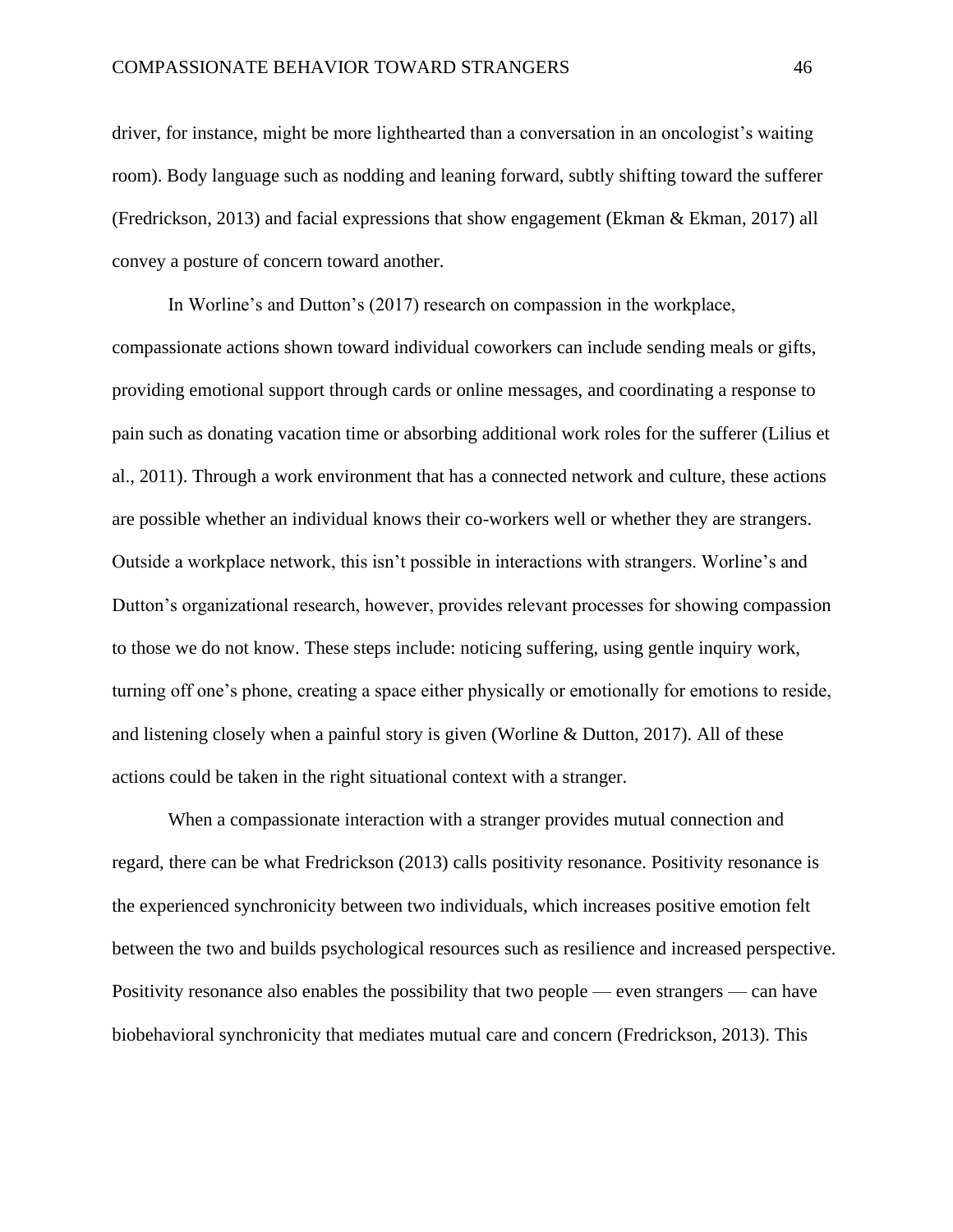driver, for instance, might be more lighthearted than a conversation in an oncologist's waiting room). Body language such as nodding and leaning forward, subtly shifting toward the sufferer (Fredrickson, 2013) and facial expressions that show engagement (Ekman & Ekman, 2017) all convey a posture of concern toward another.

In Worline's and Dutton's (2017) research on compassion in the workplace, compassionate actions shown toward individual coworkers can include sending meals or gifts, providing emotional support through cards or online messages, and coordinating a response to pain such as donating vacation time or absorbing additional work roles for the sufferer (Lilius et al., 2011). Through a work environment that has a connected network and culture, these actions are possible whether an individual knows their co-workers well or whether they are strangers. Outside a workplace network, this isn't possible in interactions with strangers. Worline's and Dutton's organizational research, however, provides relevant processes for showing compassion to those we do not know. These steps include: noticing suffering, using gentle inquiry work, turning off one's phone, creating a space either physically or emotionally for emotions to reside, and listening closely when a painful story is given (Worline & Dutton, 2017). All of these actions could be taken in the right situational context with a stranger.

When a compassionate interaction with a stranger provides mutual connection and regard, there can be what Fredrickson (2013) calls positivity resonance. Positivity resonance is the experienced synchronicity between two individuals, which increases positive emotion felt between the two and builds psychological resources such as resilience and increased perspective. Positivity resonance also enables the possibility that two people — even strangers — can have biobehavioral synchronicity that mediates mutual care and concern (Fredrickson, 2013). This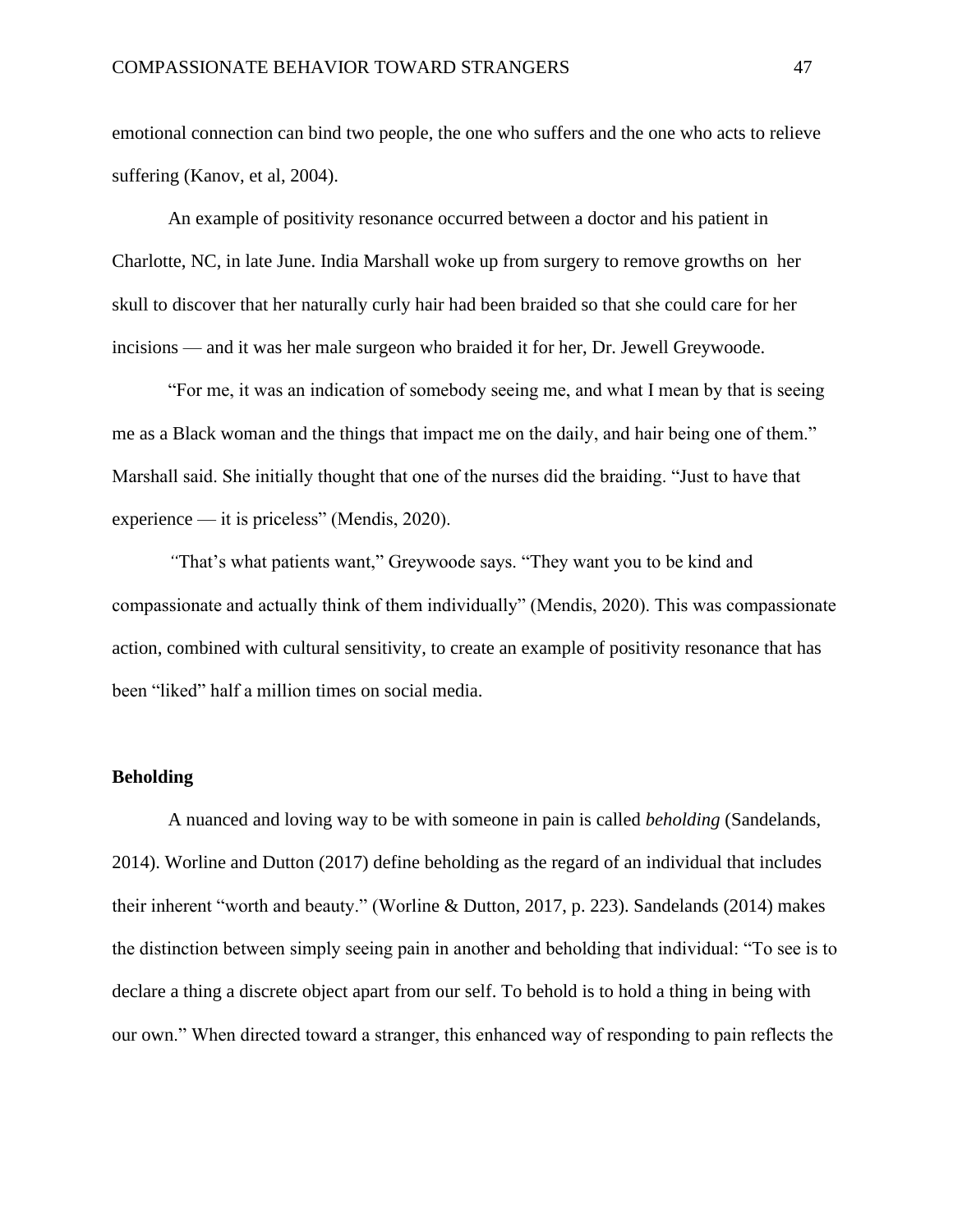emotional connection can bind two people, the one who suffers and the one who acts to relieve suffering (Kanov, et al, 2004).

An example of positivity resonance occurred between a doctor and his patient in Charlotte, NC, in late June. India Marshall woke up from surgery to remove growths on her skull to discover that her naturally curly hair had been braided so that she could care for her incisions — and it was her male surgeon who braided it for her, Dr. Jewell Greywoode.

"For me, it was an indication of somebody seeing me, and what I mean by that is seeing me as a Black woman and the things that impact me on the daily, and hair being one of them." Marshall said. She initially thought that one of the nurses did the braiding. "Just to have that experience — it is priceless" (Mendis, 2020).

"That's what patients want," Greywoode says. "They want you to be kind and compassionate and actually think of them individually" (Mendis, 2020). This was compassionate action, combined with cultural sensitivity, to create an example of positivity resonance that has been "liked" half a million times on social media.

**Beholding**

A nuanced and loving way to be with someone in pain is called *beholding* (Sandelands, 2014). Worline and Dutton (2017) define beholding as the regard of an individual that includes their inherent "worth and beauty." (Worline & Dutton, 2017, p. 223). Sandelands (2014) makes the distinction between simply seeing pain in another and beholding that individual: "To see is to declare a thing a discrete object apart from our self. To behold is to hold a thing in being with our own." When directed toward a stranger, this enhanced way of responding to pain reflects the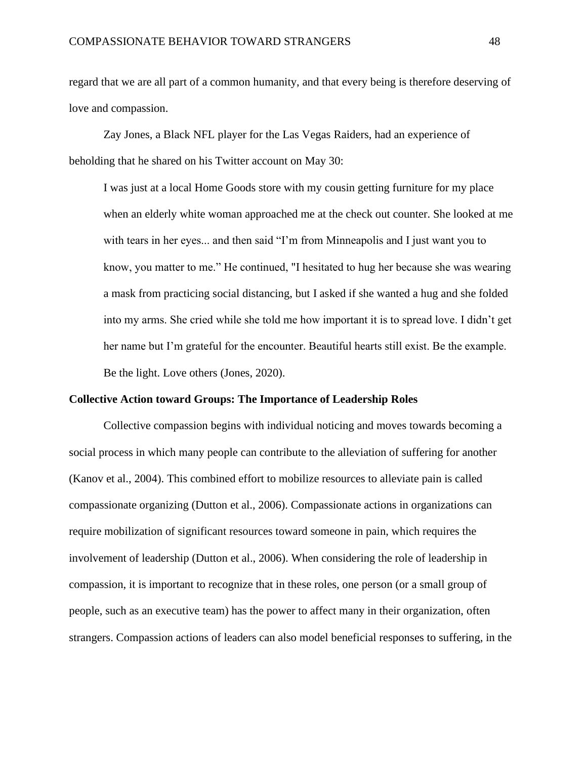regard that we are all part of a common humanity, and that every being is therefore deserving of love and compassion.

Zay Jones, a Black NFL player for the Las Vegas Raiders, had an experience of beholding that he shared on his Twitter account on May 30:

> I was just at a local Home Goods store with my cousin getting furniture for my place when an elderly white woman approached me at the check out counter. She looked at me with tears in her eyes... and then said "I'm from Minneapolis and I just want you to know, you matter to me." He continued, "I hesitated to hug her because she was wearing a mask from practicing social distancing, but I asked if she wanted a hug and she folded into my arms. She cried while she told me how important it is to spread love. I didn't get her name but I'm grateful for the encounter. Beautiful hearts still exist. Be the example. Be the light. Love others (Jones, 2020).

**Collective Action toward Groups: The Importance of Leadership Roles**

Collective compassion begins with individual noticing and moves towards becoming a social process in which many people can contribute to the alleviation of suffering for another (Kanov et al., 2004). This combined effort to mobilize resources to alleviate pain is called compassionate organizing (Dutton et al., 2006). Compassionate actions in organizations can require mobilization of significant resources toward someone in pain, which requires the involvement of leadership (Dutton et al., 2006). When considering the role of leadership in compassion, it is important to recognize that in these roles, one person (or a small group of people, such as an executive team) has the power to affect many in their organization, often strangers. Compassion actions of leaders can also model beneficial responses to suffering, in the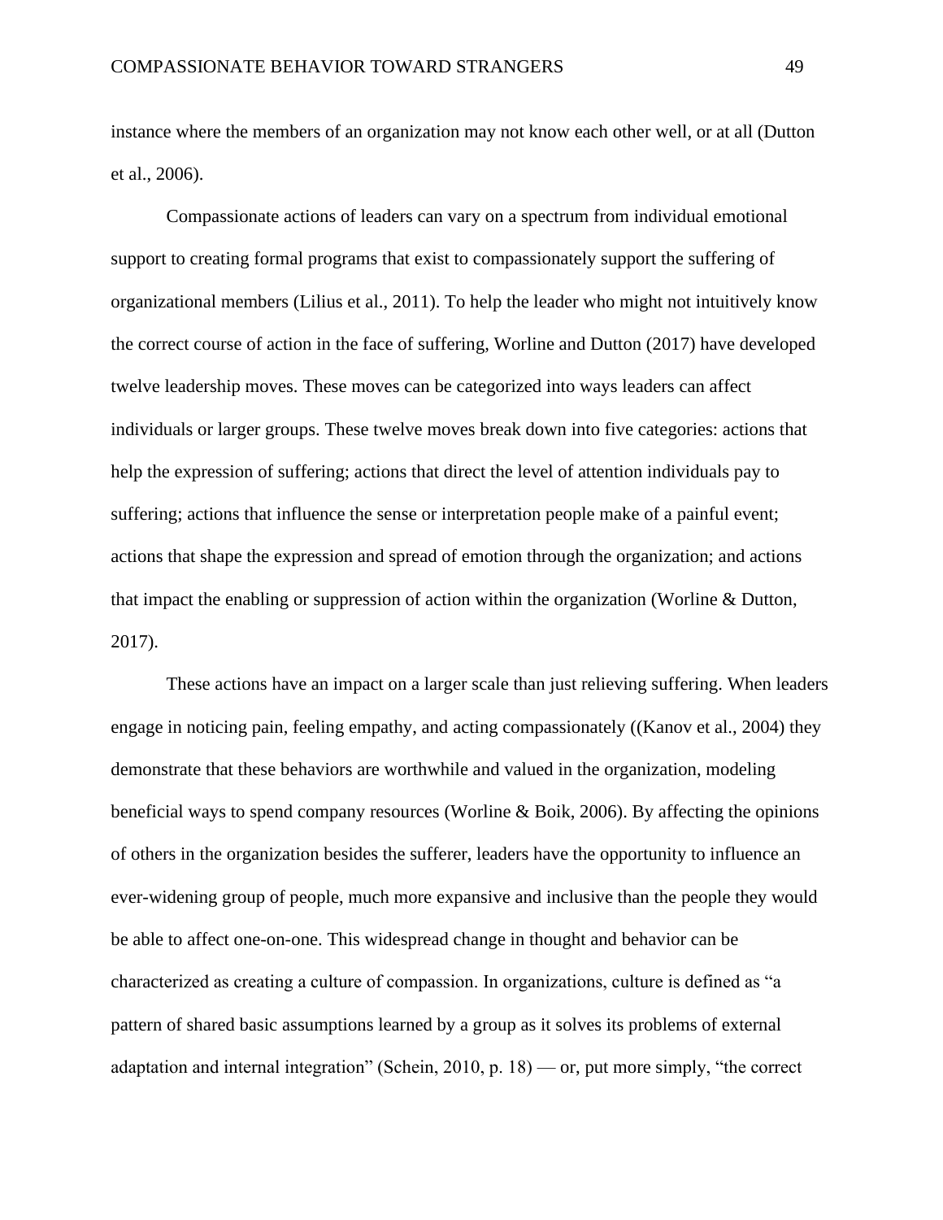instance where the members of an organization may not know each other well, or at all (Dutton et al., 2006).

Compassionate actions of leaders can vary on a spectrum from individual emotional support to creating formal programs that exist to compassionately support the suffering of organizational members (Lilius et al., 2011). To help the leader who might not intuitively know the correct course of action in the face of suffering, Worline and Dutton (2017) have developed twelve leadership moves. These moves can be categorized into ways leaders can affect individuals or larger groups. These twelve moves break down into five categories: actions that help the expression of suffering; actions that direct the level of attention individuals pay to suffering; actions that influence the sense or interpretation people make of a painful event; actions that shape the expression and spread of emotion through the organization; and actions that impact the enabling or suppression of action within the organization (Worline & Dutton, 2017).

These actions have an impact on a larger scale than just relieving suffering. When leaders engage in noticing pain, feeling empathy, and acting compassionately ((Kanov et al., 2004) they demonstrate that these behaviors are worthwhile and valued in the organization, modeling beneficial ways to spend company resources (Worline & Boik, 2006). By affecting the opinions of others in the organization besides the sufferer, leaders have the opportunity to influence an ever-widening group of people, much more expansive and inclusive than the people they would be able to affect one-on-one. This widespread change in thought and behavior can be characterized as creating a culture of compassion. In organizations, culture is defined as "a pattern of shared basic assumptions learned by a group as it solves its problems of external adaptation and internal integration" (Schein, 2010, p. 18) — or, put more simply, "the correct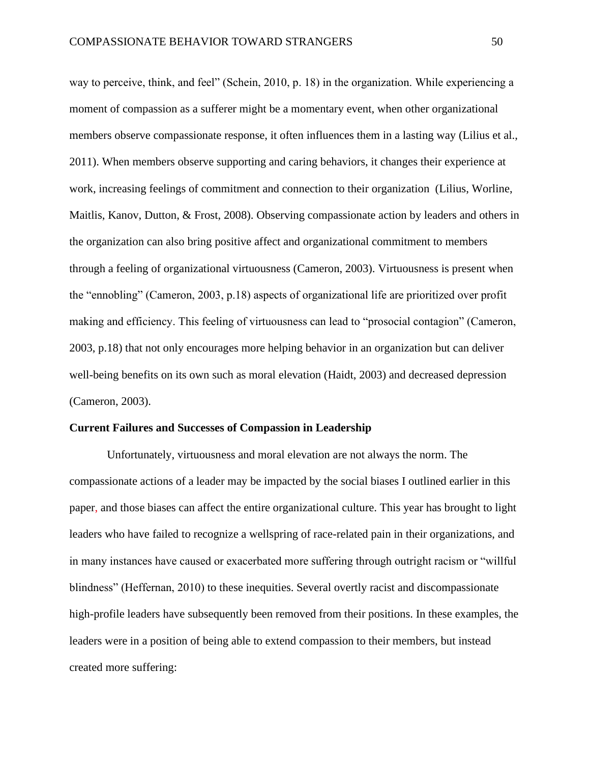way to perceive, think, and feel" (Schein, 2010, p. 18) in the organization. While experiencing a moment of compassion as a sufferer might be a momentary event, when other organizational members observe compassionate response, it often influences them in a lasting way (Lilius et al., 2011). When members observe supporting and caring behaviors, it changes their experience at work, increasing feelings of commitment and connection to their organization  (Lilius, Worline, Maitlis, Kanov, Dutton, & Frost, 2008). Observing compassionate action by leaders and others in the organization can also bring positive affect and organizational commitment to members through a feeling of organizational virtuousness (Cameron, 2003). Virtuousness is present when the "ennobling" (Cameron, 2003, p.18) aspects of organizational life are prioritized over profit making and efficiency. This feeling of virtuousness can lead to "prosocial contagion" (Cameron, 2003, p.18) that not only encourages more helping behavior in an organization but can deliver well-being benefits on its own such as moral elevation (Haidt, 2003) and decreased depression (Cameron, 2003).

**Current Failures and Successes of Compassion in Leadership**

Unfortunately, virtuousness and moral elevation are not always the norm. The compassionate actions of a leader may be impacted by the social biases I outlined earlier in this paper, and those biases can affect the entire organizational culture. This year has brought to light leaders who have failed to recognize a wellspring of race-related pain in their organizations, and in many instances have caused or exacerbated more suffering through outright racism or "willful blindness" (Heffernan, 2010) to these inequities. Several overtly racist and discompassionate high-profile leaders have subsequently been removed from their positions. In these examples, the leaders were in a position of being able to extend compassion to their members, but instead created more suffering: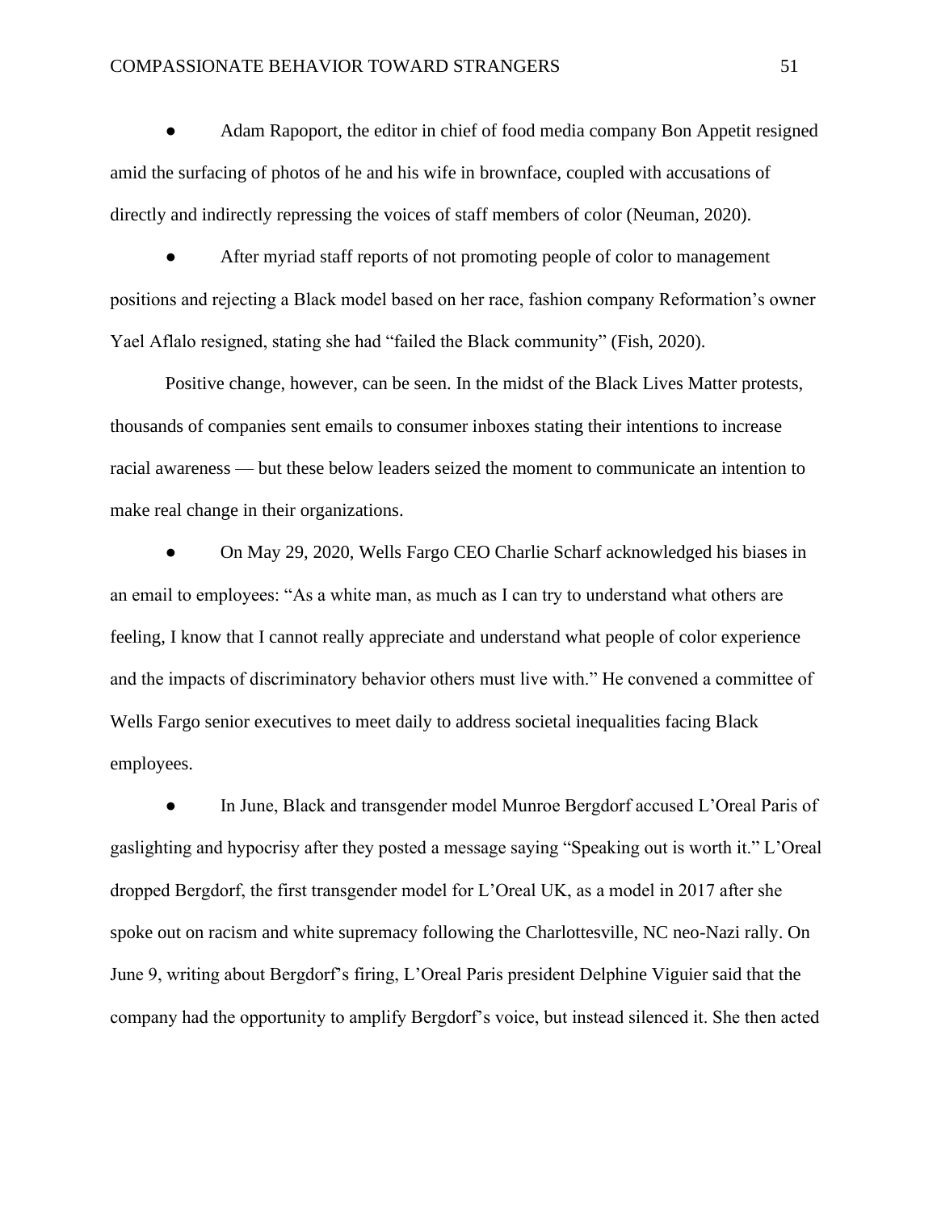- Adam Rapoport, the editor in chief of food media company Bon Appetit resigned amid the surfacing of photos of he and his wife in brownface, coupled with accusations of directly and indirectly repressing the voices of staff members of color (Neuman, 2020).
- After myriad staff reports of not promoting people of color to management positions and rejecting a Black model based on her race, fashion company Reformation's owner Yael Aflalo resigned, stating she had "failed the Black community" (Fish, 2020).

Positive change, however, can be seen. In the midst of the Black Lives Matter protests, thousands of companies sent emails to consumer inboxes stating their intentions to increase racial awareness — but these below leaders seized the moment to communicate an intention to make real change in their organizations.

- On May 29, 2020, Wells Fargo CEO Charlie Scharf acknowledged his biases in an email to employees: "As a white man, as much as I can try to understand what others are feeling, I know that I cannot really appreciate and understand what people of color experience and the impacts of discriminatory behavior others must live with." He convened a committee of Wells Fargo senior executives to meet daily to address societal inequalities facing Black employees.
- In June, Black and transgender model Munroe Bergdorf accused L'Oreal Paris of gaslighting and hypocrisy after they posted a message saying "Speaking out is worth it." L'Oreal dropped Bergdorf, the first transgender model for L'Oreal UK, as a model in 2017 after she spoke out on racism and white supremacy following the Charlottesville, NC neo-Nazi rally. On June 9, writing about Bergdorf's firing, L'Oreal Paris president Delphine Viguier said that the company had the opportunity to amplify Bergdorf's voice, but instead silenced it. She then acted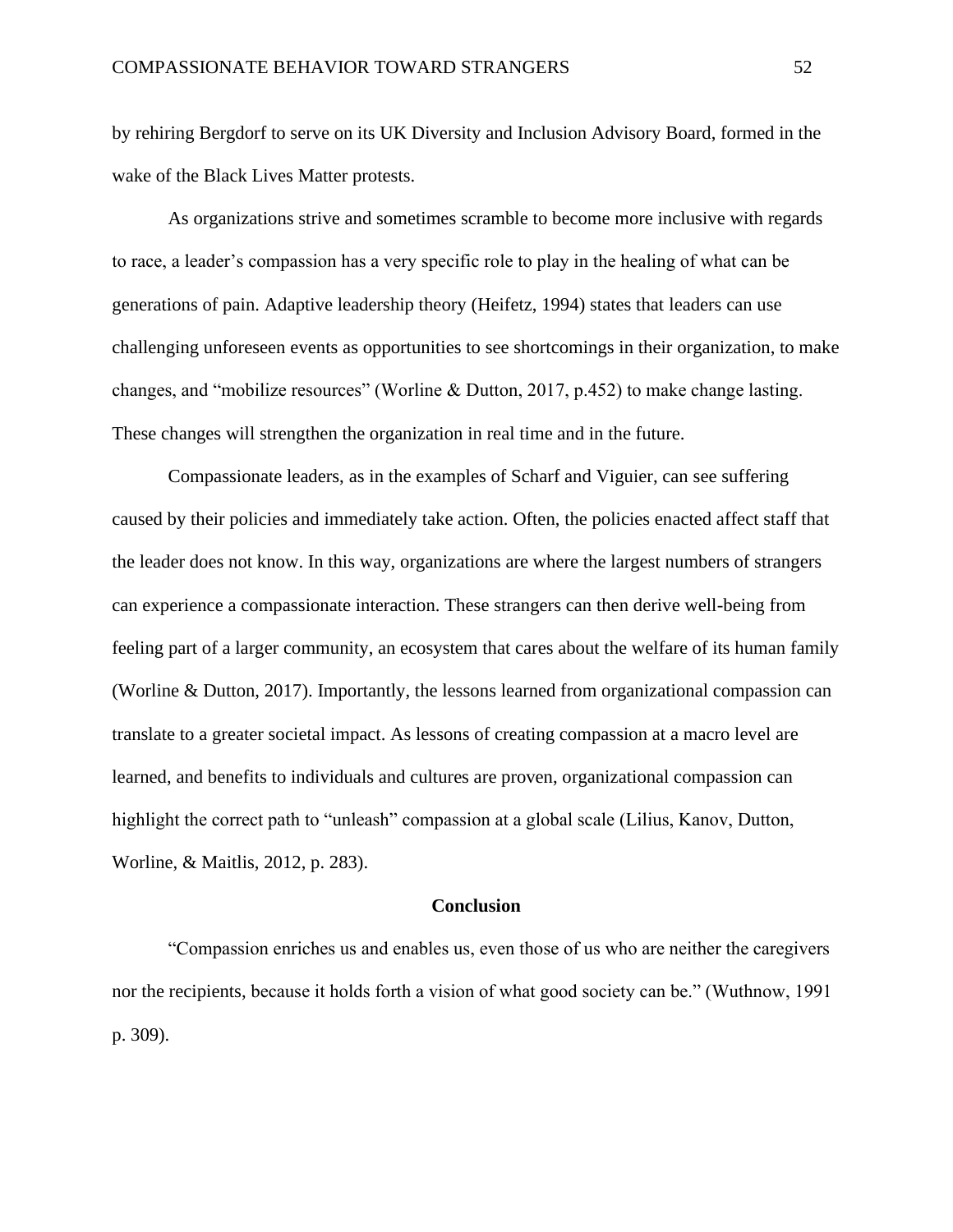by rehiring Bergdorf to serve on its UK Diversity and Inclusion Advisory Board, formed in the wake of the Black Lives Matter protests.

As organizations strive and sometimes scramble to become more inclusive with regards to race, a leader's compassion has a very specific role to play in the healing of what can be generations of pain. Adaptive leadership theory (Heifetz, 1994) states that leaders can use challenging unforeseen events as opportunities to see shortcomings in their organization, to make changes, and "mobilize resources" (Worline & Dutton, 2017, p.452) to make change lasting. These changes will strengthen the organization in real time and in the future.

Compassionate leaders, as in the examples of Scharf and Viguier, can see suffering caused by their policies and immediately take action. Often, the policies enacted affect staff that the leader does not know. In this way, organizations are where the largest numbers of strangers can experience a compassionate interaction. These strangers can then derive well-being from feeling part of a larger community, an ecosystem that cares about the welfare of its human family (Worline & Dutton, 2017). Importantly, the lessons learned from organizational compassion can translate to a greater societal impact. As lessons of creating compassion at a macro level are learned, and benefits to individuals and cultures are proven, organizational compassion can highlight the correct path to "unleash" compassion at a global scale (Lilius, Kanov, Dutton, Worline, & Maitlis, 2012, p. 283).

## Conclusion

"Compassion enriches us and enables us, even those of us who are neither the caregivers nor the recipients, because it holds forth a vision of what good society can be." (Wuthnow, 1991 p. 309).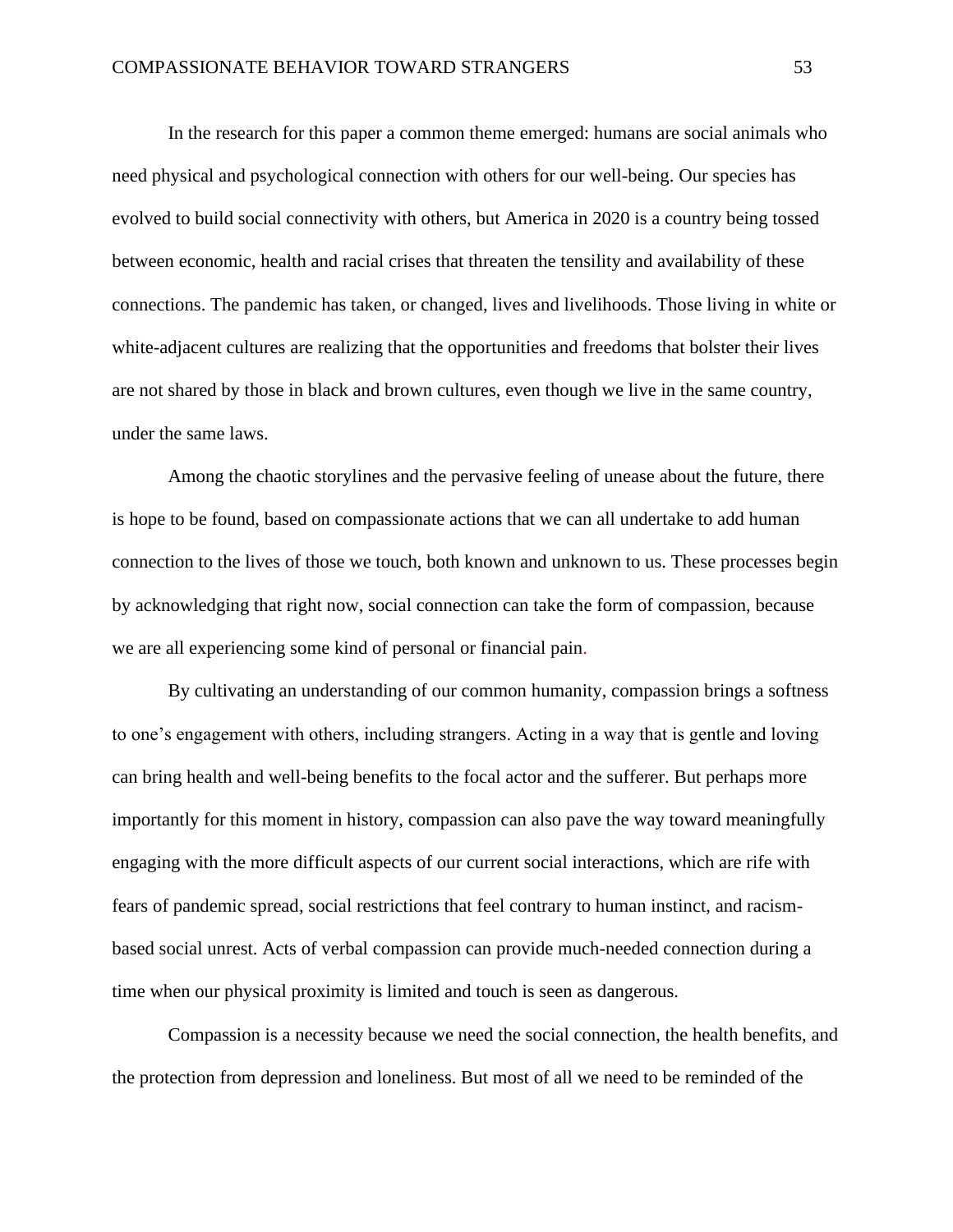In the research for this paper a common theme emerged: humans are social animals who need physical and psychological connection with others for our well-being. Our species has evolved to build social connectivity with others, but America in 2020 is a country being tossed between economic, health and racial crises that threaten the tensility and availability of these connections. The pandemic has taken, or changed, lives and livelihoods. Those living in white or white-adjacent cultures are realizing that the opportunities and freedoms that bolster their lives are not shared by those in black and brown cultures, even though we live in the same country, under the same laws.

Among the chaotic storylines and the pervasive feeling of unease about the future, there is hope to be found, based on compassionate actions that we can all undertake to add human connection to the lives of those we touch, both known and unknown to us. These processes begin by acknowledging that right now, social connection can take the form of compassion, because we are all experiencing some kind of personal or financial pain.

By cultivating an understanding of our common humanity, compassion brings a softness to one's engagement with others, including strangers. Acting in a way that is gentle and loving can bring health and well-being benefits to the focal actor and the sufferer. But perhaps more importantly for this moment in history, compassion can also pave the way toward meaningfully engaging with the more difficult aspects of our current social interactions, which are rife with fears of pandemic spread, social restrictions that feel contrary to human instinct, and racism-based social unrest. Acts of verbal compassion can provide much-needed connection during a time when our physical proximity is limited and touch is seen as dangerous.

Compassion is a necessity because we need the social connection, the health benefits, and the protection from depression and loneliness. But most of all we need to be reminded of the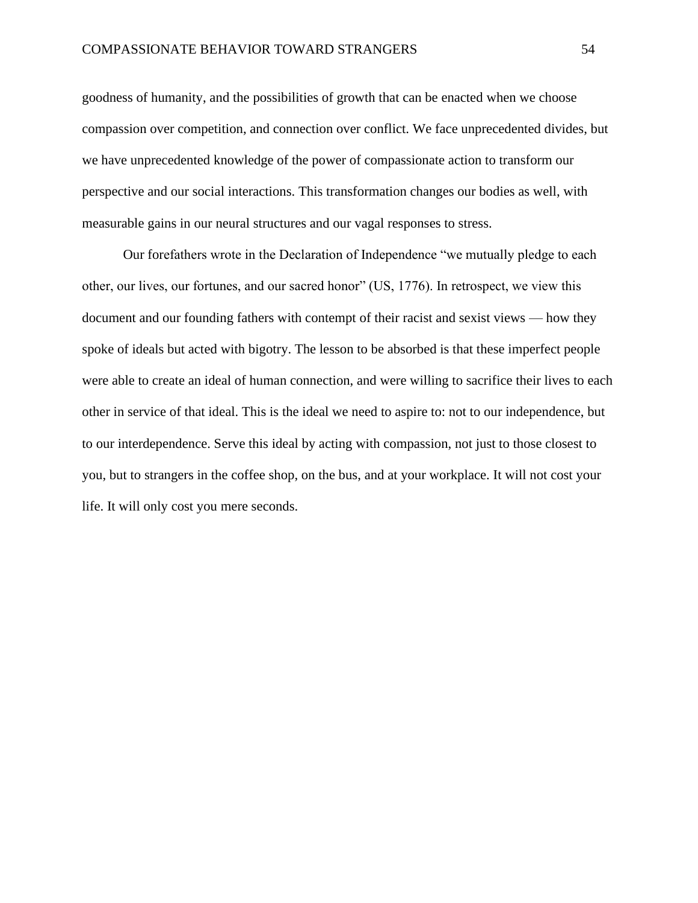goodness of humanity, and the possibilities of growth that can be enacted when we choose compassion over competition, and connection over conflict. We face unprecedented divides, but we have unprecedented knowledge of the power of compassionate action to transform our perspective and our social interactions. This transformation changes our bodies as well, with measurable gains in our neural structures and our vagal responses to stress.

Our forefathers wrote in the Declaration of Independence "we mutually pledge to each other, our lives, our fortunes, and our sacred honor" (US, 1776). In retrospect, we view this document and our founding fathers with contempt of their racist and sexist views — how they spoke of ideals but acted with bigotry. The lesson to be absorbed is that these imperfect people were able to create an ideal of human connection, and were willing to sacrifice their lives to each other in service of that ideal. This is the ideal we need to aspire to: not to our independence, but to our interdependence. Serve this ideal by acting with compassion, not just to those closest to you, but to strangers in the coffee shop, on the bus, and at your workplace. It will not cost your life. It will only cost you mere seconds.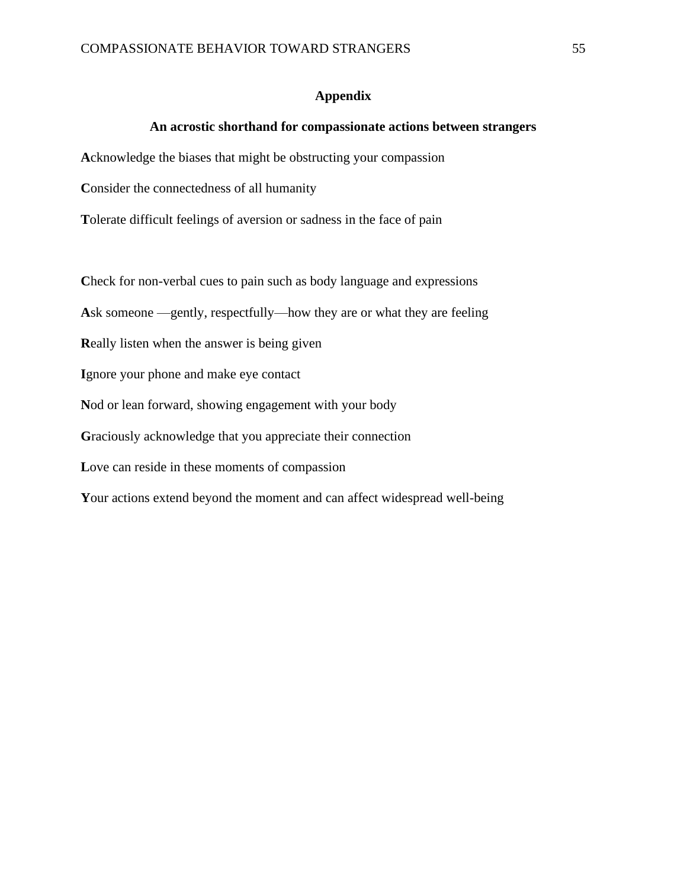# Appendix

## An acrostic shorthand for compassionate actions between strangers

**A**cknowledge the biases that might be obstructing your compassion

**C**onsider the connectedness of all humanity

**T**olerate difficult feelings of aversion or sadness in the face of pain

**C**heck for non-verbal cues to pain such as body language and expressions

**A**sk someone —gently, respectfully—how they are or what they are feeling

**R**eally listen when the answer is being given

**I**gnore your phone and make eye contact

**N**od or lean forward, showing engagement with your body

**G**raciously acknowledge that you appreciate their connection

**L**ove can reside in these moments of compassion

**Y**our actions extend beyond the moment and can affect widespread well-being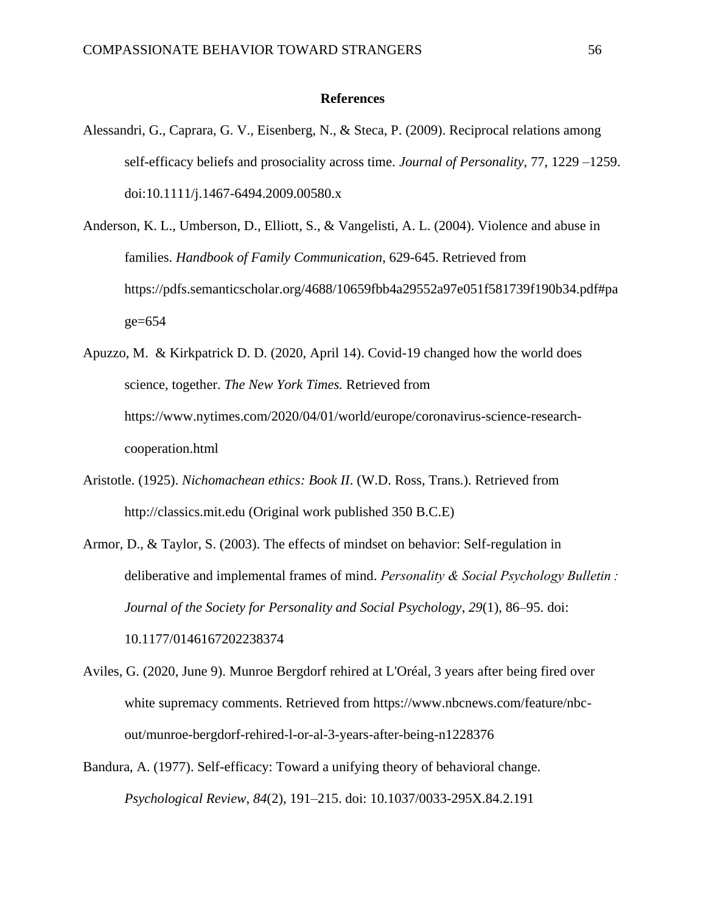# References

Alessandri, G., Caprara, G. V., Eisenberg, N., & Steca, P. (2009). Reciprocal relations among self-efficacy beliefs and prosociality across time. *Journal of Personality*, 77, 1229 –1259. doi:10.1111/j.1467-6494.2009.00580.x

Anderson, K. L., Umberson, D., Elliott, S., & Vangelisti, A. L. (2004). Violence and abuse in families. *Handbook of Family Communication*, 629-645. Retrieved from https://pdfs.semanticscholar.org/4688/10659fbb4a29552a97e051f581739f190b34.pdf#page=654

Apuzzo, M. & Kirkpatrick D. D. (2020, April 14). Covid-19 changed how the world does science, together. *The New York Times.* Retrieved from https://www.nytimes.com/2020/04/01/world/europe/coronavirus-science-research-cooperation.html

Aristotle. (1925). *Nichomachean ethics: Book II*. (W.D. Ross, Trans.). Retrieved from http://classics.mit.edu (Original work published 350 B.C.E)

Armor, D., & Taylor, S. (2003). The effects of mindset on behavior: Self-regulation in deliberative and implemental frames of mind. *Personality & Social Psychology Bulletin : Journal of the Society for Personality and Social Psychology*, *29*(1), 86–95. doi: 10.1177/0146167202238374

Aviles, G. (2020, June 9). Munroe Bergdorf rehired at L'Oréal, 3 years after being fired over white supremacy comments. Retrieved from https://www.nbcnews.com/feature/nbc-out/munroe-bergdorf-rehired-l-or-al-3-years-after-being-n1228376

Bandura, A. (1977). Self-efficacy: Toward a unifying theory of behavioral change. *Psychological Review*, *84*(2), 191–215. doi: 10.1037/0033-295X.84.2.191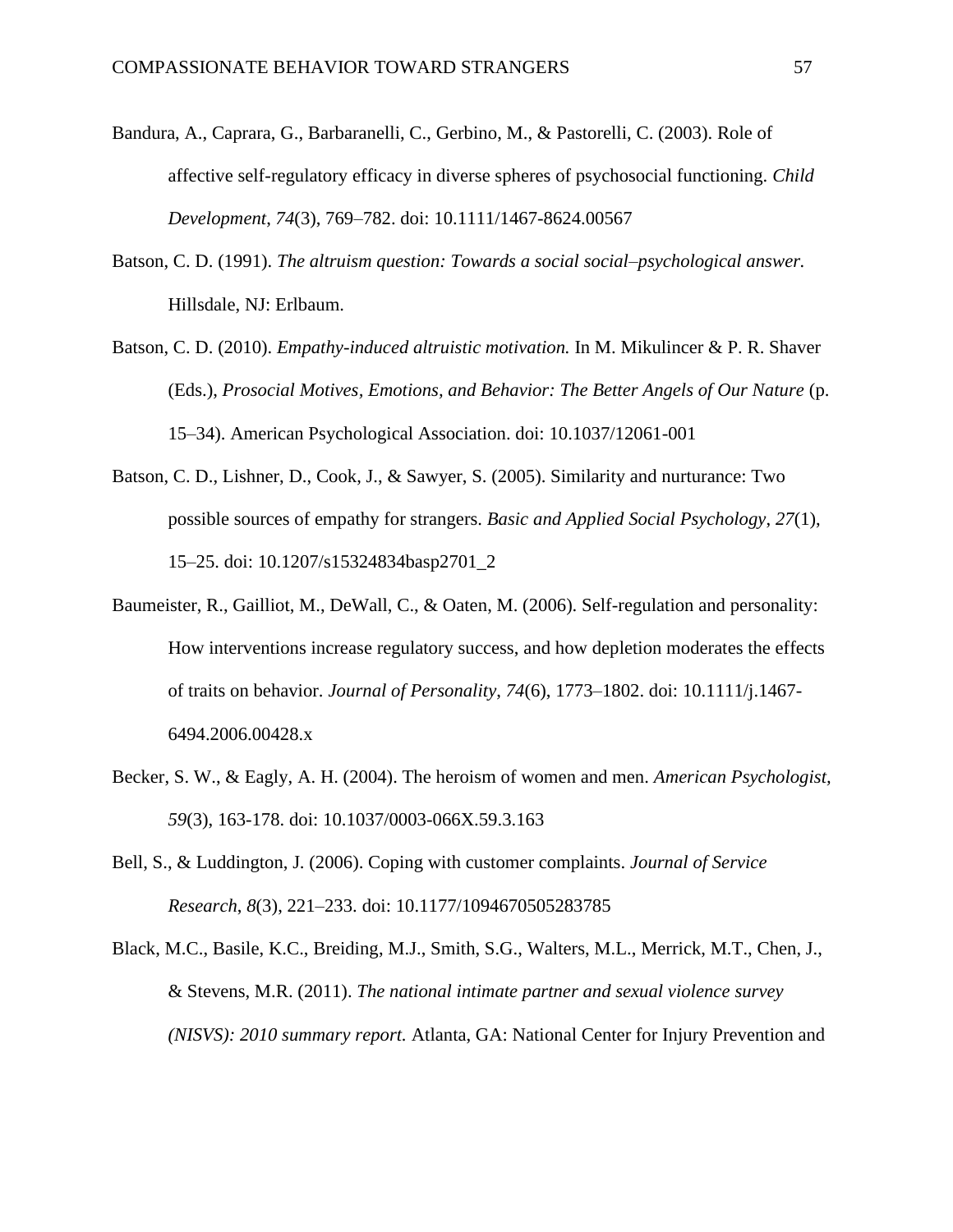Bandura, A., Caprara, G., Barbaranelli, C., Gerbino, M., & Pastorelli, C. (2003). Role of affective self-regulatory efficacy in diverse spheres of psychosocial functioning. *Child Development*, *74*(3), 769–782. doi: 10.1111/1467-8624.00567

Batson, C. D. (1991). *The altruism question: Towards a social social–psychological answer.* Hillsdale, NJ: Erlbaum.

Batson, C. D. (2010). *Empathy-induced altruistic motivation.* In M. Mikulincer & P. R. Shaver (Eds.), *Prosocial Motives, Emotions, and Behavior: The Better Angels of Our Nature* (p. 15–34). American Psychological Association. doi: 10.1037/12061-001

Batson, C. D., Lishner, D., Cook, J., & Sawyer, S. (2005). Similarity and nurturance: Two possible sources of empathy for strangers. *Basic and Applied Social Psychology*, *27*(1), 15–25. doi: 10.1207/s15324834basp2701_2

Baumeister, R., Gailliot, M., DeWall, C., & Oaten, M. (2006). Self-regulation and personality: How interventions increase regulatory success, and how depletion moderates the effects of traits on behavior. *Journal of Personality*, *74*(6), 1773–1802. doi: 10.1111/j.1467-6494.2006.00428.x

Becker, S. W., & Eagly, A. H. (2004). The heroism of women and men. *American Psychologist*, *59*(3), 163-178. doi: 10.1037/0003-066X.59.3.163

Bell, S., & Luddington, J. (2006). Coping with customer complaints. *Journal of Service Research*, *8*(3), 221–233. doi: 10.1177/1094670505283785

Black, M.C., Basile, K.C., Breiding, M.J., Smith, S.G., Walters, M.L., Merrick, M.T., Chen, J., & Stevens, M.R. (2011). *The national intimate partner and sexual violence survey (NISVS): 2010 summary report.* Atlanta, GA: National Center for Injury Prevention and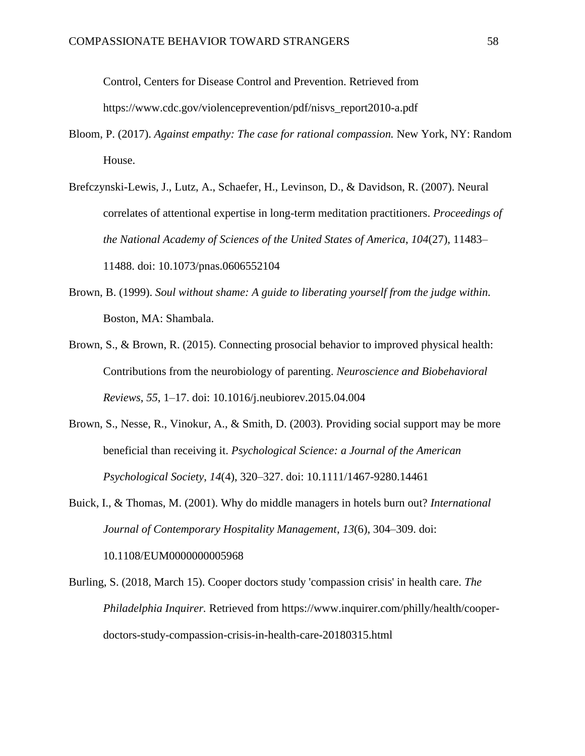Control, Centers for Disease Control and Prevention. Retrieved from https://www.cdc.gov/violenceprevention/pdf/nisvs_report2010-a.pdf

Bloom, P. (2017). *Against empathy: The case for rational compassion.* New York, NY: Random House.

Brefczynski-Lewis, J., Lutz, A., Schaefer, H., Levinson, D., & Davidson, R. (2007). Neural correlates of attentional expertise in long-term meditation practitioners. *Proceedings of the National Academy of Sciences of the United States of America*, *104*(27), 11483–11488. doi: 10.1073/pnas.0606552104

Brown, B. (1999). *Soul without shame: A guide to liberating yourself from the judge within.* Boston, MA: Shambala.

Brown, S., & Brown, R. (2015). Connecting prosocial behavior to improved physical health: Contributions from the neurobiology of parenting. *Neuroscience and Biobehavioral Reviews*, *55*, 1–17. doi: 10.1016/j.neubiorev.2015.04.004

Brown, S., Nesse, R., Vinokur, A., & Smith, D. (2003). Providing social support may be more beneficial than receiving it. *Psychological Science: a Journal of the American Psychological Society*, *14*(4), 320–327. doi: 10.1111/1467-9280.14461

Buick, I., & Thomas, M. (2001). Why do middle managers in hotels burn out? *International Journal of Contemporary Hospitality Management*, *13*(6), 304–309. doi: 10.1108/EUM0000000005968

Burling, S. (2018, March 15). Cooper doctors study 'compassion crisis' in health care. *The Philadelphia Inquirer.* Retrieved from https://www.inquirer.com/philly/health/cooper-doctors-study-compassion-crisis-in-health-care-20180315.html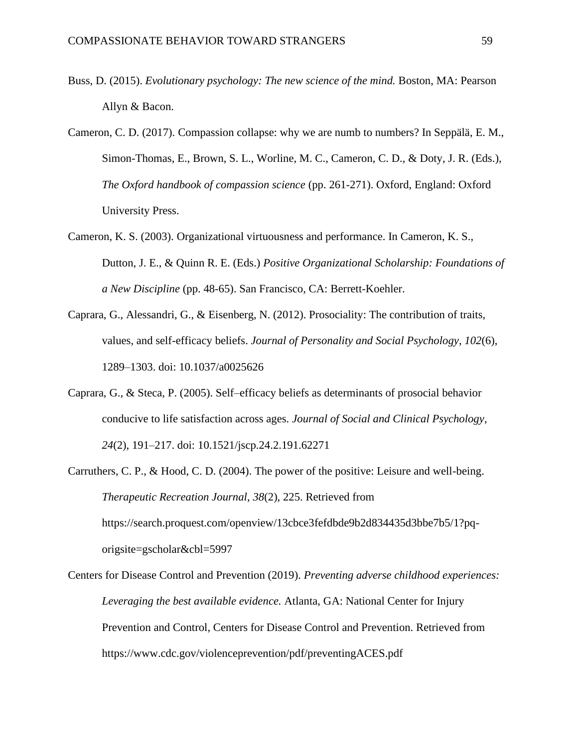Buss, D. (2015). *Evolutionary psychology: The new science of the mind.* Boston, MA: Pearson Allyn & Bacon.

Cameron, C. D. (2017). Compassion collapse: why we are numb to numbers? In Seppälä, E. M., Simon-Thomas, E., Brown, S. L., Worline, M. C., Cameron, C. D., & Doty, J. R. (Eds.), *The Oxford handbook of compassion science* (pp. 261-271). Oxford, England: Oxford University Press.

Cameron, K. S. (2003). Organizational virtuousness and performance. In Cameron, K. S., Dutton, J. E., & Quinn R. E. (Eds.) *Positive Organizational Scholarship: Foundations of a New Discipline* (pp. 48-65). San Francisco, CA: Berrett-Koehler.

Caprara, G., Alessandri, G., & Eisenberg, N. (2012). Prosociality: The contribution of traits, values, and self-efficacy beliefs. *Journal of Personality and Social Psychology*, *102*(6), 1289–1303. doi: 10.1037/a0025626

Caprara, G., & Steca, P. (2005). Self–efficacy beliefs as determinants of prosocial behavior conducive to life satisfaction across ages. *Journal of Social and Clinical Psychology*, *24*(2), 191–217. doi: 10.1521/jscp.24.2.191.62271

Carruthers, C. P., & Hood, C. D. (2004). The power of the positive: Leisure and well-being. *Therapeutic Recreation Journal*, *38*(2), 225. Retrieved from https://search.proquest.com/openview/13cbce3fefdbde9b2d834435d3bbe7b5/1?pq-origsite=gscholar&cbl=5997

Centers for Disease Control and Prevention (2019). *Preventing adverse childhood experiences: Leveraging the best available evidence.* Atlanta, GA: National Center for Injury Prevention and Control, Centers for Disease Control and Prevention. Retrieved from https://www.cdc.gov/violenceprevention/pdf/preventingACES.pdf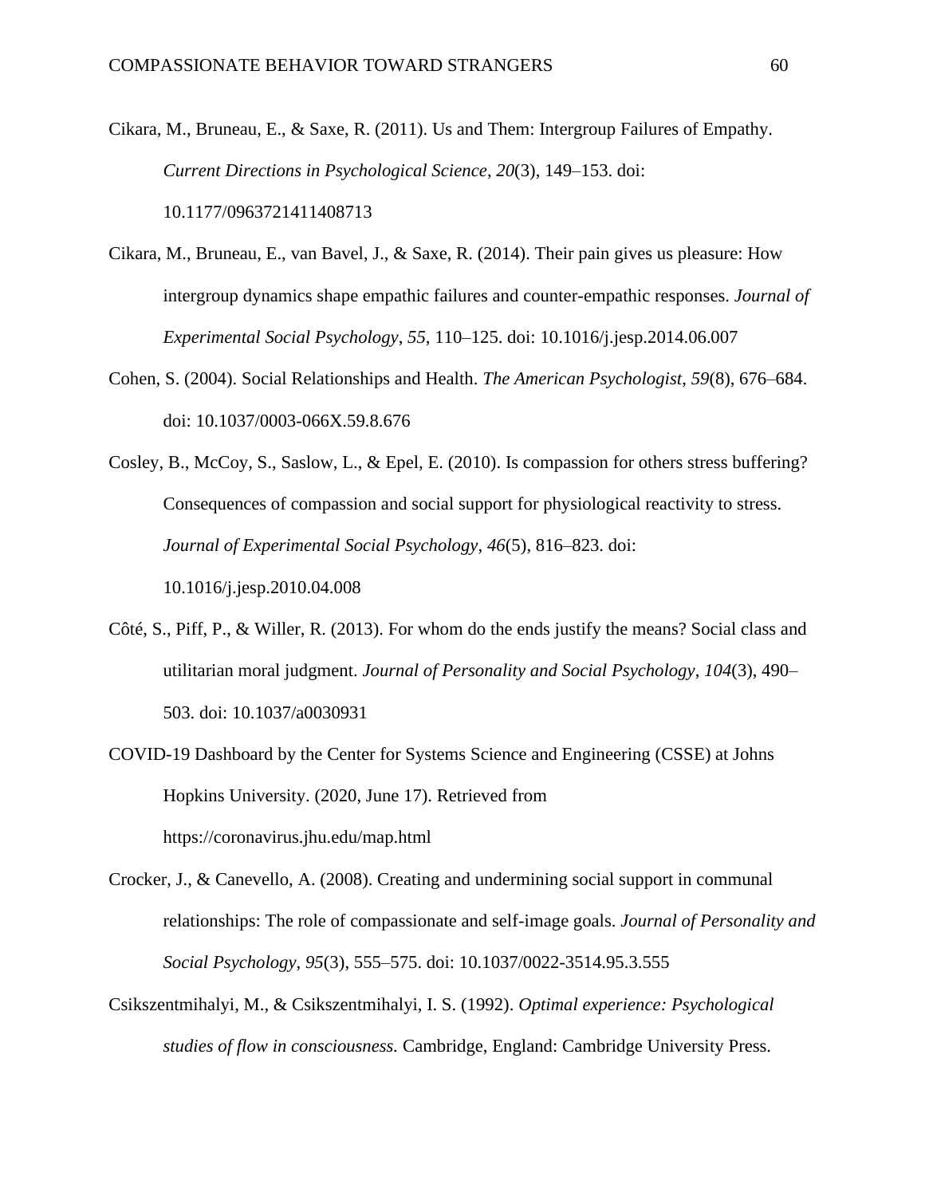Cikara, M., Bruneau, E., & Saxe, R. (2011). Us and Them: Intergroup Failures of Empathy. *Current Directions in Psychological Science*, *20*(3), 149–153. doi: 10.1177/0963721411408713

Cikara, M., Bruneau, E., van Bavel, J., & Saxe, R. (2014). Their pain gives us pleasure: How intergroup dynamics shape empathic failures and counter-empathic responses. *Journal of Experimental Social Psychology*, *55*, 110–125. doi: 10.1016/j.jesp.2014.06.007

Cohen, S. (2004). Social Relationships and Health. *The American Psychologist*, *59*(8), 676–684. doi: 10.1037/0003-066X.59.8.676

Cosley, B., McCoy, S., Saslow, L., & Epel, E. (2010). Is compassion for others stress buffering? Consequences of compassion and social support for physiological reactivity to stress. *Journal of Experimental Social Psychology*, *46*(5), 816–823. doi: 10.1016/j.jesp.2010.04.008

Côté, S., Piff, P., & Willer, R. (2013). For whom do the ends justify the means? Social class and utilitarian moral judgment. *Journal of Personality and Social Psychology*, *104*(3), 490–503. doi: 10.1037/a0030931

COVID-19 Dashboard by the Center for Systems Science and Engineering (CSSE) at Johns Hopkins University. (2020, June 17). Retrieved from https://coronavirus.jhu.edu/map.html

Crocker, J., & Canevello, A. (2008). Creating and undermining social support in communal relationships: The role of compassionate and self-image goals. *Journal of Personality and Social Psychology*, *95*(3), 555–575. doi: 10.1037/0022-3514.95.3.555

Csikszentmihalyi, M., & Csikszentmihalyi, I. S. (1992). *Optimal experience: Psychological studies of flow in consciousness.* Cambridge, England: Cambridge University Press.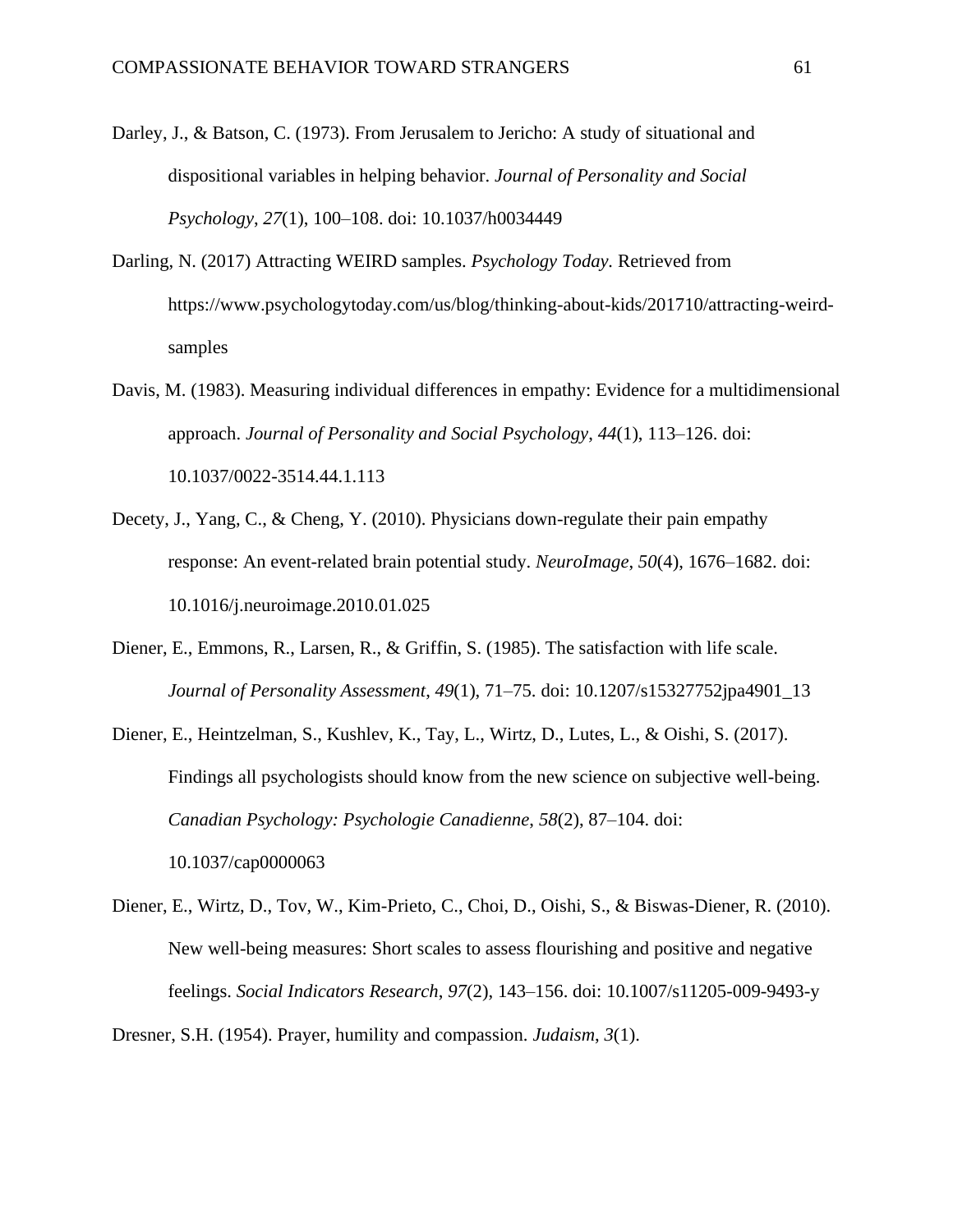Darley, J., & Batson, C. (1973). From Jerusalem to Jericho: A study of situational and dispositional variables in helping behavior. *Journal of Personality and Social Psychology*, *27*(1), 100–108. doi: 10.1037/h0034449

Darling, N. (2017) Attracting WEIRD samples. *Psychology Today.* Retrieved from https://www.psychologytoday.com/us/blog/thinking-about-kids/201710/attracting-weird-samples

Davis, M. (1983). Measuring individual differences in empathy: Evidence for a multidimensional approach. *Journal of Personality and Social Psychology*, *44*(1), 113–126. doi: 10.1037/0022-3514.44.1.113

Decety, J., Yang, C., & Cheng, Y. (2010). Physicians down-regulate their pain empathy response: An event-related brain potential study. *NeuroImage*, *50*(4), 1676–1682. doi: 10.1016/j.neuroimage.2010.01.025

Diener, E., Emmons, R., Larsen, R., & Griffin, S. (1985). The satisfaction with life scale. *Journal of Personality Assessment*, *49*(1), 71–75. doi: 10.1207/s15327752jpa4901_13

Diener, E., Heintzelman, S., Kushlev, K., Tay, L., Wirtz, D., Lutes, L., & Oishi, S. (2017). Findings all psychologists should know from the new science on subjective well-being. *Canadian Psychology: Psychologie Canadienne*, *58*(2), 87–104. doi: 10.1037/cap0000063

Diener, E., Wirtz, D., Tov, W., Kim-Prieto, C., Choi, D., Oishi, S., & Biswas-Diener, R. (2010). New well-being measures: Short scales to assess flourishing and positive and negative feelings. *Social Indicators Research*, *97*(2), 143–156. doi: 10.1007/s11205-009-9493-y

Dresner, S.H. (1954). Prayer, humility and compassion. *Judaism*, *3*(1).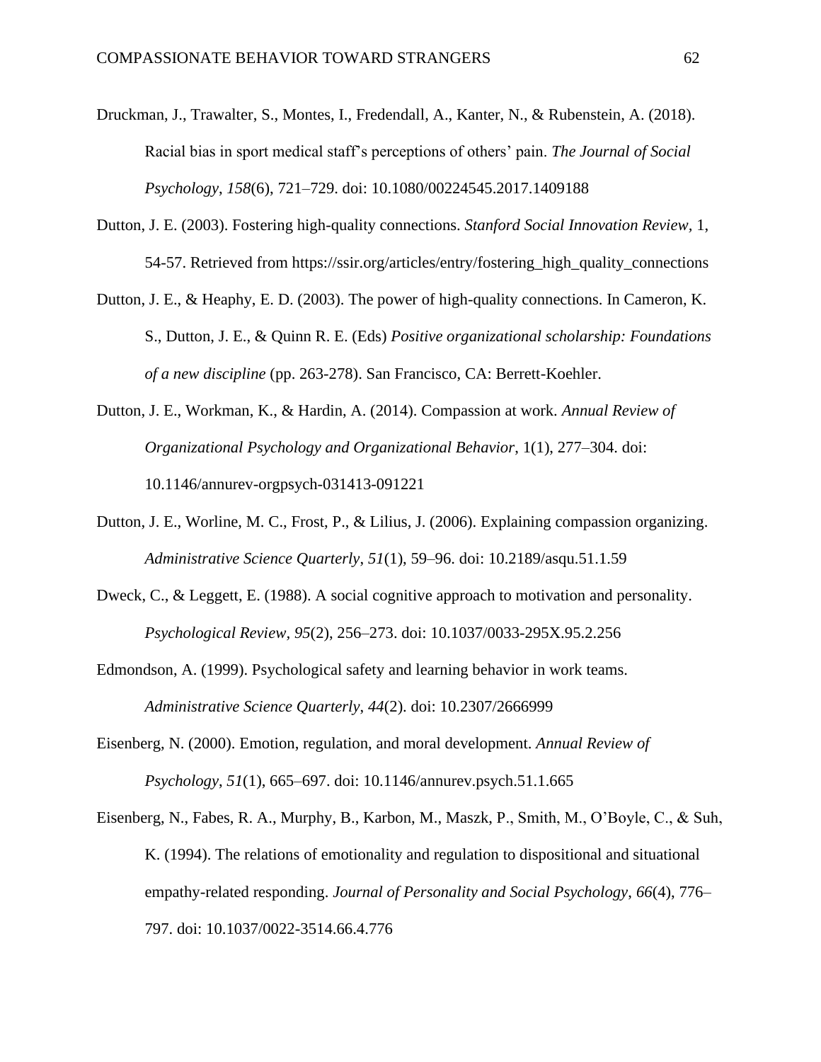Druckman, J., Trawalter, S., Montes, I., Fredendall, A., Kanter, N., & Rubenstein, A. (2018). Racial bias in sport medical staff's perceptions of others' pain. *The Journal of Social Psychology*, *158*(6), 721–729. doi: 10.1080/00224545.2017.1409188

Dutton, J. E. (2003). Fostering high-quality connections. *Stanford Social Innovation Review*, 1, 54-57. Retrieved from https://ssir.org/articles/entry/fostering_high_quality_connections

Dutton, J. E., & Heaphy, E. D. (2003). The power of high-quality connections. In Cameron, K. S., Dutton, J. E., & Quinn R. E. (Eds) *Positive organizational scholarship: Foundations of a new discipline* (pp. 263-278). San Francisco, CA: Berrett-Koehler.

Dutton, J. E., Workman, K., & Hardin, A. (2014). Compassion at work. *Annual Review of Organizational Psychology and Organizational Behavior*, 1(1), 277–304. doi: 10.1146/annurev-orgpsych-031413-091221

Dutton, J. E., Worline, M. C., Frost, P., & Lilius, J. (2006). Explaining compassion organizing. *Administrative Science Quarterly*, *51*(1), 59–96. doi: 10.2189/asqu.51.1.59

Dweck, C., & Leggett, E. (1988). A social cognitive approach to motivation and personality. *Psychological Review*, *95*(2), 256–273. doi: 10.1037/0033-295X.95.2.256

Edmondson, A. (1999). Psychological safety and learning behavior in work teams. *Administrative Science Quarterly*, *44*(2). doi: 10.2307/2666999

Eisenberg, N. (2000). Emotion, regulation, and moral development. *Annual Review of Psychology*, *51*(1), 665–697. doi: 10.1146/annurev.psych.51.1.665

Eisenberg, N., Fabes, R. A., Murphy, B., Karbon, M., Maszk, P., Smith, M., O'Boyle, C., & Suh, K. (1994). The relations of emotionality and regulation to dispositional and situational empathy-related responding. *Journal of Personality and Social Psychology*, *66*(4), 776–797. doi: 10.1037/0022-3514.66.4.776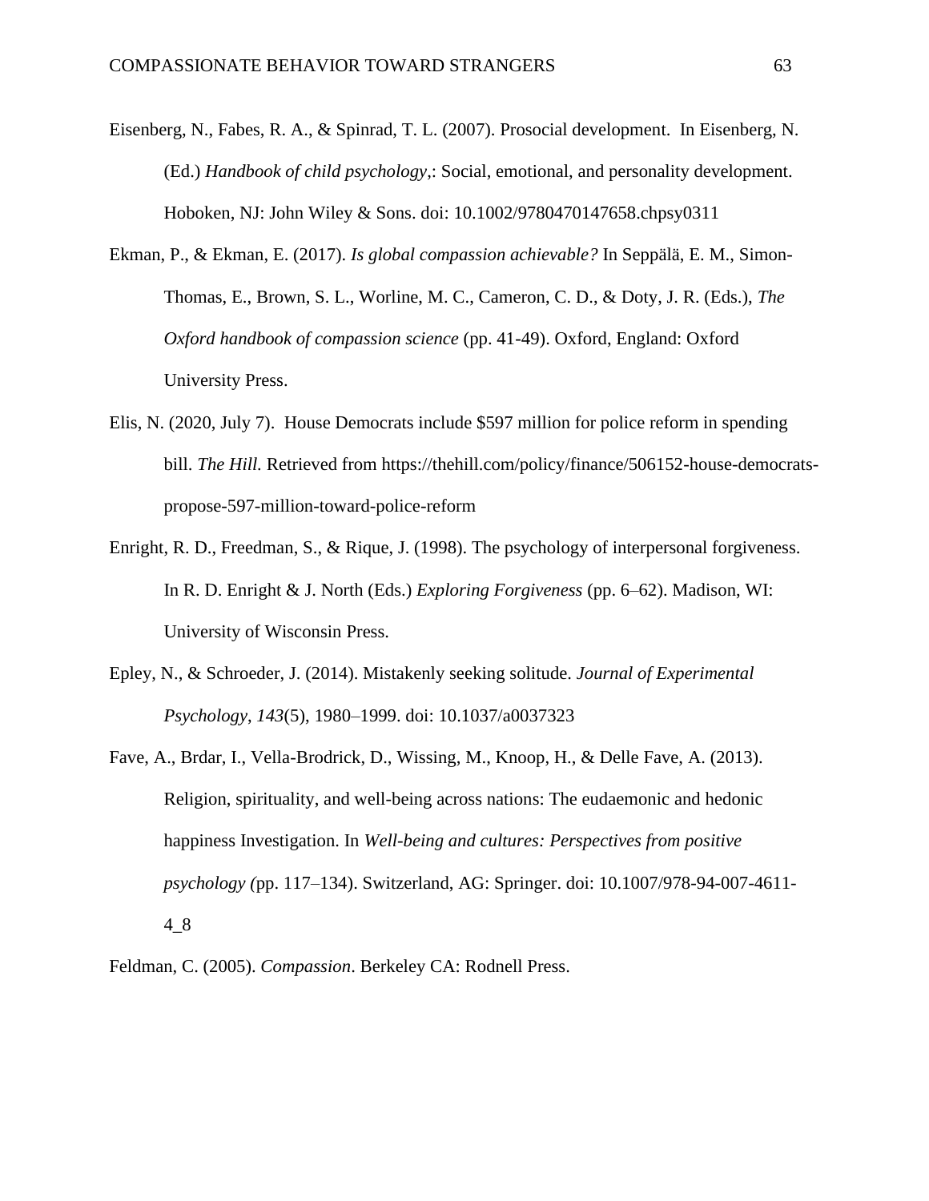Eisenberg, N., Fabes, R. A., & Spinrad, T. L. (2007). Prosocial development. In Eisenberg, N. (Ed.) *Handbook of child psychology,*: Social, emotional, and personality development. Hoboken, NJ: John Wiley & Sons. doi: 10.1002/9780470147658.chpsy0311

Ekman, P., & Ekman, E. (2017). *Is global compassion achievable?* In Seppälä, E. M., Simon-Thomas, E., Brown, S. L., Worline, M. C., Cameron, C. D., & Doty, J. R. (Eds.), *The Oxford handbook of compassion science* (pp. 41-49). Oxford, England: Oxford University Press.

Elis, N. (2020, July 7). House Democrats include $597 million for police reform in spending bill. *The Hill.* Retrieved from https://thehill.com/policy/finance/506152-house-democrats-propose-597-million-toward-police-reform

Enright, R. D., Freedman, S., & Rique, J. (1998). The psychology of interpersonal forgiveness. In R. D. Enright & J. North (Eds.) *Exploring Forgiveness* (pp. 6–62). Madison, WI: University of Wisconsin Press.

Epley, N., & Schroeder, J. (2014). Mistakenly seeking solitude. *Journal of Experimental Psychology*, *143*(5), 1980–1999. doi: 10.1037/a0037323

Fave, A., Brdar, I., Vella-Brodrick, D., Wissing, M., Knoop, H., & Delle Fave, A. (2013). Religion, spirituality, and well-being across nations: The eudaemonic and hedonic happiness Investigation. In *Well-being and cultures: Perspectives from positive psychology (*pp. 117–134). Switzerland, AG: Springer. doi: 10.1007/978-94-007-4611-4_8

Feldman, C. (2005). *Compassion*. Berkeley CA: Rodnell Press.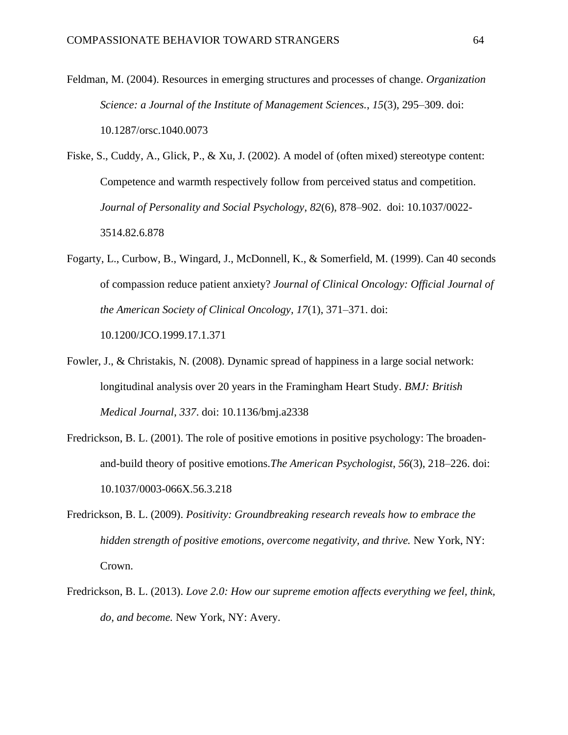Feldman, M. (2004). Resources in emerging structures and processes of change. *Organization Science: a Journal of the Institute of Management Sciences.*, *15*(3), 295–309. doi: 10.1287/orsc.1040.0073

Fiske, S., Cuddy, A., Glick, P., & Xu, J. (2002). A model of (often mixed) stereotype content: Competence and warmth respectively follow from perceived status and competition. *Journal of Personality and Social Psychology*, *82*(6), 878–902. doi: 10.1037/0022-3514.82.6.878

Fogarty, L., Curbow, B., Wingard, J., McDonnell, K., & Somerfield, M. (1999). Can 40 seconds of compassion reduce patient anxiety? *Journal of Clinical Oncology: Official Journal of the American Society of Clinical Oncology*, *17*(1), 371–371. doi: 10.1200/JCO.1999.17.1.371

Fowler, J., & Christakis, N. (2008). Dynamic spread of happiness in a large social network: longitudinal analysis over 20 years in the Framingham Heart Study. *BMJ: British Medical Journal*, *337*. doi: 10.1136/bmj.a2338

Fredrickson, B. L. (2001). The role of positive emotions in positive psychology: The broaden-and-build theory of positive emotions.*The American Psychologist*, *56*(3), 218–226. doi: 10.1037/0003-066X.56.3.218

Fredrickson, B. L. (2009). *Positivity: Groundbreaking research reveals how to embrace the hidden strength of positive emotions, overcome negativity, and thrive.* New York, NY: Crown.

Fredrickson, B. L. (2013). *Love 2.0: How our supreme emotion affects everything we feel, think, do, and become.* New York, NY: Avery.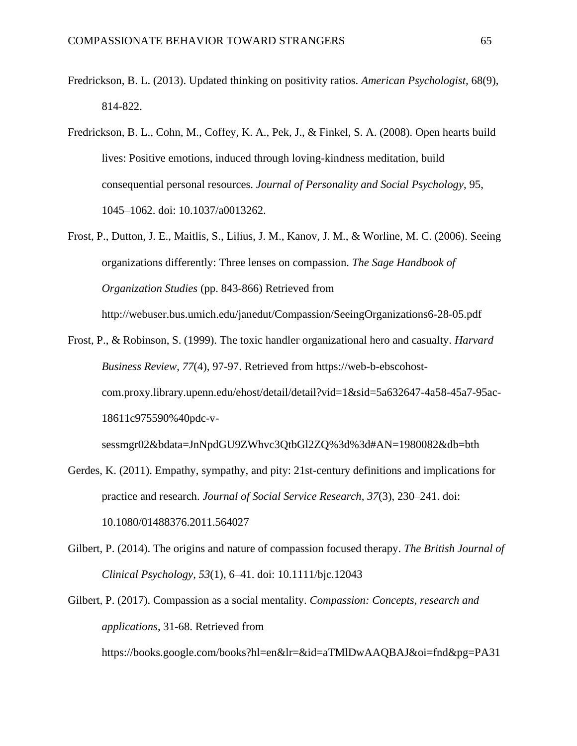Fredrickson, B. L. (2013). Updated thinking on positivity ratios. *American Psychologist*, 68(9), 814-822.

Fredrickson, B. L., Cohn, M., Coffey, K. A., Pek, J., & Finkel, S. A. (2008). Open hearts build lives: Positive emotions, induced through loving-kindness meditation, build consequential personal resources. *Journal of Personality and Social Psychology*, 95, 1045–1062. doi: 10.1037/a0013262.

Frost, P., Dutton, J. E., Maitlis, S., Lilius, J. M., Kanov, J. M., & Worline, M. C. (2006). Seeing organizations differently: Three lenses on compassion. *The Sage Handbook of Organization Studies* (pp. 843-866) Retrieved from http://webuser.bus.umich.edu/janedut/Compassion/SeeingOrganizations6-28-05.pdf

Frost, P., & Robinson, S. (1999). The toxic handler organizational hero and casualty. *Harvard Business Review*, *77*(4), 97-97. Retrieved from https://web-b-ebscohost-com.proxy.library.upenn.edu/ehost/detail/detail?vid=1&sid=5a632647-4a58-45a7-95ac-18611c975590%40pdc-v-sessmgr02&bdata=JnNpdGU9ZWhvc3QtbGl2ZQ%3d%3d#AN=1980082&db=bth

Gerdes, K. (2011). Empathy, sympathy, and pity: 21st-century definitions and implications for practice and research. *Journal of Social Service Research*, *37*(3), 230–241. doi: 10.1080/01488376.2011.564027

Gilbert, P. (2014). The origins and nature of compassion focused therapy. *The British Journal of Clinical Psychology*, *53*(1), 6–41. doi: 10.1111/bjc.12043

Gilbert, P. (2017). Compassion as a social mentality. *Compassion: Concepts, research and applications*, 31-68. Retrieved from https://books.google.com/books?hl=en&lr=&id=aTMlDwAAQBAJ&oi=fnd&pg=PA31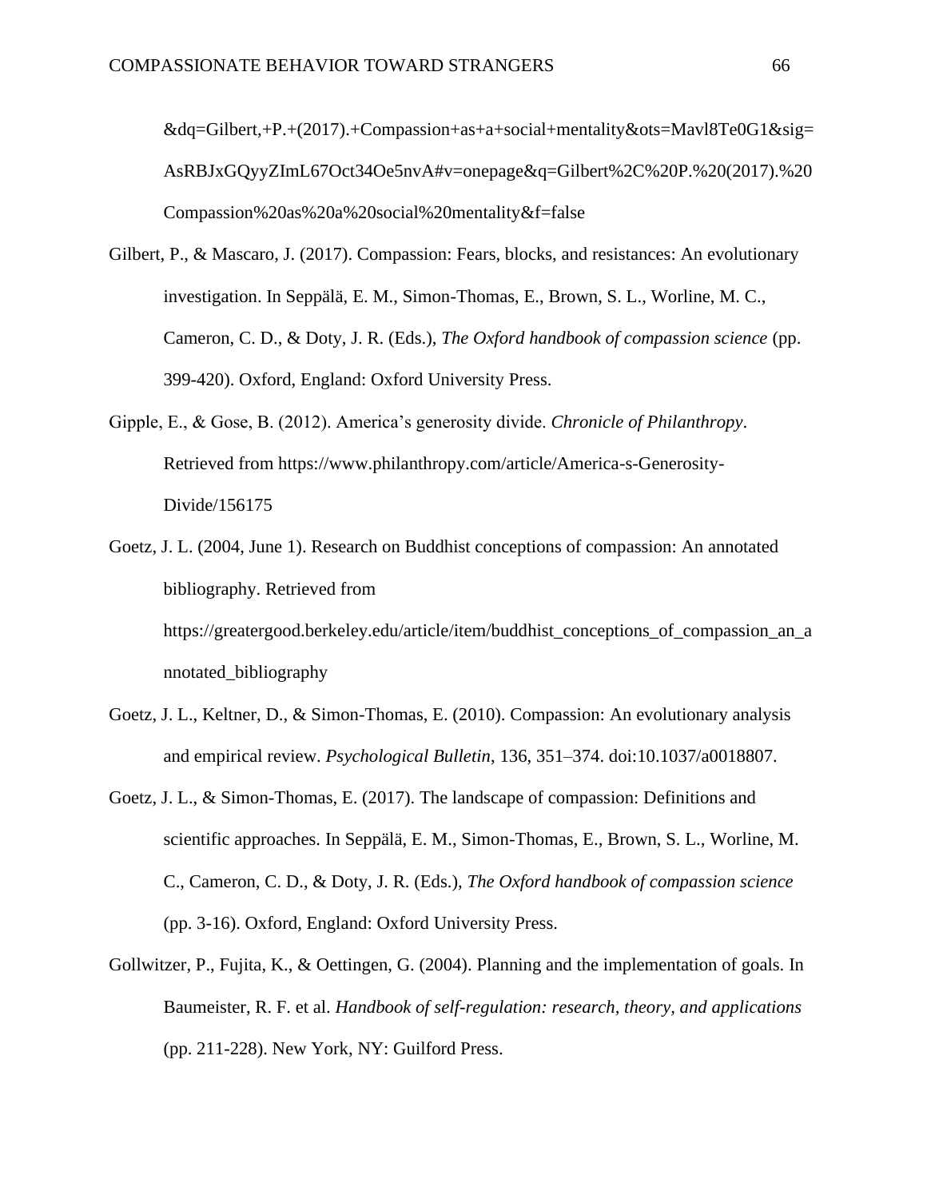&dq=Gilbert,+P.+(2017).+Compassion+as+a+social+mentality&ots=Mavl8Te0G1&sig=AsRBJxGQyyZImL67Oct34Oe5nvA#v=onepage&q=Gilbert%2C%20P.%20(2017).%20Compassion%20as%20a%20social%20mentality&f=false

Gilbert, P., & Mascaro, J. (2017). Compassion: Fears, blocks, and resistances: An evolutionary investigation. In Seppälä, E. M., Simon-Thomas, E., Brown, S. L., Worline, M. C., Cameron, C. D., & Doty, J. R. (Eds.), *The Oxford handbook of compassion science* (pp. 399-420). Oxford, England: Oxford University Press.

Gipple, E., & Gose, B. (2012). America's generosity divide. *Chronicle of Philanthropy*. Retrieved from https://www.philanthropy.com/article/America-s-Generosity-Divide/156175

Goetz, J. L. (2004, June 1). Research on Buddhist conceptions of compassion: An annotated bibliography. Retrieved from https://greatergood.berkeley.edu/article/item/buddhist_conceptions_of_compassion_an_annotated_bibliography

Goetz, J. L., Keltner, D., & Simon-Thomas, E. (2010). Compassion: An evolutionary analysis and empirical review. *Psychological Bulletin*, 136, 351–374. doi:10.1037/a0018807.

Goetz, J. L., & Simon-Thomas, E. (2017). The landscape of compassion: Definitions and scientific approaches. In Seppälä, E. M., Simon-Thomas, E., Brown, S. L., Worline, M. C., Cameron, C. D., & Doty, J. R. (Eds.), *The Oxford handbook of compassion science* (pp. 3-16). Oxford, England: Oxford University Press.

Gollwitzer, P., Fujita, K., & Oettingen, G. (2004). Planning and the implementation of goals. In Baumeister, R. F. et al. *Handbook of self-regulation: research, theory, and applications* (pp. 211-228). New York, NY: Guilford Press.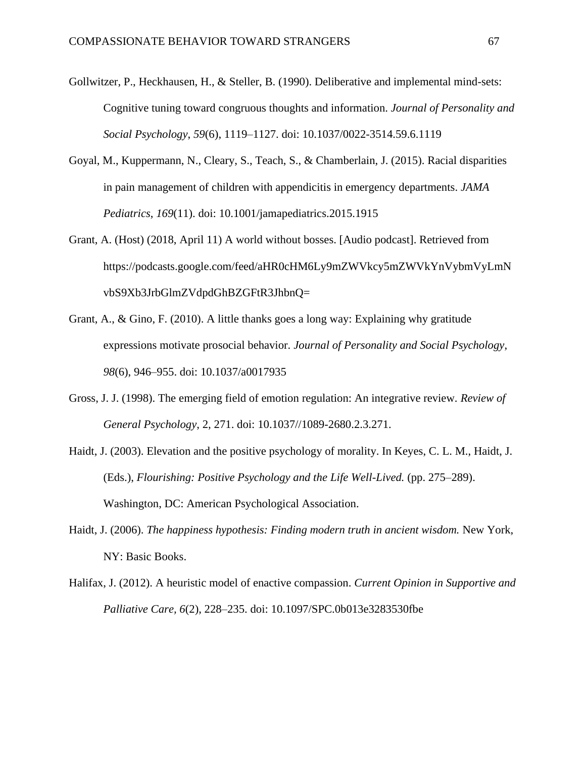Gollwitzer, P., Heckhausen, H., & Steller, B. (1990). Deliberative and implemental mind-sets: Cognitive tuning toward congruous thoughts and information. *Journal of Personality and Social Psychology*, *59*(6), 1119–1127. doi: 10.1037/0022-3514.59.6.1119

Goyal, M., Kuppermann, N., Cleary, S., Teach, S., & Chamberlain, J. (2015). Racial disparities in pain management of children with appendicitis in emergency departments. *JAMA Pediatrics*, *169*(11). doi: 10.1001/jamapediatrics.2015.1915

Grant, A. (Host) (2018, April 11) A world without bosses. [Audio podcast]. Retrieved from https://podcasts.google.com/feed/aHR0cHM6Ly9mZWVkcy5mZWVkYnVybmVyLmNvbS9Xb3JrbGlmZVdpdGhBZGFtR3JhbnQ=

Grant, A., & Gino, F. (2010). A little thanks goes a long way: Explaining why gratitude expressions motivate prosocial behavior. *Journal of Personality and Social Psychology*, *98*(6), 946–955. doi: 10.1037/a0017935

Gross, J. J. (1998). The emerging field of emotion regulation: An integrative review. *Review of General Psychology*, 2, 271. doi: 10.1037//1089-2680.2.3.271.

Haidt, J. (2003). Elevation and the positive psychology of morality. In Keyes, C. L. M., Haidt, J. (Eds.), *Flourishing: Positive Psychology and the Life Well-Lived.* (pp. 275–289). Washington, DC: American Psychological Association.

Haidt, J. (2006). *The happiness hypothesis: Finding modern truth in ancient wisdom.* New York, NY: Basic Books.

Halifax, J. (2012). A heuristic model of enactive compassion. *Current Opinion in Supportive and Palliative Care*, *6*(2), 228–235. doi: 10.1097/SPC.0b013e3283530fbe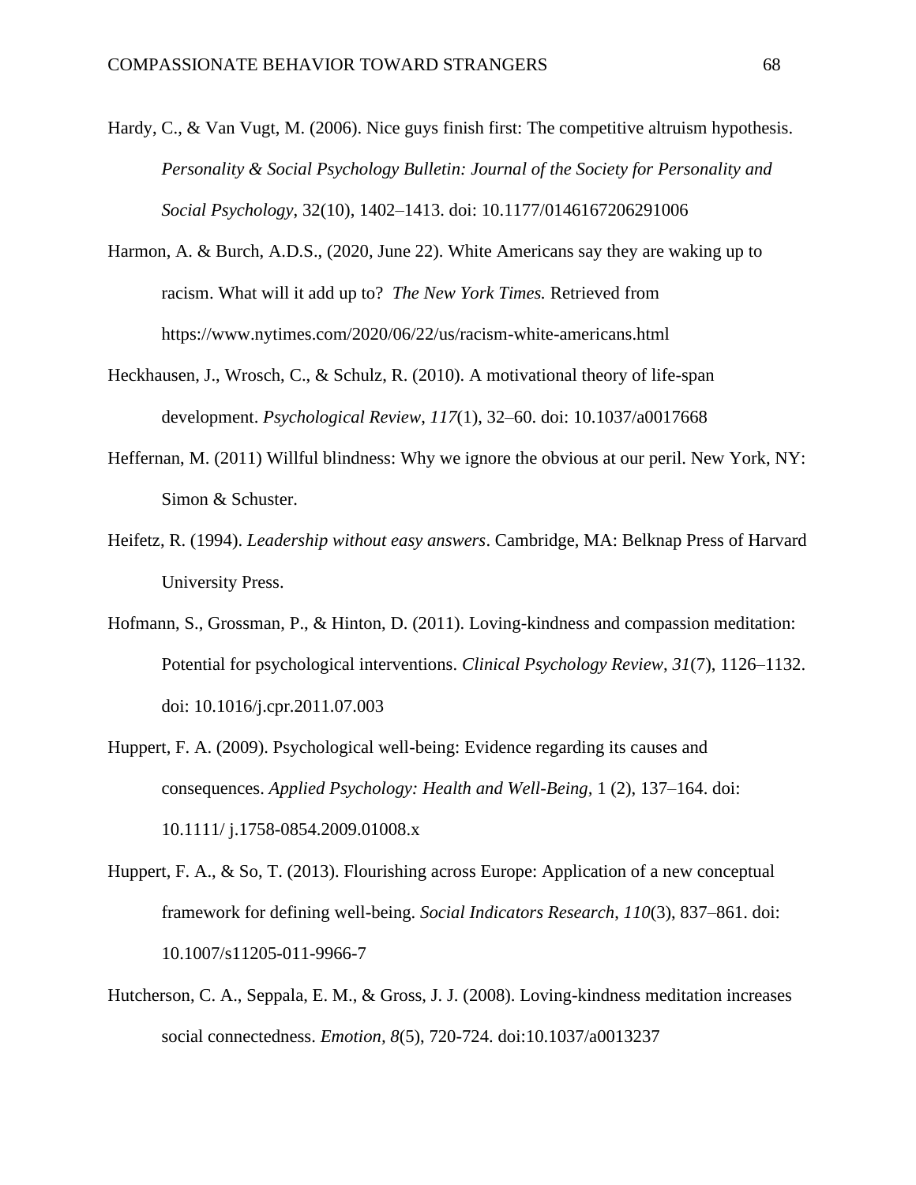Hardy, C., & Van Vugt, M. (2006). Nice guys finish first: The competitive altruism hypothesis. *Personality & Social Psychology Bulletin: Journal of the Society for Personality and Social Psychology*, 32(10), 1402–1413. doi: 10.1177/0146167206291006

Harmon, A. & Burch, A.D.S., (2020, June 22). White Americans say they are waking up to racism. What will it add up to? *The New York Times.* Retrieved from https://www.nytimes.com/2020/06/22/us/racism-white-americans.html

Heckhausen, J., Wrosch, C., & Schulz, R. (2010). A motivational theory of life-span development. *Psychological Review*, *117*(1), 32–60. doi: 10.1037/a0017668

Heffernan, M. (2011) Willful blindness: Why we ignore the obvious at our peril. New York, NY: Simon & Schuster.

Heifetz, R. (1994). *Leadership without easy answers*. Cambridge, MA: Belknap Press of Harvard University Press.

Hofmann, S., Grossman, P., & Hinton, D. (2011). Loving-kindness and compassion meditation: Potential for psychological interventions. *Clinical Psychology Review*, *31*(7), 1126–1132. doi: 10.1016/j.cpr.2011.07.003

Huppert, F. A. (2009). Psychological well-being: Evidence regarding its causes and consequences. *Applied Psychology: Health and Well-Being*, 1 (2), 137–164. doi: 10.1111/ j.1758-0854.2009.01008.x

Huppert, F. A., & So, T. (2013). Flourishing across Europe: Application of a new conceptual framework for defining well-being. *Social Indicators Research*, *110*(3), 837–861. doi: 10.1007/s11205-011-9966-7

Hutcherson, C. A., Seppala, E. M., & Gross, J. J. (2008). Loving-kindness meditation increases social connectedness. *Emotion, 8*(5), 720-724. doi:10.1037/a0013237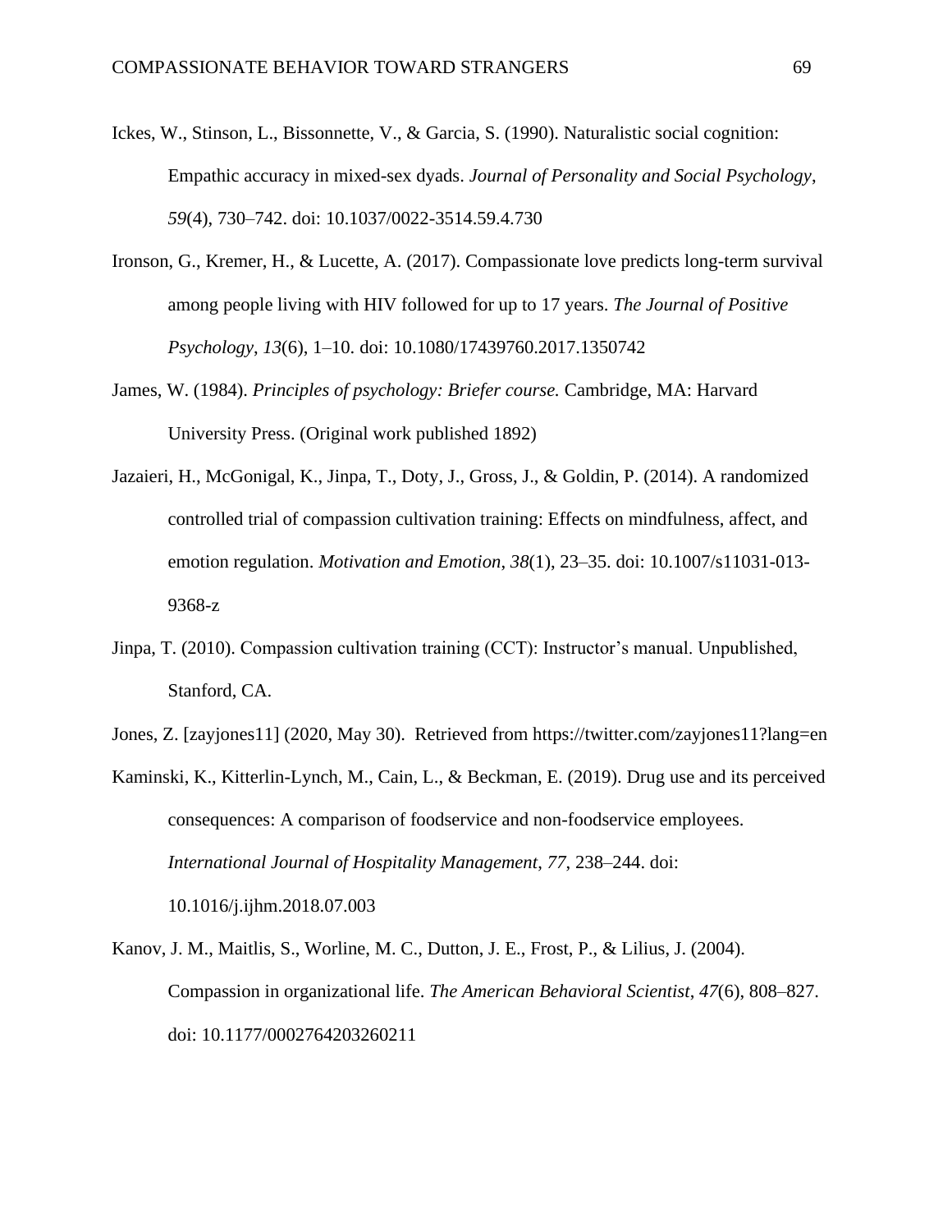Ickes, W., Stinson, L., Bissonnette, V., & Garcia, S. (1990). Naturalistic social cognition: Empathic accuracy in mixed-sex dyads. *Journal of Personality and Social Psychology*, *59*(4), 730–742. doi: 10.1037/0022-3514.59.4.730

Ironson, G., Kremer, H., & Lucette, A. (2017). Compassionate love predicts long-term survival among people living with HIV followed for up to 17 years. *The Journal of Positive Psychology*, *13*(6), 1–10. doi: 10.1080/17439760.2017.1350742

James, W. (1984). *Principles of psychology: Briefer course.* Cambridge, MA: Harvard University Press. (Original work published 1892)

Jazaieri, H., McGonigal, K., Jinpa, T., Doty, J., Gross, J., & Goldin, P. (2014). A randomized controlled trial of compassion cultivation training: Effects on mindfulness, affect, and emotion regulation. *Motivation and Emotion*, *38*(1), 23–35. doi: 10.1007/s11031-013-9368-z

Jinpa, T. (2010). Compassion cultivation training (CCT): Instructor's manual. Unpublished, Stanford, CA.

Jones, Z. [zayjones11] (2020, May 30). Retrieved from https://twitter.com/zayjones11?lang=en

Kaminski, K., Kitterlin-Lynch, M., Cain, L., & Beckman, E. (2019). Drug use and its perceived consequences: A comparison of foodservice and non-foodservice employees. *International Journal of Hospitality Management*, *77*, 238–244. doi: 10.1016/j.ijhm.2018.07.003

Kanov, J. M., Maitlis, S., Worline, M. C., Dutton, J. E., Frost, P., & Lilius, J. (2004). Compassion in organizational life. *The American Behavioral Scientist*, *47*(6), 808–827. doi: 10.1177/0002764203260211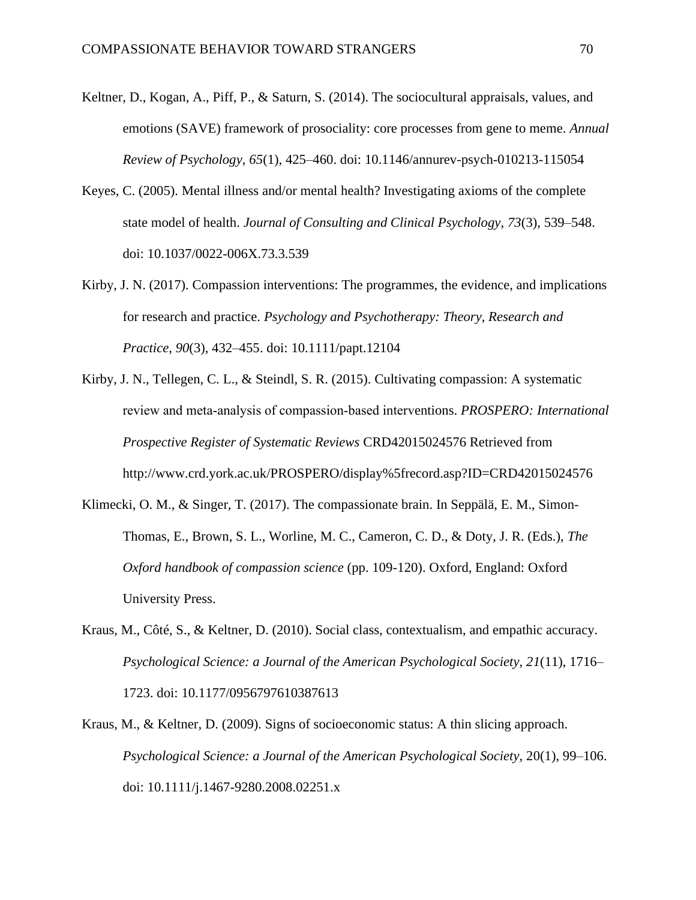Keltner, D., Kogan, A., Piff, P., & Saturn, S. (2014). The sociocultural appraisals, values, and emotions (SAVE) framework of prosociality: core processes from gene to meme. *Annual Review of Psychology*, *65*(1), 425–460. doi: 10.1146/annurev-psych-010213-115054

Keyes, C. (2005). Mental illness and/or mental health? Investigating axioms of the complete state model of health. *Journal of Consulting and Clinical Psychology*, *73*(3), 539–548. doi: 10.1037/0022-006X.73.3.539

Kirby, J. N. (2017). Compassion interventions: The programmes, the evidence, and implications for research and practice. *Psychology and Psychotherapy: Theory, Research and Practice*, *90*(3), 432–455. doi: 10.1111/papt.12104

Kirby, J. N., Tellegen, C. L., & Steindl, S. R. (2015). Cultivating compassion: A systematic review and meta-analysis of compassion-based interventions. *PROSPERO: International Prospective Register of Systematic Reviews* CRD42015024576 Retrieved from http://www.crd.york.ac.uk/PROSPERO/display%5frecord.asp?ID=CRD42015024576

Klimecki, O. M., & Singer, T. (2017). The compassionate brain. In Seppälä, E. M., Simon-Thomas, E., Brown, S. L., Worline, M. C., Cameron, C. D., & Doty, J. R. (Eds.), *The Oxford handbook of compassion science* (pp. 109-120). Oxford, England: Oxford University Press.

Kraus, M., Côté, S., & Keltner, D. (2010). Social class, contextualism, and empathic accuracy. *Psychological Science: a Journal of the American Psychological Society*, *21*(11), 1716–1723. doi: 10.1177/0956797610387613

Kraus, M., & Keltner, D. (2009). Signs of socioeconomic status: A thin slicing approach. *Psychological Science: a Journal of the American Psychological Society*, 20(1), 99–106. doi: 10.1111/j.1467-9280.2008.02251.x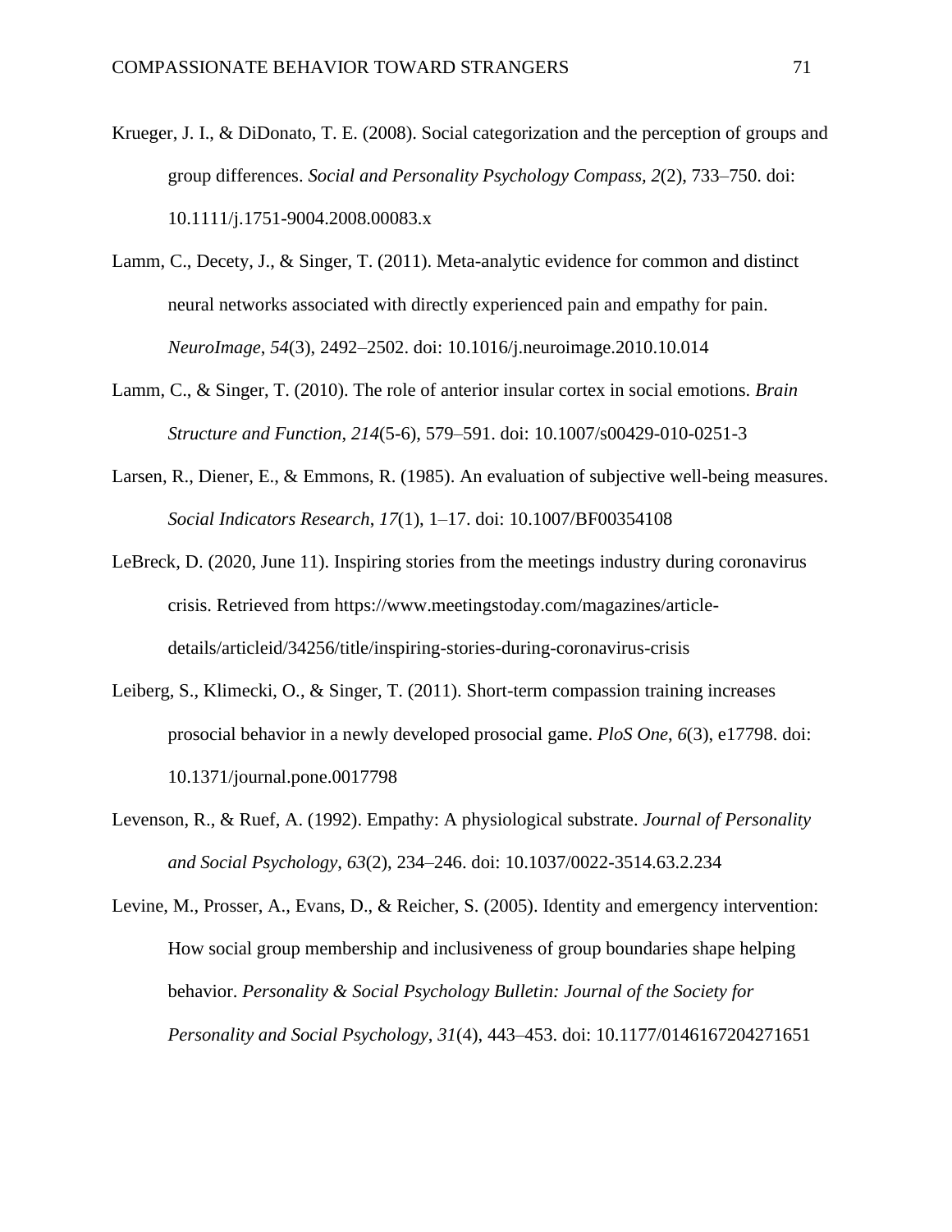Krueger, J. I., & DiDonato, T. E. (2008). Social categorization and the perception of groups and group differences. *Social and Personality Psychology Compass, 2*(2), 733–750. doi: 10.1111/j.1751-9004.2008.00083.x

Lamm, C., Decety, J., & Singer, T. (2011). Meta-analytic evidence for common and distinct neural networks associated with directly experienced pain and empathy for pain. *NeuroImage*, *54*(3), 2492–2502. doi: 10.1016/j.neuroimage.2010.10.014

Lamm, C., & Singer, T. (2010). The role of anterior insular cortex in social emotions. *Brain Structure and Function*, *214*(5-6), 579–591. doi: 10.1007/s00429-010-0251-3

Larsen, R., Diener, E., & Emmons, R. (1985). An evaluation of subjective well-being measures. *Social Indicators Research*, *17*(1), 1–17. doi: 10.1007/BF00354108

LeBreck, D. (2020, June 11). Inspiring stories from the meetings industry during coronavirus crisis. Retrieved from https://www.meetingstoday.com/magazines/article-details/articleid/34256/title/inspiring-stories-during-coronavirus-crisis

Leiberg, S., Klimecki, O., & Singer, T. (2011). Short-term compassion training increases prosocial behavior in a newly developed prosocial game. *PloS One*, *6*(3), e17798. doi: 10.1371/journal.pone.0017798

Levenson, R., & Ruef, A. (1992). Empathy: A physiological substrate. *Journal of Personality and Social Psychology*, *63*(2), 234–246. doi: 10.1037/0022-3514.63.2.234

Levine, M., Prosser, A., Evans, D., & Reicher, S. (2005). Identity and emergency intervention: How social group membership and inclusiveness of group boundaries shape helping behavior. *Personality & Social Psychology Bulletin: Journal of the Society for Personality and Social Psychology*, *31*(4), 443–453. doi: 10.1177/0146167204271651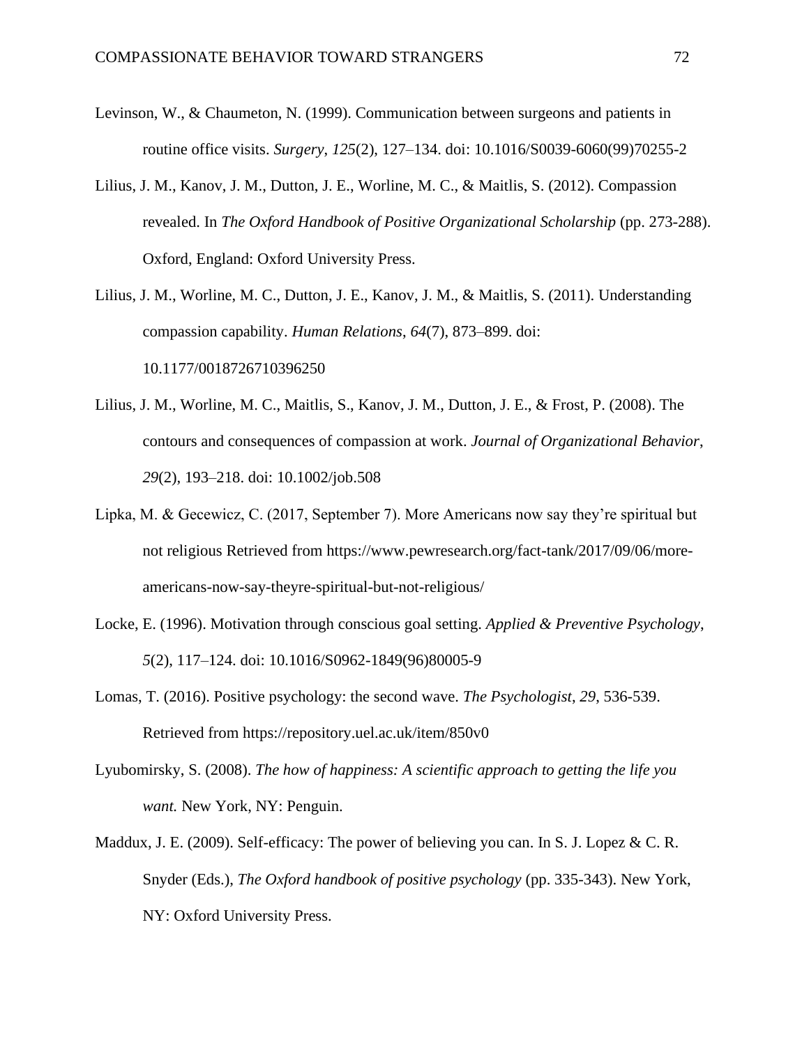Levinson, W., & Chaumeton, N. (1999). Communication between surgeons and patients in routine office visits. *Surgery*, *125*(2), 127–134. doi: 10.1016/S0039-6060(99)70255-2

Lilius, J. M., Kanov, J. M., Dutton, J. E., Worline, M. C., & Maitlis, S. (2012). Compassion revealed. In *The Oxford Handbook of Positive Organizational Scholarship* (pp. 273-288). Oxford, England: Oxford University Press.

Lilius, J. M., Worline, M. C., Dutton, J. E., Kanov, J. M., & Maitlis, S. (2011). Understanding compassion capability. *Human Relations*, *64*(7), 873–899. doi: 10.1177/0018726710396250

Lilius, J. M., Worline, M. C., Maitlis, S., Kanov, J. M., Dutton, J. E., & Frost, P. (2008). The contours and consequences of compassion at work. *Journal of Organizational Behavior*, *29*(2), 193–218. doi: 10.1002/job.508

Lipka, M. & Gecewicz, C. (2017, September 7). More Americans now say they're spiritual but not religious Retrieved from https://www.pewresearch.org/fact-tank/2017/09/06/more-americans-now-say-theyre-spiritual-but-not-religious/

Locke, E. (1996). Motivation through conscious goal setting. *Applied & Preventive Psychology*, *5*(2), 117–124. doi: 10.1016/S0962-1849(96)80005-9

Lomas, T. (2016). Positive psychology: the second wave. *The Psychologist*, *29*, 536-539. Retrieved from https://repository.uel.ac.uk/item/850v0

Lyubomirsky, S. (2008). *The how of happiness: A scientific approach to getting the life you want.* New York, NY: Penguin.

Maddux, J. E. (2009). Self-efficacy: The power of believing you can. In S. J. Lopez & C. R. Snyder (Eds.), *The Oxford handbook of positive psychology* (pp. 335-343). New York, NY: Oxford University Press.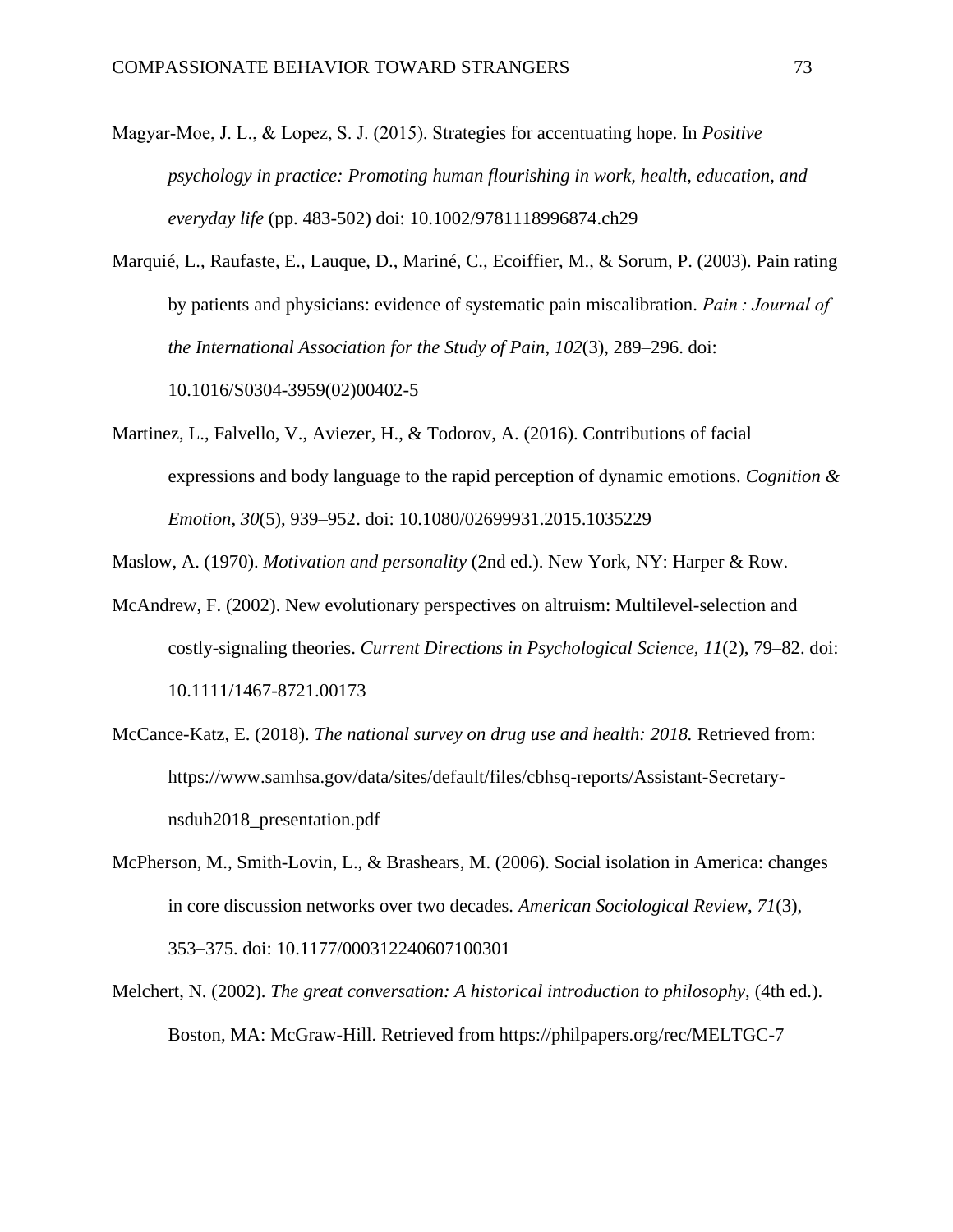Magyar-Moe, J. L., & Lopez, S. J. (2015). Strategies for accentuating hope. In *Positive psychology in practice: Promoting human flourishing in work, health, education, and everyday life* (pp. 483-502) doi: 10.1002/9781118996874.ch29

Marquié, L., Raufaste, E., Lauque, D., Mariné, C., Ecoiffier, M., & Sorum, P. (2003). Pain rating by patients and physicians: evidence of systematic pain miscalibration. *Pain : Journal of the International Association for the Study of Pain*, *102*(3), 289–296. doi: 10.1016/S0304-3959(02)00402-5

Martinez, L., Falvello, V., Aviezer, H., & Todorov, A. (2016). Contributions of facial expressions and body language to the rapid perception of dynamic emotions. *Cognition & Emotion*, *30*(5), 939–952. doi: 10.1080/02699931.2015.1035229

Maslow, A. (1970). *Motivation and personality* (2nd ed.). New York, NY: Harper & Row.

McAndrew, F. (2002). New evolutionary perspectives on altruism: Multilevel-selection and costly-signaling theories. *Current Directions in Psychological Science*, *11*(2), 79–82. doi: 10.1111/1467-8721.00173

McCance-Katz, E. (2018). *The national survey on drug use and health: 2018.* Retrieved from: https://www.samhsa.gov/data/sites/default/files/cbhsq-reports/Assistant-Secretary-nsduh2018_presentation.pdf

McPherson, M., Smith-Lovin, L., & Brashears, M. (2006). Social isolation in America: changes in core discussion networks over two decades. *American Sociological Review*, *71*(3), 353–375. doi: 10.1177/000312240607100301

Melchert, N. (2002). *The great conversation: A historical introduction to philosophy*, (4th ed.). Boston, MA: McGraw-Hill. Retrieved from https://philpapers.org/rec/MELTGC-7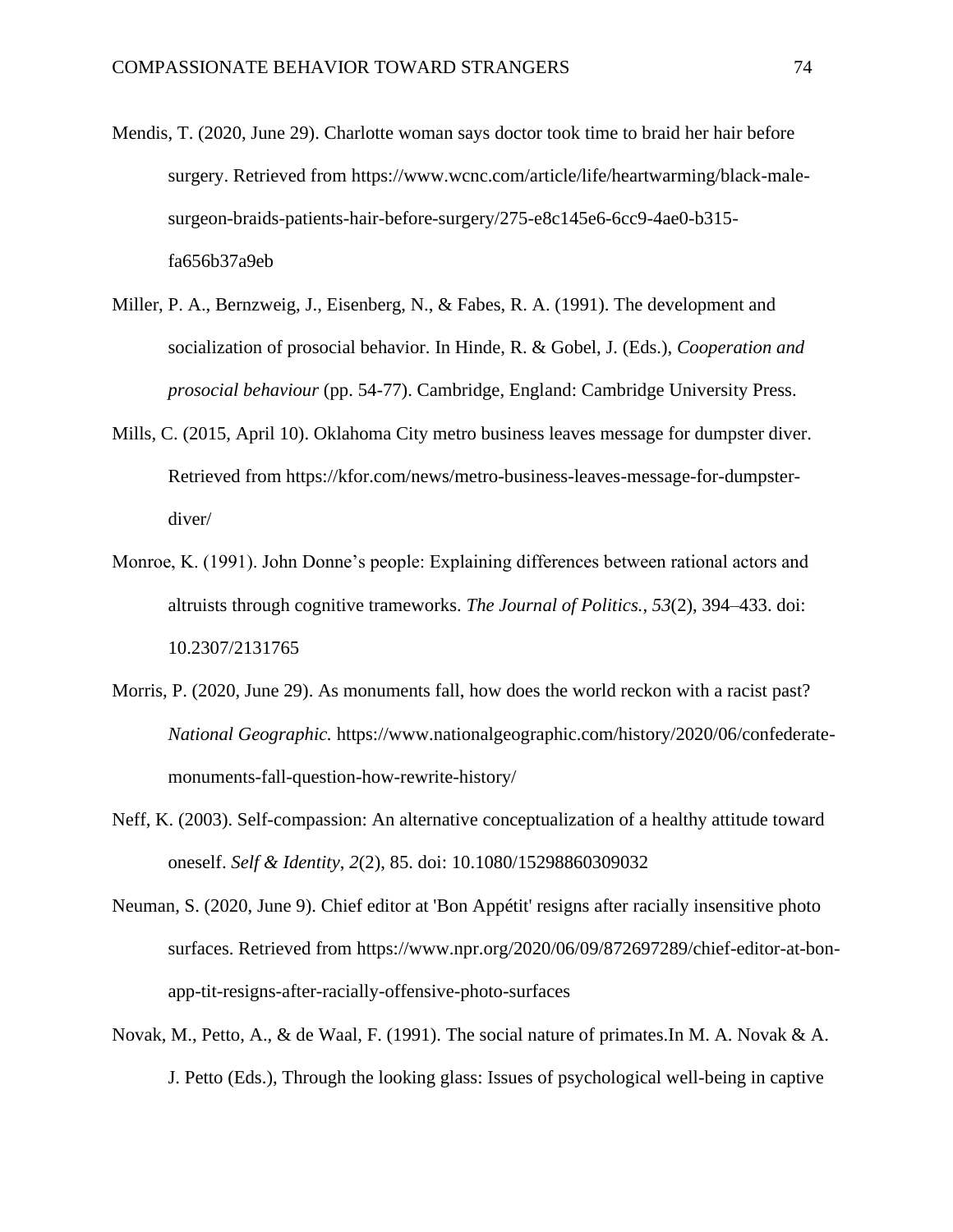Mendis, T. (2020, June 29). Charlotte woman says doctor took time to braid her hair before surgery. Retrieved from https://www.wcnc.com/article/life/heartwarming/black-male-surgeon-braids-patients-hair-before-surgery/275-e8c145e6-6cc9-4ae0-b315-fa656b37a9eb

Miller, P. A., Bernzweig, J., Eisenberg, N., & Fabes, R. A. (1991). The development and socialization of prosocial behavior. In Hinde, R. & Gobel, J. (Eds.), *Cooperation and prosocial behaviour* (pp. 54-77). Cambridge, England: Cambridge University Press.

Mills, C. (2015, April 10). Oklahoma City metro business leaves message for dumpster diver. Retrieved from https://kfor.com/news/metro-business-leaves-message-for-dumpster-diver/

Monroe, K. (1991). John Donne's people: Explaining differences between rational actors and altruists through cognitive trameworks. *The Journal of Politics.*, *53*(2), 394–433. doi: 10.2307/2131765

Morris, P. (2020, June 29). As monuments fall, how does the world reckon with a racist past? *National Geographic.* https://www.nationalgeographic.com/history/2020/06/confederate-monuments-fall-question-how-rewrite-history/

Neff, K. (2003). Self-compassion: An alternative conceptualization of a healthy attitude toward oneself. *Self & Identity*, *2*(2), 85. doi: 10.1080/15298860309032

Neuman, S. (2020, June 9). Chief editor at 'Bon Appétit' resigns after racially insensitive photo surfaces. Retrieved from https://www.npr.org/2020/06/09/872697289/chief-editor-at-bon-app-tit-resigns-after-racially-offensive-photo-surfaces

Novak, M., Petto, A., & de Waal, F. (1991). The social nature of primates.In M. A. Novak & A. J. Petto (Eds.), Through the looking glass: Issues of psychological well-being in captive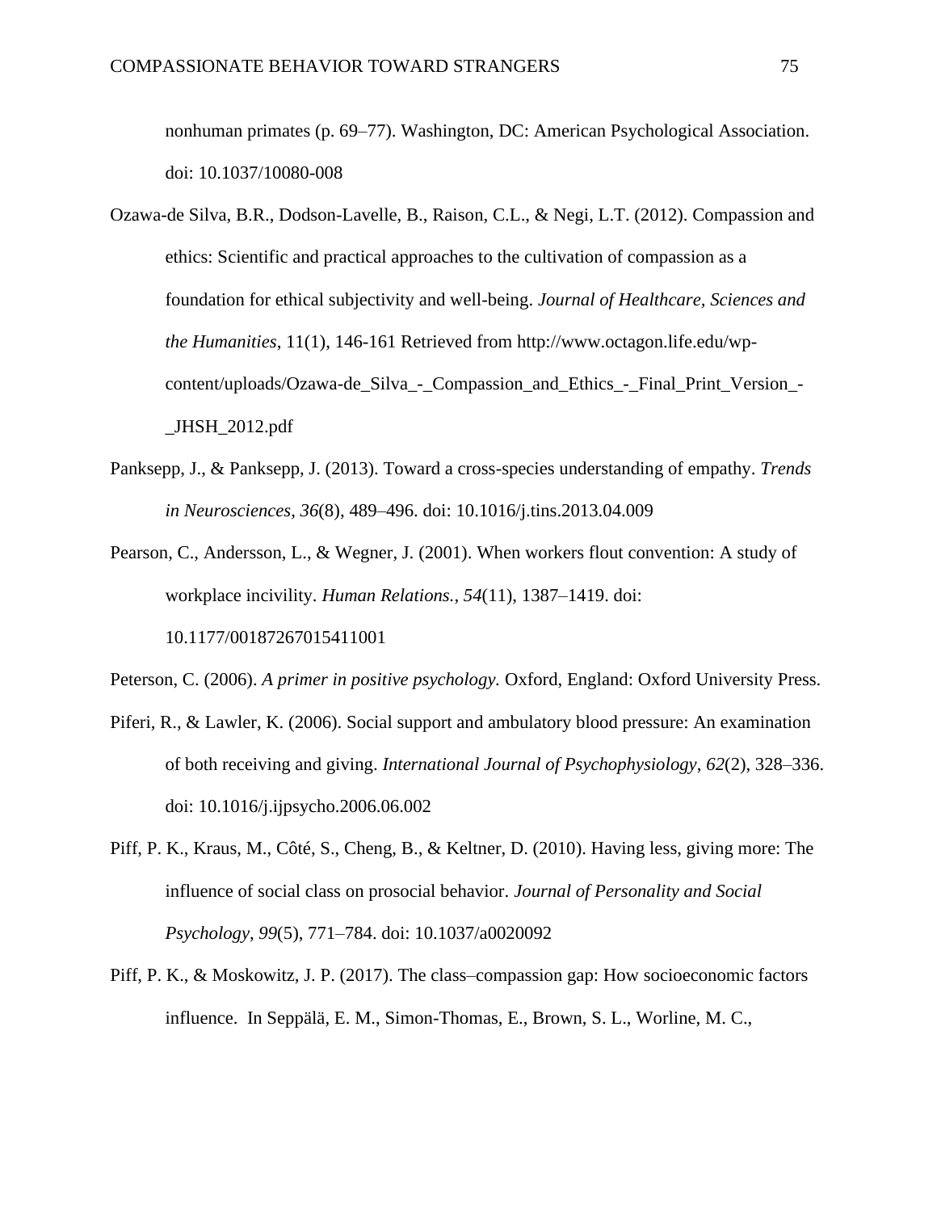nonhuman primates (p. 69–77). Washington, DC: American Psychological Association. doi: 10.1037/10080-008

Ozawa-de Silva, B.R., Dodson-Lavelle, B., Raison, C.L., & Negi, L.T. (2012). Compassion and ethics: Scientific and practical approaches to the cultivation of compassion as a foundation for ethical subjectivity and well-being. *Journal of Healthcare, Sciences and the Humanities*, 11(1), 146-161 Retrieved from http://www.octagon.life.edu/wp-content/uploads/Ozawa-de_Silva_-_Compassion_and_Ethics_-_Final_Print_Version_-_JHSH_2012.pdf

Panksepp, J., & Panksepp, J. (2013). Toward a cross-species understanding of empathy. *Trends in Neurosciences*, *36*(8), 489–496. doi: 10.1016/j.tins.2013.04.009

Pearson, C., Andersson, L., & Wegner, J. (2001). When workers flout convention: A study of workplace incivility. *Human Relations.*, *54*(11), 1387–1419. doi: 10.1177/00187267015411001

Peterson, C. (2006). *A primer in positive psychology.* Oxford, England: Oxford University Press.

Piferi, R., & Lawler, K. (2006). Social support and ambulatory blood pressure: An examination of both receiving and giving. *International Journal of Psychophysiology*, *62*(2), 328–336. doi: 10.1016/j.ijpsycho.2006.06.002

Piff, P. K., Kraus, M., Côté, S., Cheng, B., & Keltner, D. (2010). Having less, giving more: The influence of social class on prosocial behavior. *Journal of Personality and Social Psychology*, *99*(5), 771–784. doi: 10.1037/a0020092

Piff, P. K., & Moskowitz, J. P. (2017). The class–compassion gap: How socioeconomic factors influence. In Seppälä, E. M., Simon-Thomas, E., Brown, S. L., Worline, M. C.,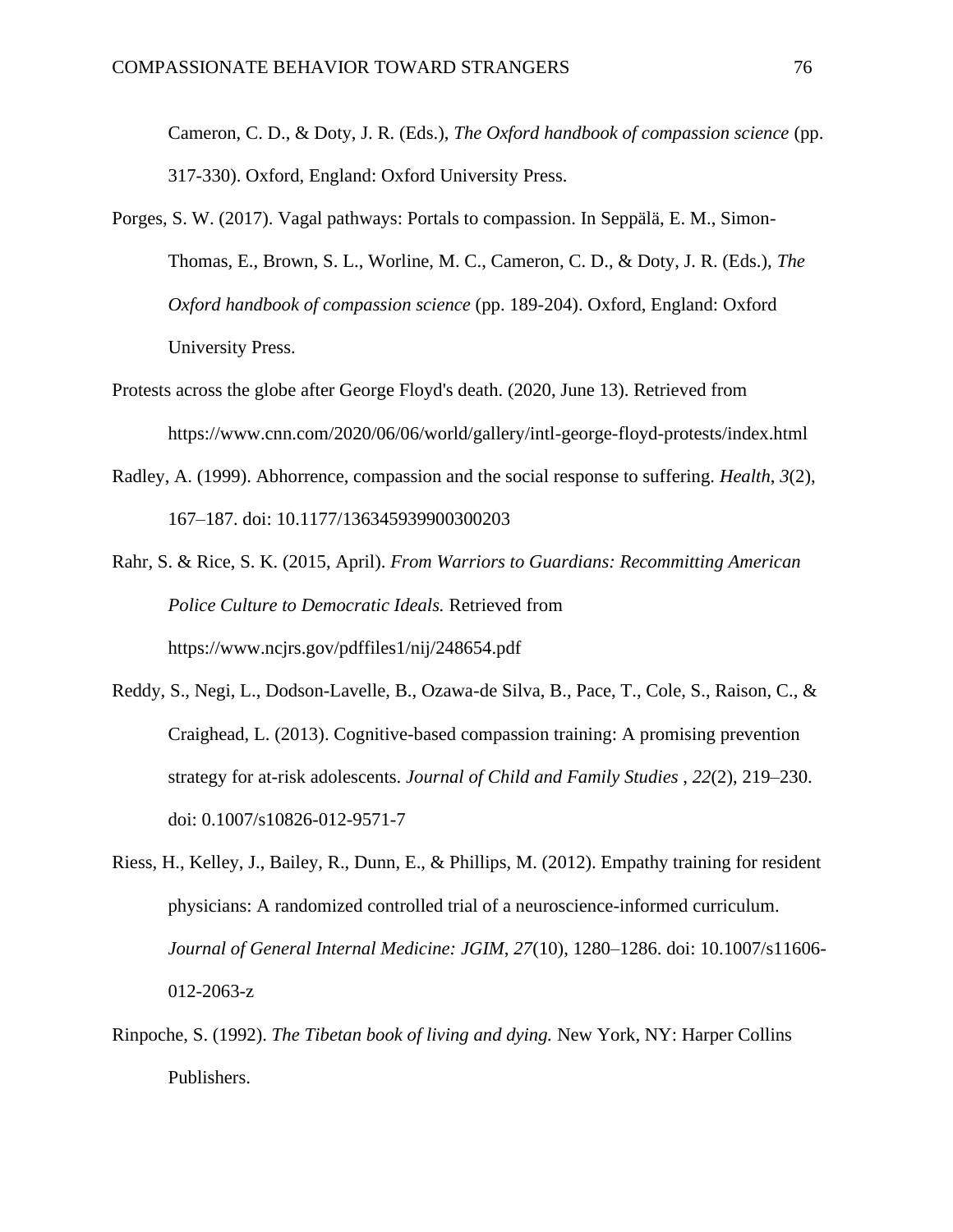Cameron, C. D., & Doty, J. R. (Eds.), *The Oxford handbook of compassion science* (pp. 317-330). Oxford, England: Oxford University Press.

Porges, S. W. (2017). Vagal pathways: Portals to compassion. In Seppälä, E. M., Simon-Thomas, E., Brown, S. L., Worline, M. C., Cameron, C. D., & Doty, J. R. (Eds.), *The Oxford handbook of compassion science* (pp. 189-204). Oxford, England: Oxford University Press.

Protests across the globe after George Floyd's death. (2020, June 13). Retrieved from https://www.cnn.com/2020/06/06/world/gallery/intl-george-floyd-protests/index.html

Radley, A. (1999). Abhorrence, compassion and the social response to suffering. *Health*, *3*(2), 167–187. doi: 10.1177/136345939900300203

Rahr, S. & Rice, S. K. (2015, April). *From Warriors to Guardians: Recommitting American Police Culture to Democratic Ideals.* Retrieved from https://www.ncjrs.gov/pdffiles1/nij/248654.pdf

Reddy, S., Negi, L., Dodson-Lavelle, B., Ozawa-de Silva, B., Pace, T., Cole, S., Raison, C., & Craighead, L. (2013). Cognitive-based compassion training: A promising prevention strategy for at-risk adolescents. *Journal of Child and Family Studies* , *22*(2), 219–230. doi: 0.1007/s10826-012-9571-7

Riess, H., Kelley, J., Bailey, R., Dunn, E., & Phillips, M. (2012). Empathy training for resident physicians: A randomized controlled trial of a neuroscience-informed curriculum. *Journal of General Internal Medicine: JGIM*, *27*(10), 1280–1286. doi: 10.1007/s11606-012-2063-z

Rinpoche, S. (1992). *The Tibetan book of living and dying.* New York, NY: Harper Collins Publishers.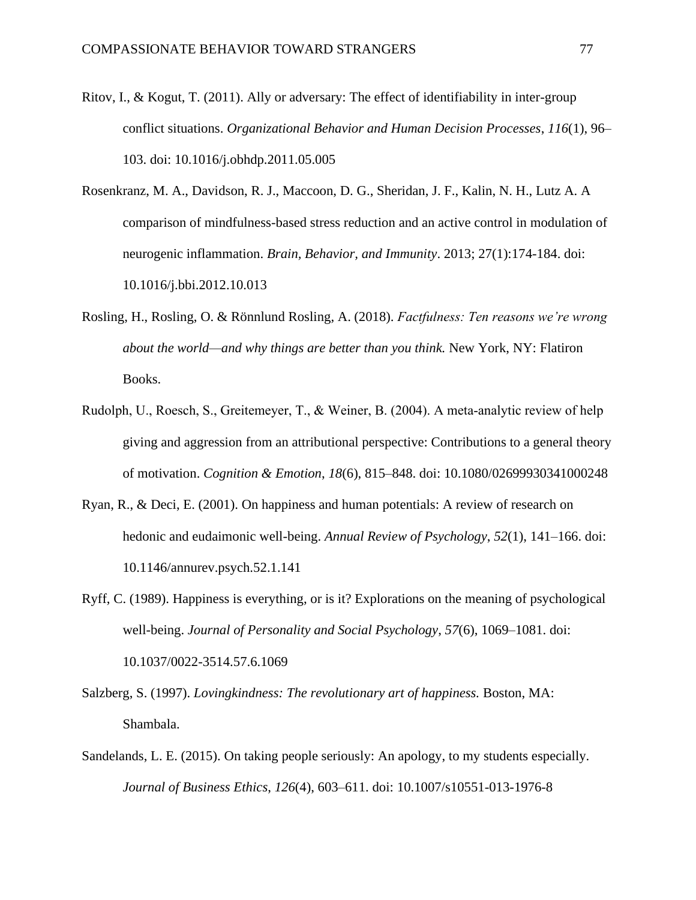Ritov, I., & Kogut, T. (2011). Ally or adversary: The effect of identifiability in inter-group conflict situations. *Organizational Behavior and Human Decision Processes*, *116*(1), 96–103. doi: 10.1016/j.obhdp.2011.05.005

Rosenkranz, M. A., Davidson, R. J., Maccoon, D. G., Sheridan, J. F., Kalin, N. H., Lutz A. A comparison of mindfulness-based stress reduction and an active control in modulation of neurogenic inflammation. *Brain, Behavior, and Immunity*. 2013; 27(1):174-184. doi: 10.1016/j.bbi.2012.10.013

Rosling, H., Rosling, O. & Rönnlund Rosling, A. (2018). *Factfulness: Ten reasons we're wrong about the world—and why things are better than you think.* New York, NY: Flatiron Books.

Rudolph, U., Roesch, S., Greitemeyer, T., & Weiner, B. (2004). A meta-analytic review of help giving and aggression from an attributional perspective: Contributions to a general theory of motivation. *Cognition & Emotion*, *18*(6), 815–848. doi: 10.1080/02699930341000248

Ryan, R., & Deci, E. (2001). On happiness and human potentials: A review of research on hedonic and eudaimonic well-being. *Annual Review of Psychology*, *52*(1), 141–166. doi: 10.1146/annurev.psych.52.1.141

Ryff, C. (1989). Happiness is everything, or is it? Explorations on the meaning of psychological well-being. *Journal of Personality and Social Psychology*, *57*(6), 1069–1081. doi: 10.1037/0022-3514.57.6.1069

Salzberg, S. (1997). *Lovingkindness: The revolutionary art of happiness.* Boston, MA: Shambala.

Sandelands, L. E. (2015). On taking people seriously: An apology, to my students especially. *Journal of Business Ethics*, *126*(4), 603–611. doi: 10.1007/s10551-013-1976-8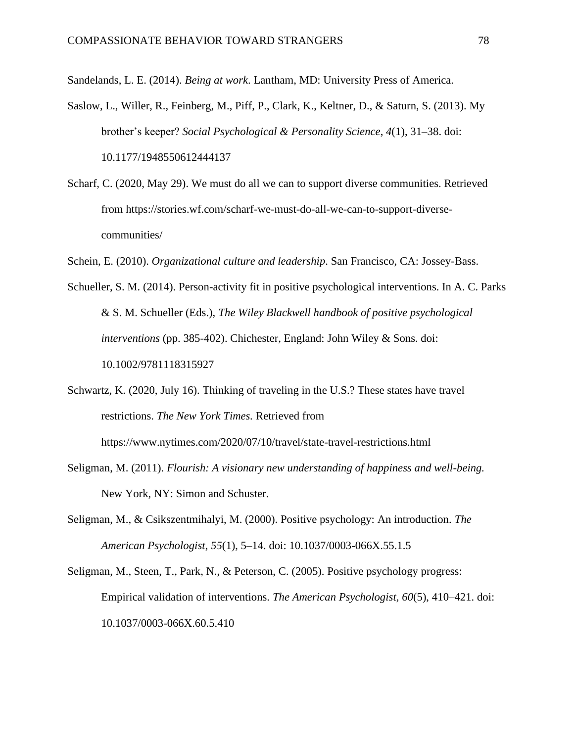Sandelands, L. E. (2014). *Being at work*. Lantham, MD: University Press of America.

Saslow, L., Willer, R., Feinberg, M., Piff, P., Clark, K., Keltner, D., & Saturn, S. (2013). My brother's keeper? *Social Psychological & Personality Science*, *4*(1), 31–38. doi: 10.1177/1948550612444137

Scharf, C. (2020, May 29). We must do all we can to support diverse communities. Retrieved from https://stories.wf.com/scharf-we-must-do-all-we-can-to-support-diverse-communities/

Schein, E. (2010). *Organizational culture and leadership*. San Francisco, CA: Jossey-Bass.

Schueller, S. M. (2014). Person-activity fit in positive psychological interventions. In A. C. Parks & S. M. Schueller (Eds.), *The Wiley Blackwell handbook of positive psychological interventions* (pp. 385-402). Chichester, England: John Wiley & Sons. doi: 10.1002/9781118315927

Schwartz, K. (2020, July 16). Thinking of traveling in the U.S.? These states have travel restrictions. *The New York Times.* Retrieved from https://www.nytimes.com/2020/07/10/travel/state-travel-restrictions.html

Seligman, M. (2011). *Flourish: A visionary new understanding of happiness and well-being.* New York, NY: Simon and Schuster.

Seligman, M., & Csikszentmihalyi, M. (2000). Positive psychology: An introduction. *The American Psychologist*, *55*(1), 5–14. doi: 10.1037/0003-066X.55.1.5

Seligman, M., Steen, T., Park, N., & Peterson, C. (2005). Positive psychology progress: Empirical validation of interventions. *The American Psychologist, 60*(5), 410–421. doi: 10.1037/0003-066X.60.5.410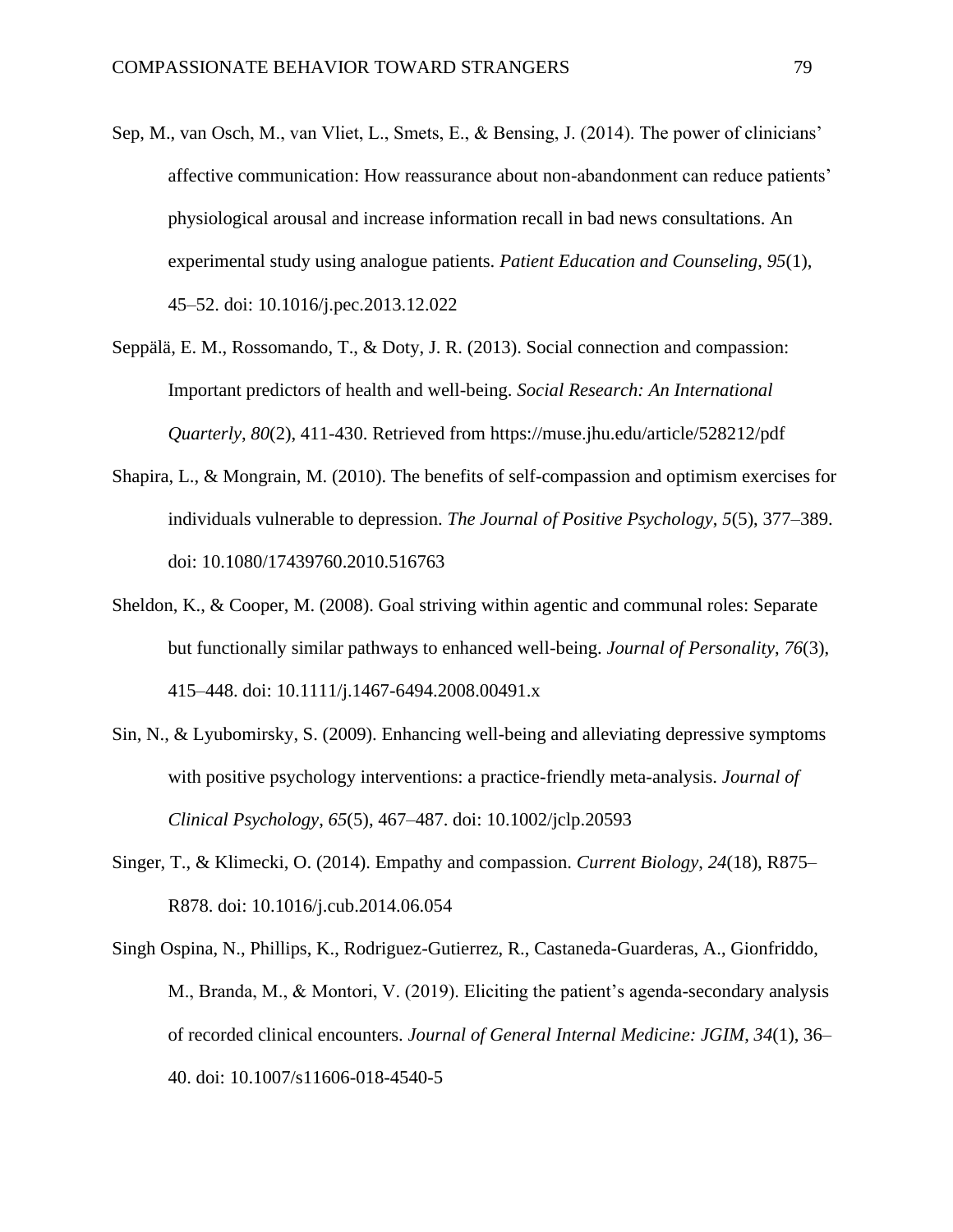Sep, M., van Osch, M., van Vliet, L., Smets, E., & Bensing, J. (2014). The power of clinicians' affective communication: How reassurance about non-abandonment can reduce patients' physiological arousal and increase information recall in bad news consultations. An experimental study using analogue patients. *Patient Education and Counseling*, *95*(1), 45–52. doi: 10.1016/j.pec.2013.12.022

Seppälä, E. M., Rossomando, T., & Doty, J. R. (2013). Social connection and compassion: Important predictors of health and well-being. *Social Research: An International Quarterly*, *80*(2), 411-430. Retrieved from https://muse.jhu.edu/article/528212/pdf

Shapira, L., & Mongrain, M. (2010). The benefits of self-compassion and optimism exercises for individuals vulnerable to depression. *The Journal of Positive Psychology*, *5*(5), 377–389. doi: 10.1080/17439760.2010.516763

Sheldon, K., & Cooper, M. (2008). Goal striving within agentic and communal roles: Separate but functionally similar pathways to enhanced well-being. *Journal of Personality*, *76*(3), 415–448. doi: 10.1111/j.1467-6494.2008.00491.x

Sin, N., & Lyubomirsky, S. (2009). Enhancing well-being and alleviating depressive symptoms with positive psychology interventions: a practice-friendly meta-analysis. *Journal of Clinical Psychology*, *65*(5), 467–487. doi: 10.1002/jclp.20593

Singer, T., & Klimecki, O. (2014). Empathy and compassion. *Current Biology*, *24*(18), R875–R878. doi: 10.1016/j.cub.2014.06.054

Singh Ospina, N., Phillips, K., Rodriguez-Gutierrez, R., Castaneda-Guarderas, A., Gionfriddo, M., Branda, M., & Montori, V. (2019). Eliciting the patient's agenda-secondary analysis of recorded clinical encounters. *Journal of General Internal Medicine: JGIM*, *34*(1), 36–40. doi: 10.1007/s11606-018-4540-5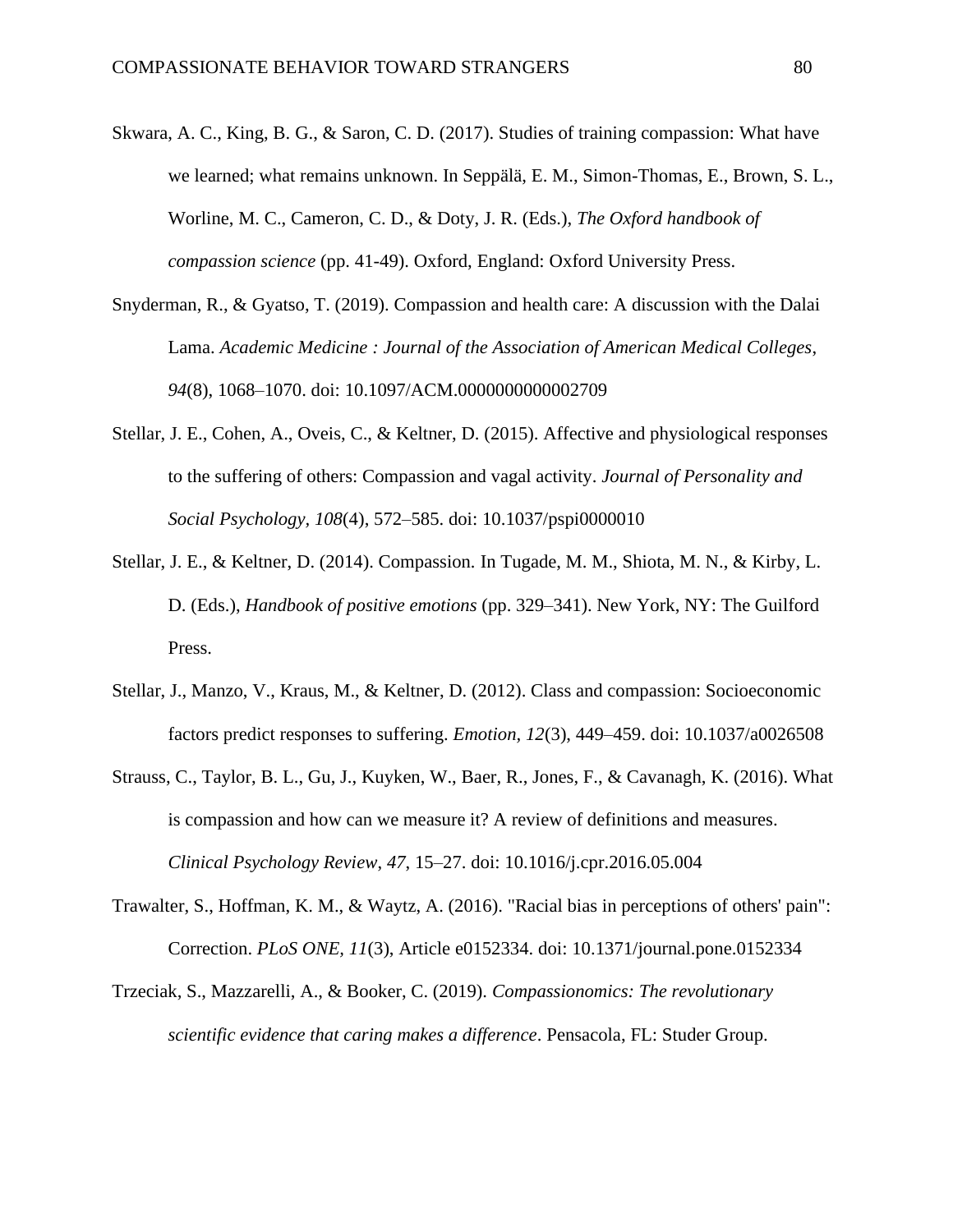Skwara, A. C., King, B. G., & Saron, C. D. (2017). Studies of training compassion: What have we learned; what remains unknown. In Seppälä, E. M., Simon-Thomas, E., Brown, S. L., Worline, M. C., Cameron, C. D., & Doty, J. R. (Eds.), *The Oxford handbook of compassion science* (pp. 41-49). Oxford, England: Oxford University Press.

Snyderman, R., & Gyatso, T. (2019). Compassion and health care: A discussion with the Dalai Lama. *Academic Medicine : Journal of the Association of American Medical Colleges*, *94*(8), 1068–1070. doi: 10.1097/ACM.0000000000002709

Stellar, J. E., Cohen, A., Oveis, C., & Keltner, D. (2015). Affective and physiological responses to the suffering of others: Compassion and vagal activity. *Journal of Personality and Social Psychology*, *108*(4), 572–585. doi: 10.1037/pspi0000010

Stellar, J. E., & Keltner, D. (2014). Compassion. In Tugade, M. M., Shiota, M. N., & Kirby, L. D. (Eds.), *Handbook of positive emotions* (pp. 329–341). New York, NY: The Guilford Press.

Stellar, J., Manzo, V., Kraus, M., & Keltner, D. (2012). Class and compassion: Socioeconomic factors predict responses to suffering. *Emotion, 12*(3), 449–459. doi: 10.1037/a0026508

Strauss, C., Taylor, B. L., Gu, J., Kuyken, W., Baer, R., Jones, F., & Cavanagh, K. (2016). What is compassion and how can we measure it? A review of definitions and measures. *Clinical Psychology Review*, *47*, 15–27. doi: 10.1016/j.cpr.2016.05.004

Trawalter, S., Hoffman, K. M., & Waytz, A. (2016). "Racial bias in perceptions of others' pain": Correction. *PLoS ONE, 11*(3), Article e0152334. doi: 10.1371/journal.pone.0152334

Trzeciak, S., Mazzarelli, A., & Booker, C. (2019). *Compassionomics: The revolutionary scientific evidence that caring makes a difference*. Pensacola, FL: Studer Group.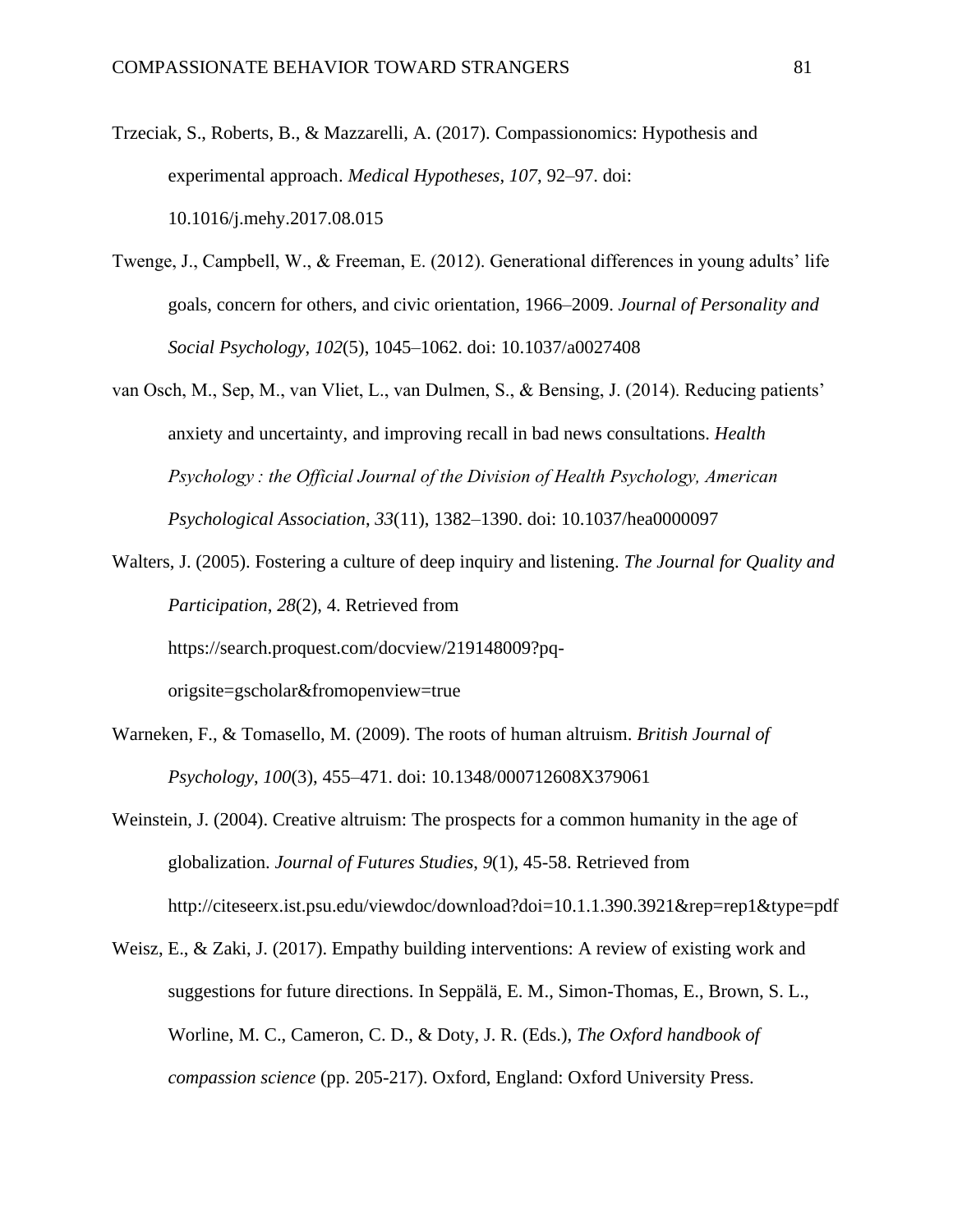Trzeciak, S., Roberts, B., & Mazzarelli, A. (2017). Compassionomics: Hypothesis and experimental approach. *Medical Hypotheses*, *107*, 92–97. doi: 10.1016/j.mehy.2017.08.015

Twenge, J., Campbell, W., & Freeman, E. (2012). Generational differences in young adults' life goals, concern for others, and civic orientation, 1966–2009. *Journal of Personality and Social Psychology*, *102*(5), 1045–1062. doi: 10.1037/a0027408

van Osch, M., Sep, M., van Vliet, L., van Dulmen, S., & Bensing, J. (2014). Reducing patients' anxiety and uncertainty, and improving recall in bad news consultations. *Health Psychology : the Official Journal of the Division of Health Psychology, American Psychological Association*, *33*(11), 1382–1390. doi: 10.1037/hea0000097

Walters, J. (2005). Fostering a culture of deep inquiry and listening. *The Journal for Quality and Participation*, *28*(2), 4. Retrieved from https://search.proquest.com/docview/219148009?pq-origsite=gscholar&fromopenview=true

Warneken, F., & Tomasello, M. (2009). The roots of human altruism. *British Journal of Psychology*, *100*(3), 455–471. doi: 10.1348/000712608X379061

Weinstein, J. (2004). Creative altruism: The prospects for a common humanity in the age of globalization. *Journal of Futures Studies*, *9*(1), 45-58. Retrieved from http://citeseerx.ist.psu.edu/viewdoc/download?doi=10.1.1.390.3921&rep=rep1&type=pdf

Weisz, E., & Zaki, J. (2017). Empathy building interventions: A review of existing work and suggestions for future directions. In Seppälä, E. M., Simon-Thomas, E., Brown, S. L., Worline, M. C., Cameron, C. D., & Doty, J. R. (Eds.), *The Oxford handbook of compassion science* (pp. 205-217). Oxford, England: Oxford University Press.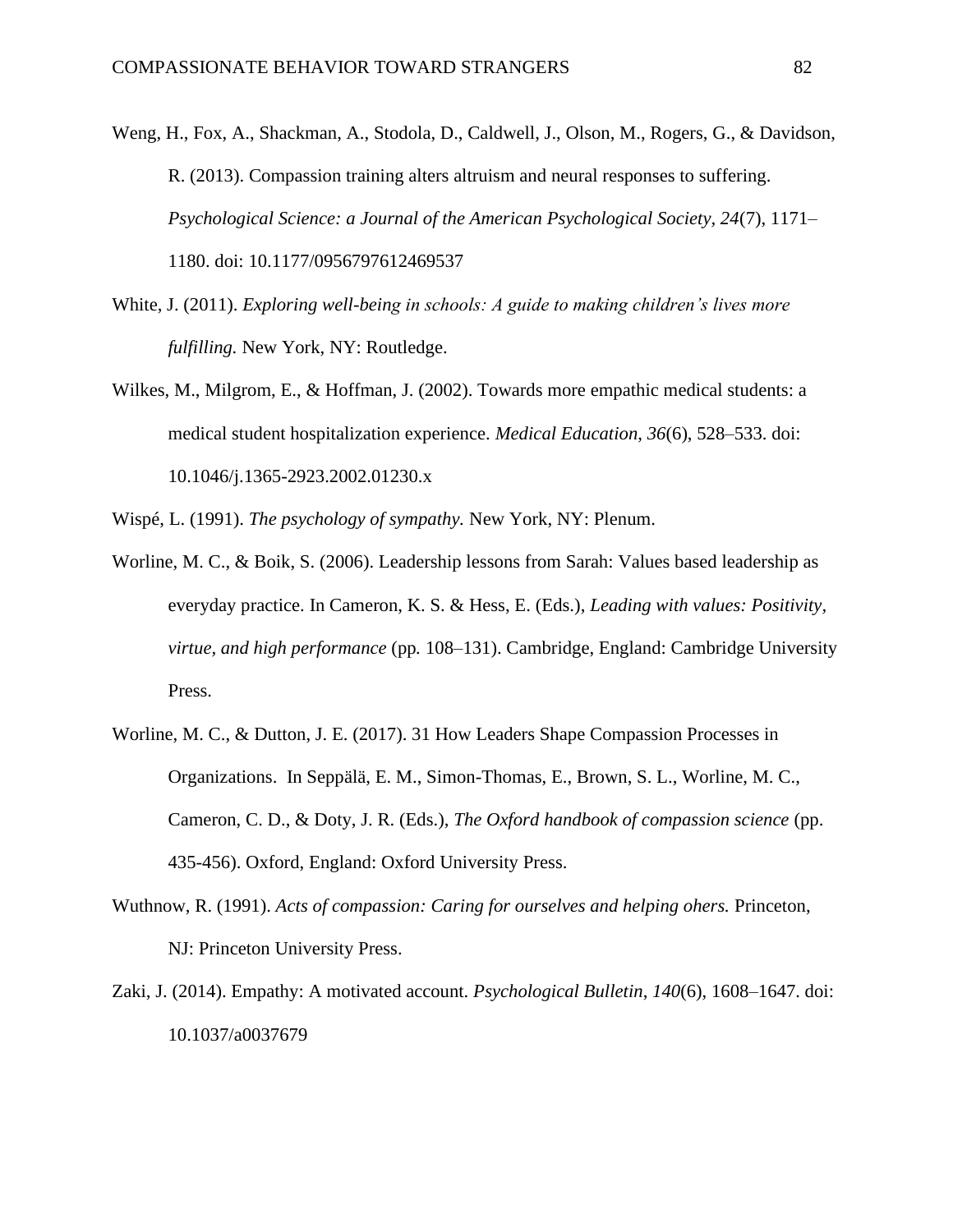Weng, H., Fox, A., Shackman, A., Stodola, D., Caldwell, J., Olson, M., Rogers, G., & Davidson, R. (2013). Compassion training alters altruism and neural responses to suffering. *Psychological Science: a Journal of the American Psychological Society*, *24*(7), 1171–1180. doi: 10.1177/0956797612469537

White, J. (2011). *Exploring well-being in schools: A guide to making children's lives more fulfilling.* New York, NY: Routledge.

Wilkes, M., Milgrom, E., & Hoffman, J. (2002). Towards more empathic medical students: a medical student hospitalization experience. *Medical Education*, *36*(6), 528–533. doi: 10.1046/j.1365-2923.2002.01230.x

Wispé, L. (1991). *The psychology of sympathy.* New York, NY: Plenum.

Worline, M. C., & Boik, S. (2006). Leadership lessons from Sarah: Values based leadership as everyday practice. In Cameron, K. S. & Hess, E. (Eds.), *Leading with values: Positivity, virtue, and high performance* (pp. 108–131). Cambridge, England: Cambridge University Press.

Worline, M. C., & Dutton, J. E. (2017). 31 How Leaders Shape Compassion Processes in Organizations. In Seppälä, E. M., Simon-Thomas, E., Brown, S. L., Worline, M. C., Cameron, C. D., & Doty, J. R. (Eds.), *The Oxford handbook of compassion science* (pp. 435-456). Oxford, England: Oxford University Press.

Wuthnow, R. (1991). *Acts of compassion: Caring for ourselves and helping ohers.* Princeton, NJ: Princeton University Press.

Zaki, J. (2014). Empathy: A motivated account. *Psychological Bulletin*, *140*(6), 1608–1647. doi: 10.1037/a0037679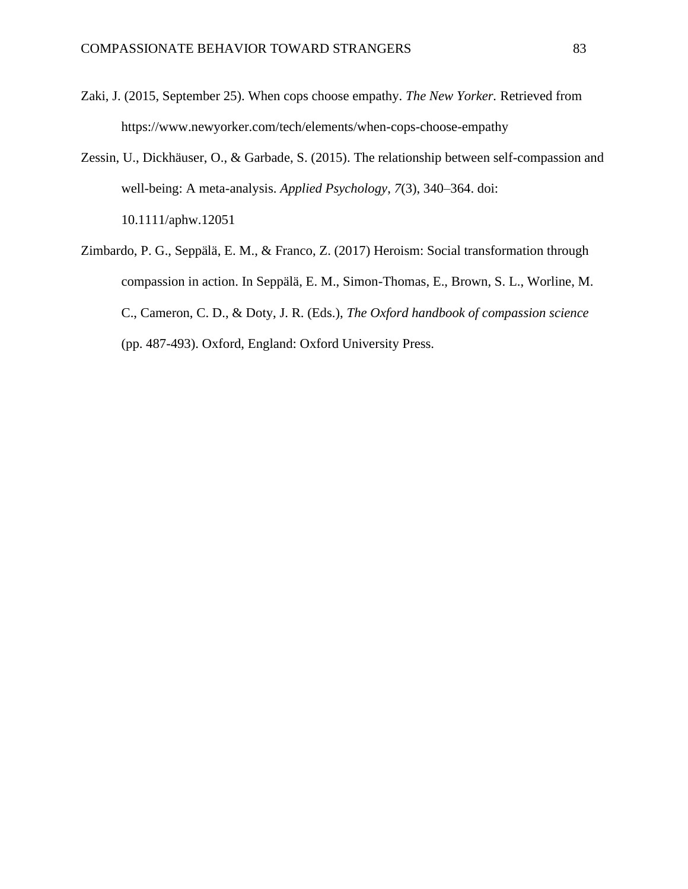Zaki, J. (2015, September 25). When cops choose empathy. *The New Yorker.* Retrieved from https://www.newyorker.com/tech/elements/when-cops-choose-empathy

Zessin, U., Dickhäuser, O., & Garbade, S. (2015). The relationship between self-compassion and well-being: A meta-analysis. *Applied Psychology*, *7*(3), 340–364. doi: 10.1111/aphw.12051

Zimbardo, P. G., Seppälä, E. M., & Franco, Z. (2017) Heroism: Social transformation through compassion in action. In Seppälä, E. M., Simon-Thomas, E., Brown, S. L., Worline, M. C., Cameron, C. D., & Doty, J. R. (Eds.), *The Oxford handbook of compassion science* (pp. 487-493). Oxford, England: Oxford University Press.